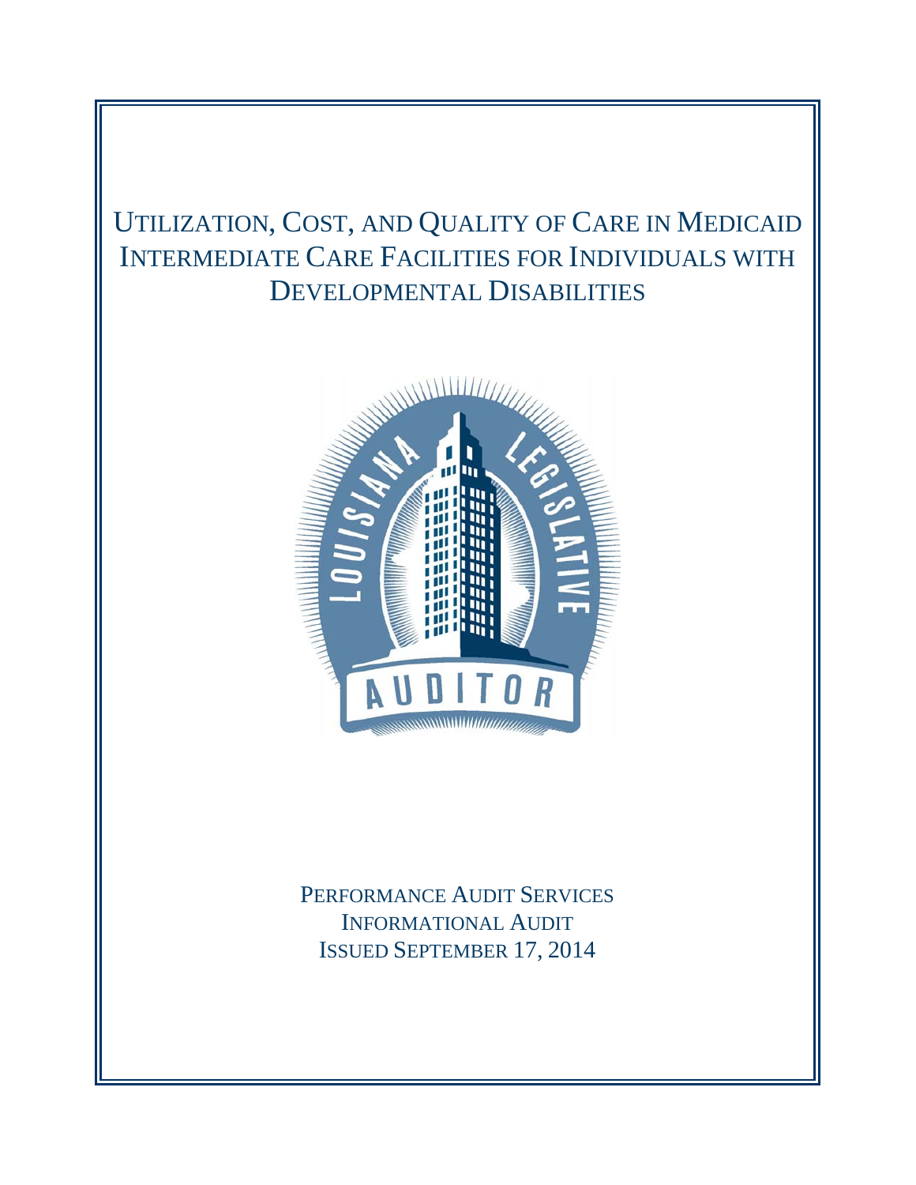# Utilization, Cost, and Quality of Care in Medicaid Intermediate Care Facilities for Individuals with Developmental Disabilities

Performance Audit Services
Informational Audit
Issued September 17, 2014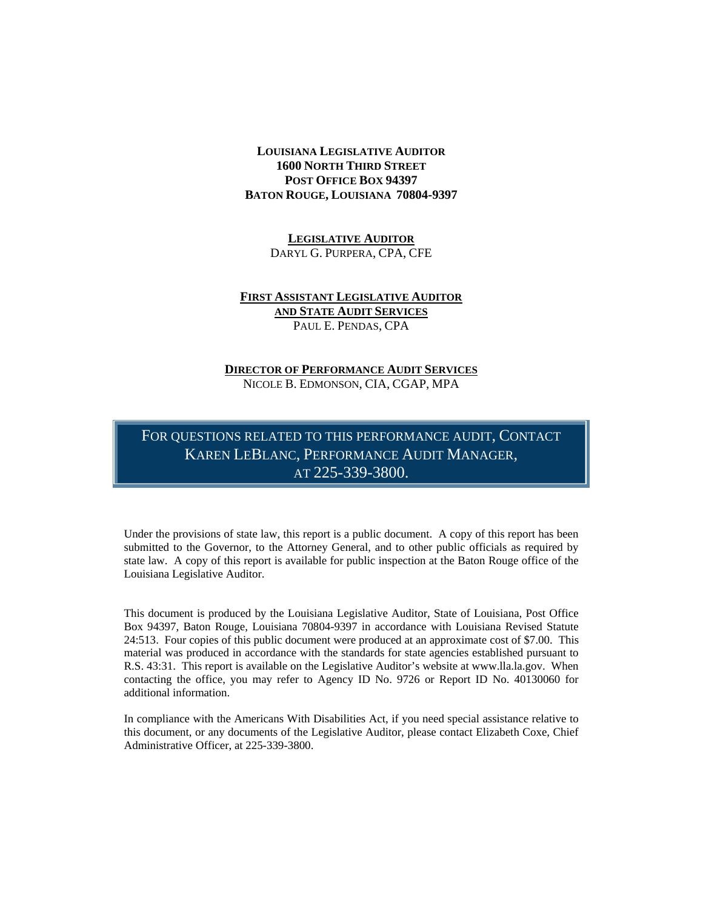**LOUISIANA LEGISLATIVE AUDITOR**
**1600 NORTH THIRD STREET**
**POST OFFICE BOX 94397**
**BATON ROUGE, LOUISIANA 70804-9397**

**LEGISLATIVE AUDITOR**
DARYL G. PURPERA, CPA, CFE

**FIRST ASSISTANT LEGISLATIVE AUDITOR AND STATE AUDIT SERVICES**
PAUL E. PENDAS, CPA

**DIRECTOR OF PERFORMANCE AUDIT SERVICES**
NICOLE B. EDMONSON, CIA, CGAP, MPA

FOR QUESTIONS RELATED TO THIS PERFORMANCE AUDIT, CONTACT KAREN LEBLANC, PERFORMANCE AUDIT MANAGER, AT 225-339-3800.

Under the provisions of state law, this report is a public document. A copy of this report has been submitted to the Governor, to the Attorney General, and to other public officials as required by state law. A copy of this report is available for public inspection at the Baton Rouge office of the Louisiana Legislative Auditor.

This document is produced by the Louisiana Legislative Auditor, State of Louisiana, Post Office Box 94397, Baton Rouge, Louisiana 70804-9397 in accordance with Louisiana Revised Statute 24:513. Four copies of this public document were produced at an approximate cost of $7.00. This material was produced in accordance with the standards for state agencies established pursuant to R.S. 43:31. This report is available on the Legislative Auditor's website at www.lla.la.gov. When contacting the office, you may refer to Agency ID No. 9726 or Report ID No. 40130060 for additional information.

In compliance with the Americans With Disabilities Act, if you need special assistance relative to this document, or any documents of the Legislative Auditor, please contact Elizabeth Coxe, Chief Administrative Officer, at 225-339-3800.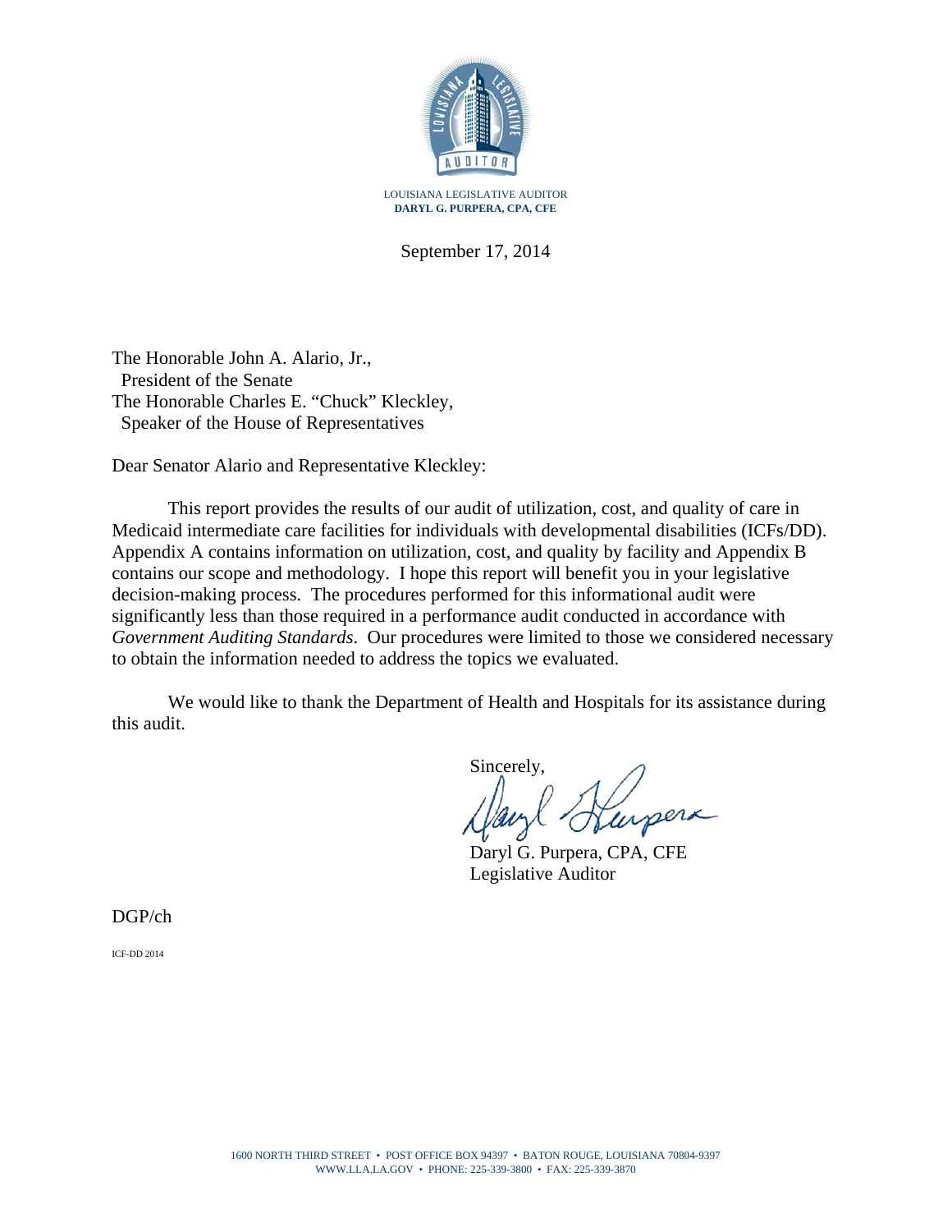LOUISIANA LEGISLATIVE AUDITOR
**DARYL G. PURPERA, CPA, CFE**

September 17, 2014

The Honorable John A. Alario, Jr.,
President of the Senate
The Honorable Charles E. "Chuck" Kleckley,
Speaker of the House of Representatives

Dear Senator Alario and Representative Kleckley:

This report provides the results of our audit of utilization, cost, and quality of care in Medicaid intermediate care facilities for individuals with developmental disabilities (ICFs/DD). Appendix A contains information on utilization, cost, and quality by facility and Appendix B contains our scope and methodology. I hope this report will benefit you in your legislative decision-making process. The procedures performed for this informational audit were significantly less than those required in a performance audit conducted in accordance with *Government Auditing Standards*. Our procedures were limited to those we considered necessary to obtain the information needed to address the topics we evaluated.

We would like to thank the Department of Health and Hospitals for its assistance during this audit.

Sincerely,

Daryl G. Purpera, CPA, CFE
Legislative Auditor

DGP/ch

ICF-DD 2014

1600 NORTH THIRD STREET • POST OFFICE BOX 94397 • BATON ROUGE, LOUISIANA 70804-9397
WWW.LLA.LA.GOV • PHONE: 225-339-3800 • FAX: 225-339-3870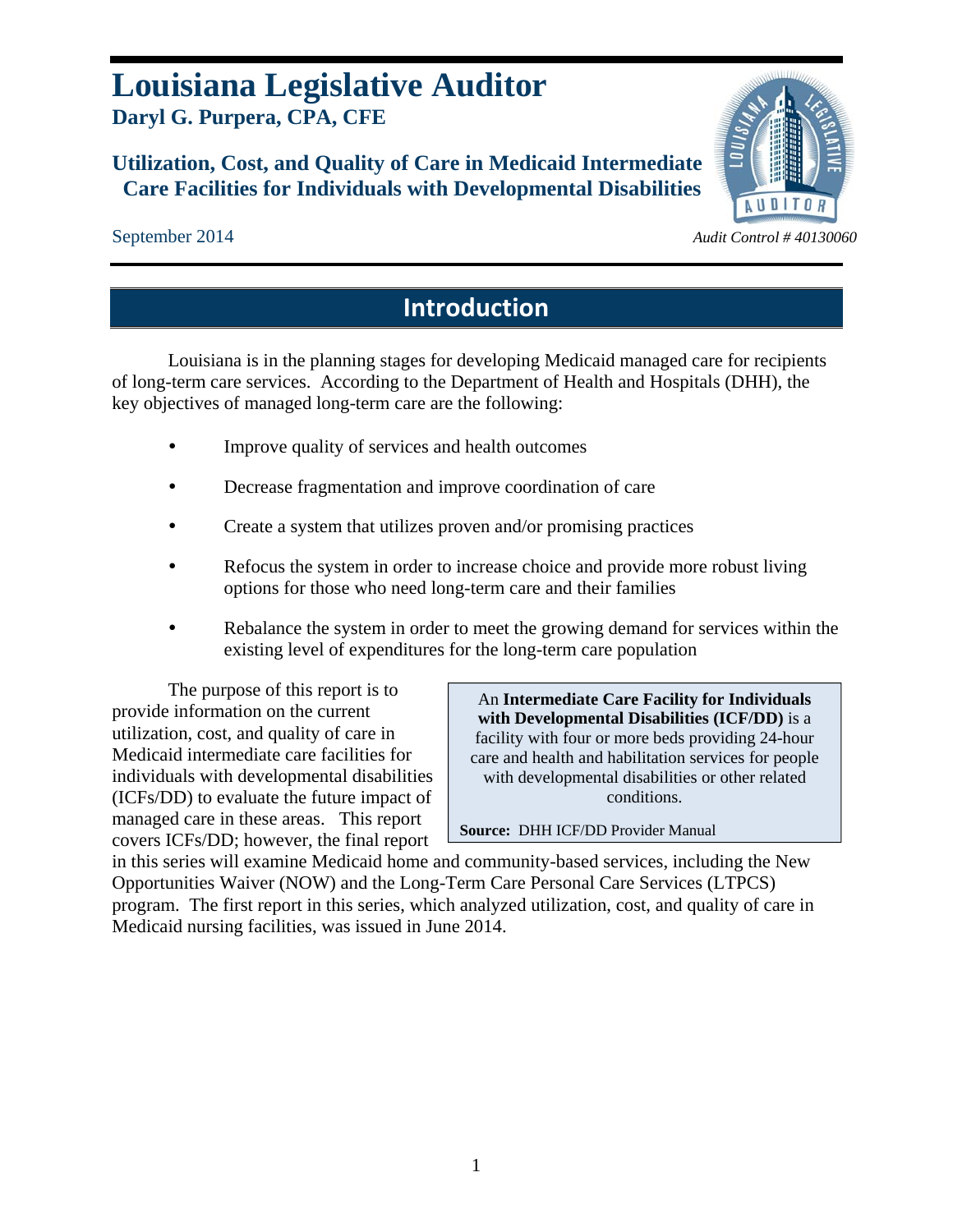# Louisiana Legislative Auditor

**Daryl G. Purpera, CPA, CFE**

## Utilization, Cost, and Quality of Care in Medicaid Intermediate Care Facilities for Individuals with Developmental Disabilities

September 2014

*Audit Control # 40130060*

## Introduction

Louisiana is in the planning stages for developing Medicaid managed care for recipients of long-term care services. According to the Department of Health and Hospitals (DHH), the key objectives of managed long-term care are the following:

- Improve quality of services and health outcomes
- Decrease fragmentation and improve coordination of care
- Create a system that utilizes proven and/or promising practices
- Refocus the system in order to increase choice and provide more robust living options for those who need long-term care and their families
- Rebalance the system in order to meet the growing demand for services within the existing level of expenditures for the long-term care population

> An **Intermediate Care Facility for Individuals with Developmental Disabilities (ICF/DD)** is a facility with four or more beds providing 24-hour care and health and habilitation services for people with developmental disabilities or other related conditions.
>
> **Source:** DHH ICF/DD Provider Manual

The purpose of this report is to provide information on the current utilization, cost, and quality of care in Medicaid intermediate care facilities for individuals with developmental disabilities (ICFs/DD) to evaluate the future impact of managed care in these areas. This report covers ICFs/DD; however, the final report in this series will examine Medicaid home and community-based services, including the New Opportunities Waiver (NOW) and the Long-Term Care Personal Care Services (LTPCS) program. The first report in this series, which analyzed utilization, cost, and quality of care in Medicaid nursing facilities, was issued in June 2014.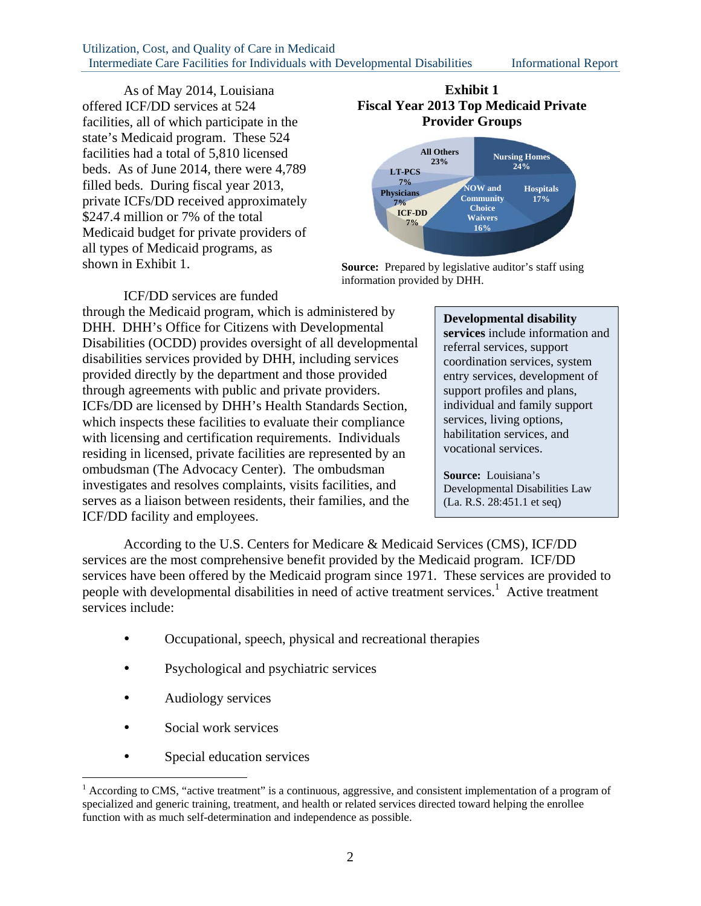As of May 2014, Louisiana offered ICF/DD services at 524 facilities, all of which participate in the state's Medicaid program. These 524 facilities had a total of 5,810 licensed beds. As of June 2014, there were 4,789 filled beds. During fiscal year 2013, private ICFs/DD received approximately $247.4 million or 7% of the total Medicaid budget for private providers of all types of Medicaid programs, as shown in Exhibit 1.

**Exhibit 1**
**Fiscal Year 2013 Top Medicaid Private Provider Groups**

| Provider Group | Percentage |
|---|---|
| Nursing Homes | 24% |
| Hospitals | 17% |
| NOW and Community Choice Waivers | 16% |
| ICF-DD | 7% |
| Physicians | 7% |
| LT-PCS | 7% |
| All Others | 23% |

**Source:** Prepared by legislative auditor's staff using information provided by DHH.

ICF/DD services are funded through the Medicaid program, which is administered by DHH. DHH's Office for Citizens with Developmental Disabilities (OCDD) provides oversight of all developmental disabilities services provided by DHH, including services provided directly by the department and those provided through agreements with public and private providers. ICFs/DD are licensed by DHH's Health Standards Section, which inspects these facilities to evaluate their compliance with licensing and certification requirements. Individuals residing in licensed, private facilities are represented by an ombudsman (The Advocacy Center). The ombudsman investigates and resolves complaints, visits facilities, and serves as a liaison between residents, their families, and the ICF/DD facility and employees.

> **Developmental disability services** include information and referral services, support coordination services, system entry services, development of support profiles and plans, individual and family support services, living options, habilitation services, and vocational services.
>
> **Source:** Louisiana's Developmental Disabilities Law (La. R.S. 28:451.1 et seq)

According to the U.S. Centers for Medicare & Medicaid Services (CMS), ICF/DD services are the most comprehensive benefit provided by the Medicaid program. ICF/DD services have been offered by the Medicaid program since 1971. These services are provided to people with developmental disabilities in need of active treatment services.[1] Active treatment services include:

- Occupational, speech, physical and recreational therapies
- Psychological and psychiatric services
- Audiology services
- Social work services
- Special education services

[1] According to CMS, "active treatment" is a continuous, aggressive, and consistent implementation of a program of specialized and generic training, treatment, and health or related services directed toward helping the enrollee function with as much self-determination and independence as possible.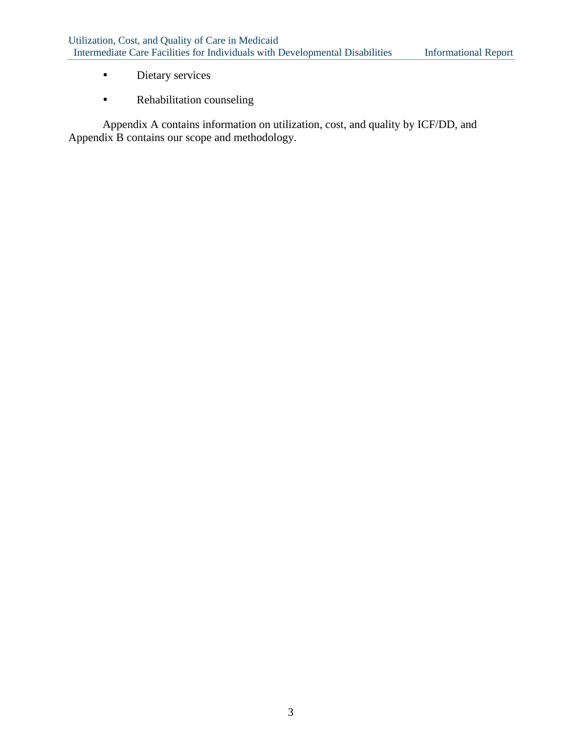- Dietary services
- Rehabilitation counseling

Appendix A contains information on utilization, cost, and quality by ICF/DD, and Appendix B contains our scope and methodology.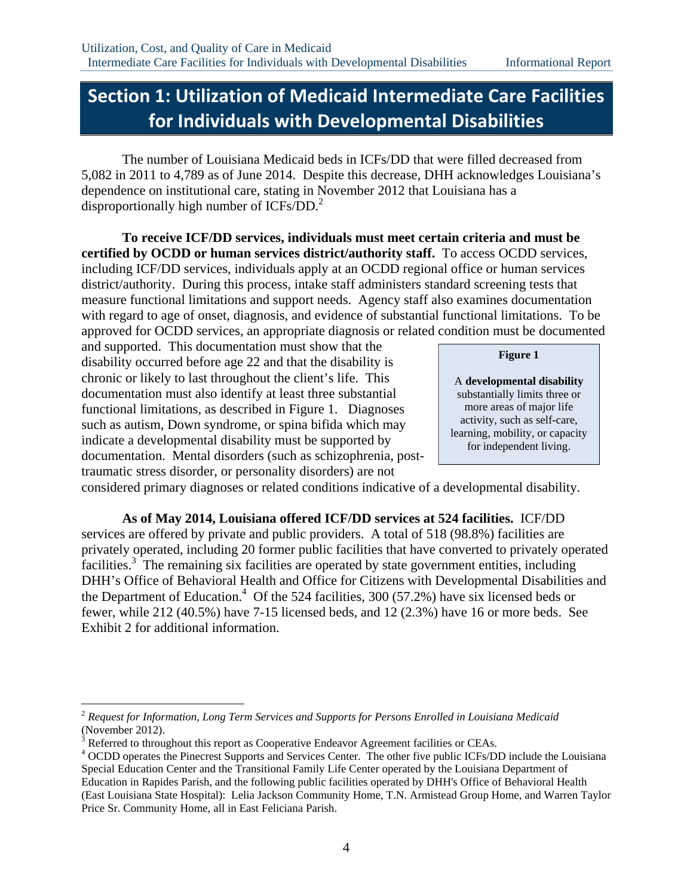# Section 1: Utilization of Medicaid Intermediate Care Facilities for Individuals with Developmental Disabilities

The number of Louisiana Medicaid beds in ICFs/DD that were filled decreased from 5,082 in 2011 to 4,789 as of June 2014. Despite this decrease, DHH acknowledges Louisiana's dependence on institutional care, stating in November 2012 that Louisiana has a disproportionally high number of ICFs/DD.[2]

**To receive ICF/DD services, individuals must meet certain criteria and must be certified by OCDD or human services district/authority staff.** To access OCDD services, including ICF/DD services, individuals apply at an OCDD regional office or human services district/authority. During this process, intake staff administers standard screening tests that measure functional limitations and support needs. Agency staff also examines documentation with regard to age of onset, diagnosis, and evidence of substantial functional limitations. To be approved for OCDD services, an appropriate diagnosis or related condition must be documented and supported. This documentation must show that the disability occurred before age 22 and that the disability is chronic or likely to last throughout the client's life. This documentation must also identify at least three substantial functional limitations, as described in Figure 1. Diagnoses such as autism, Down syndrome, or spina bifida which may indicate a developmental disability must be supported by documentation. Mental disorders (such as schizophrenia, post-traumatic stress disorder, or personality disorders) are not considered primary diagnoses or related conditions indicative of a developmental disability.

> **Figure 1**
>
> A **developmental disability** substantially limits three or more areas of major life activity, such as self-care, learning, mobility, or capacity for independent living.

**As of May 2014, Louisiana offered ICF/DD services at 524 facilities.** ICF/DD services are offered by private and public providers. A total of 518 (98.8%) facilities are privately operated, including 20 former public facilities that have converted to privately operated facilities.[3] The remaining six facilities are operated by state government entities, including DHH's Office of Behavioral Health and Office for Citizens with Developmental Disabilities and the Department of Education.[4] Of the 524 facilities, 300 (57.2%) have six licensed beds or fewer, while 212 (40.5%) have 7-15 licensed beds, and 12 (2.3%) have 16 or more beds. See Exhibit 2 for additional information.

---

[2] *Request for Information, Long Term Services and Supports for Persons Enrolled in Louisiana Medicaid* (November 2012).

[3] Referred to throughout this report as Cooperative Endeavor Agreement facilities or CEAs.

[4] OCDD operates the Pinecrest Supports and Services Center. The other five public ICFs/DD include the Louisiana Special Education Center and the Transitional Family Life Center operated by the Louisiana Department of Education in Rapides Parish, and the following public facilities operated by DHH's Office of Behavioral Health (East Louisiana State Hospital): Lelia Jackson Community Home, T.N. Armistead Group Home, and Warren Taylor Price Sr. Community Home, all in East Feliciana Parish.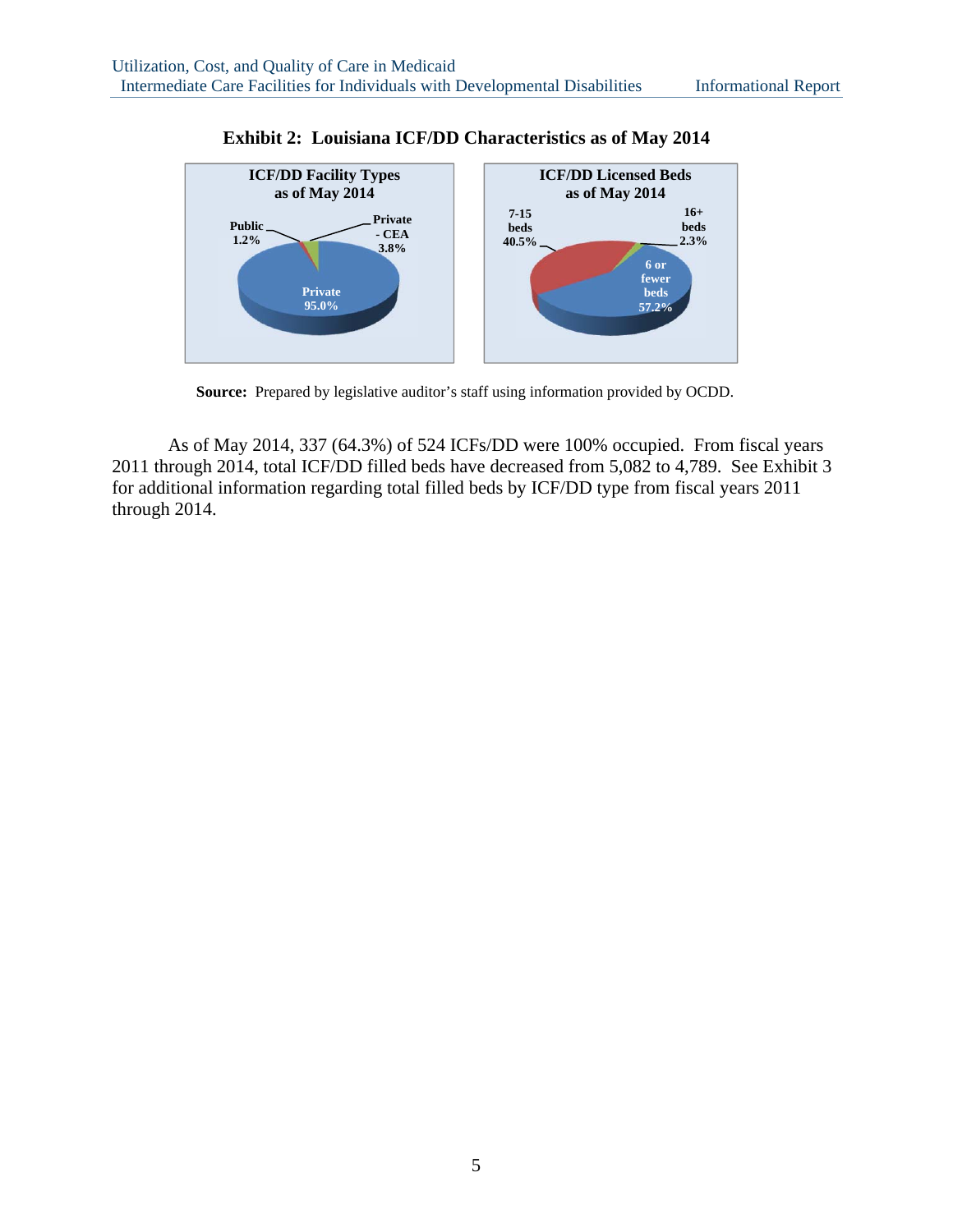**Exhibit 2: Louisiana ICF/DD Characteristics as of May 2014**

**ICF/DD Facility Types as of May 2014**

Public 1.2%

Private - CEA 3.8%

Private 95.0%

**ICF/DD Licensed Beds as of May 2014**

7-15 beds 40.5%

16+ beds 2.3%

6 or fewer beds 57.2%

**Source:** Prepared by legislative auditor's staff using information provided by OCDD.

As of May 2014, 337 (64.3%) of 524 ICFs/DD were 100% occupied. From fiscal years 2011 through 2014, total ICF/DD filled beds have decreased from 5,082 to 4,789. See Exhibit 3 for additional information regarding total filled beds by ICF/DD type from fiscal years 2011 through 2014.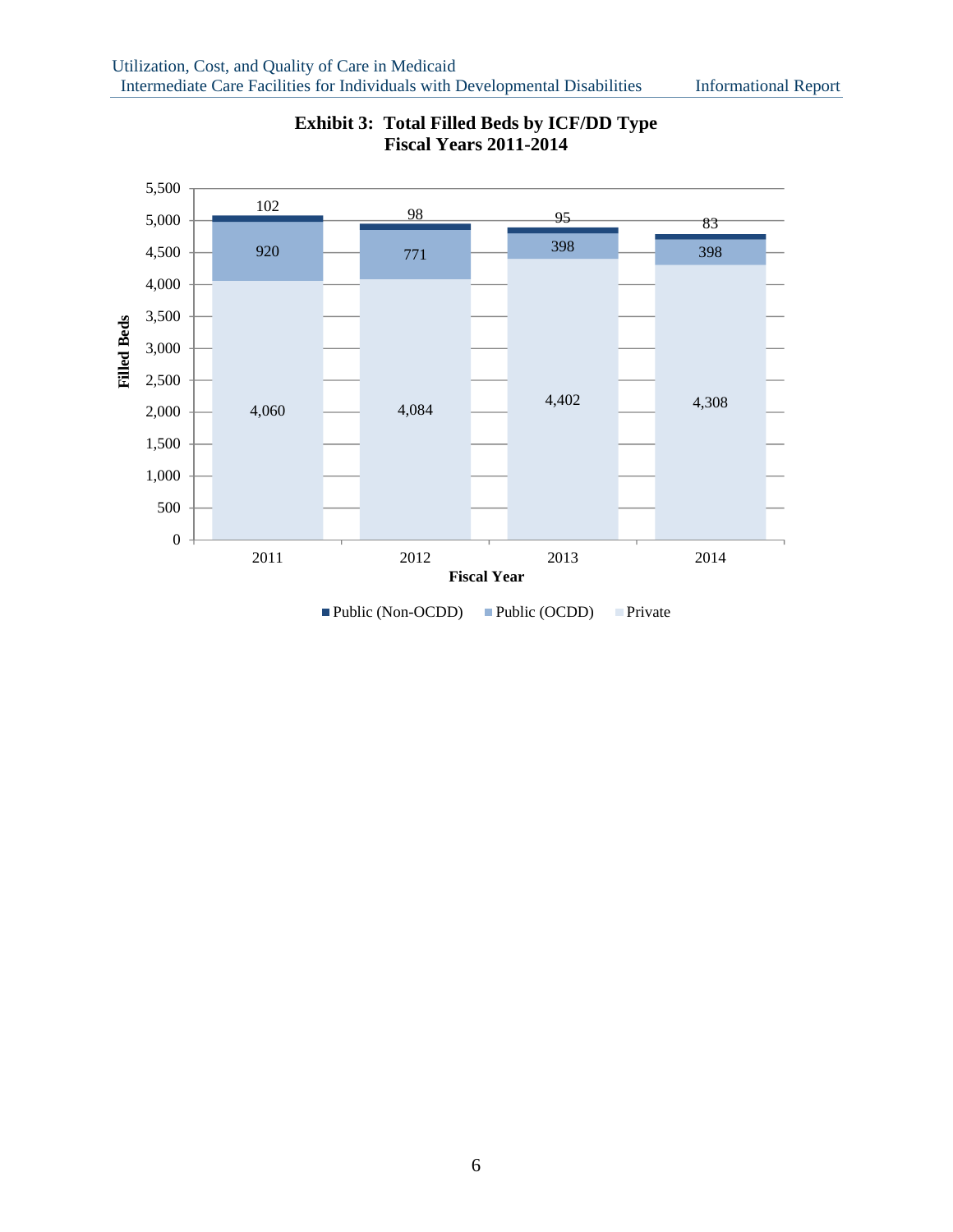**Exhibit 3: Total Filled Beds by ICF/DD Type**
**Fiscal Years 2011-2014**

| Fiscal Year | Public (Non-OCDD) | Public (OCDD) | Private |
|---|---|---|---|
| 2011 | 102 | 920 | 4,060 |
| 2012 | 98 | 771 | 4,084 |
| 2013 | 95 | 398 | 4,402 |
| 2014 | 83 | 398 | 4,308 |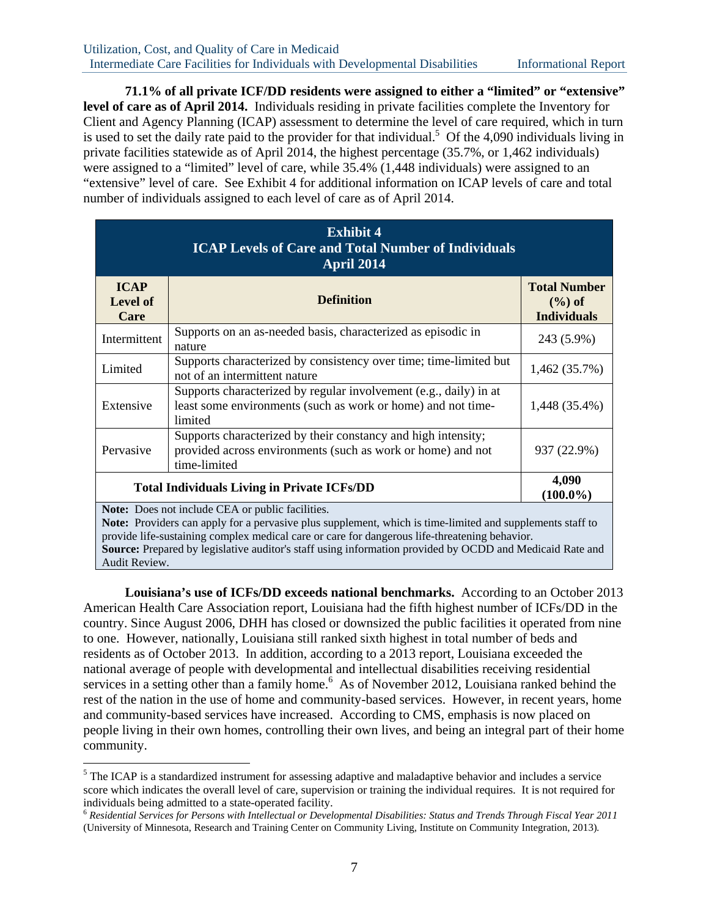**71.1% of all private ICF/DD residents were assigned to either a "limited" or "extensive" level of care as of April 2014.** Individuals residing in private facilities complete the Inventory for Client and Agency Planning (ICAP) assessment to determine the level of care required, which in turn is used to set the daily rate paid to the provider for that individual.[5] Of the 4,090 individuals living in private facilities statewide as of April 2014, the highest percentage (35.7%, or 1,462 individuals) were assigned to a "limited" level of care, while 35.4% (1,448 individuals) were assigned to an "extensive" level of care. See Exhibit 4 for additional information on ICAP levels of care and total number of individuals assigned to each level of care as of April 2014.

**Exhibit 4**
**ICAP Levels of Care and Total Number of Individuals**
**April 2014**

| ICAP Level of Care | Definition | Total Number (%) of Individuals |
|---|---|---|
| Intermittent | Supports on an as-needed basis, characterized as episodic in nature | 243 (5.9%) |
| Limited | Supports characterized by consistency over time; time-limited but not of an intermittent nature | 1,462 (35.7%) |
| Extensive | Supports characterized by regular involvement (e.g., daily) in at least some environments (such as work or home) and not time-limited | 1,448 (35.4%) |
| Pervasive | Supports characterized by their constancy and high intensity; provided across environments (such as work or home) and not time-limited | 937 (22.9%) |
| **Total Individuals Living in Private ICFs/DD** | | **4,090 (100.0%)** |

**Note:** Does not include CEA or public facilities.
**Note:** Providers can apply for a pervasive plus supplement, which is time-limited and supplements staff to provide life-sustaining complex medical care or care for dangerous life-threatening behavior.
**Source:** Prepared by legislative auditor's staff using information provided by OCDD and Medicaid Rate and Audit Review.

**Louisiana's use of ICFs/DD exceeds national benchmarks.** According to an October 2013 American Health Care Association report, Louisiana had the fifth highest number of ICFs/DD in the country. Since August 2006, DHH has closed or downsized the public facilities it operated from nine to one. However, nationally, Louisiana still ranked sixth highest in total number of beds and residents as of October 2013. In addition, according to a 2013 report, Louisiana exceeded the national average of people with developmental and intellectual disabilities receiving residential services in a setting other than a family home.[6] As of November 2012, Louisiana ranked behind the rest of the nation in the use of home and community-based services. However, in recent years, home and community-based services have increased. According to CMS, emphasis is now placed on people living in their own homes, controlling their own lives, and being an integral part of their home community.

---

[5] The ICAP is a standardized instrument for assessing adaptive and maladaptive behavior and includes a service score which indicates the overall level of care, supervision or training the individual requires. It is not required for individuals being admitted to a state-operated facility.

[6] *Residential Services for Persons with Intellectual or Developmental Disabilities: Status and Trends Through Fiscal Year 2011* (University of Minnesota, Research and Training Center on Community Living, Institute on Community Integration, 2013).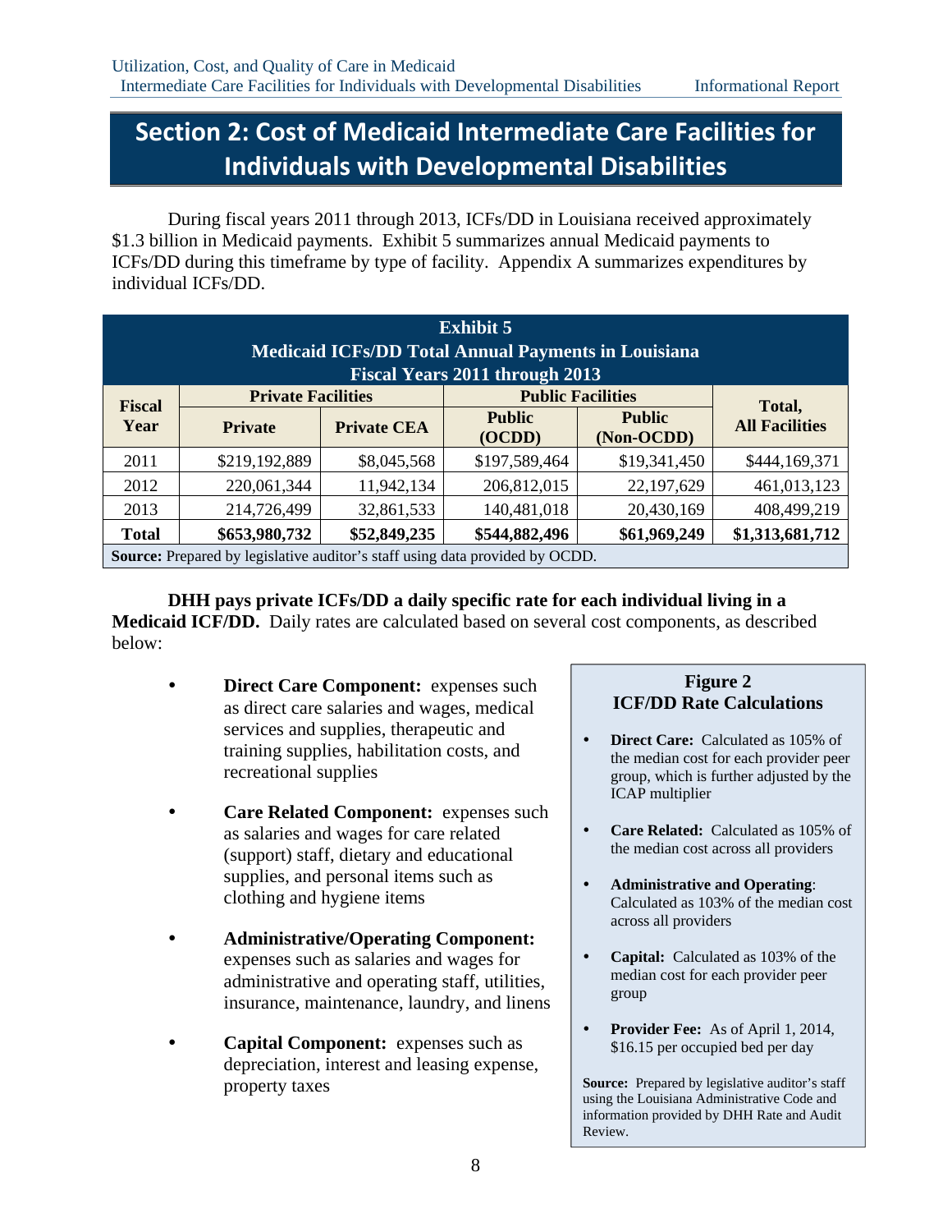# Section 2: Cost of Medicaid Intermediate Care Facilities for Individuals with Developmental Disabilities

During fiscal years 2011 through 2013, ICFs/DD in Louisiana received approximately $1.3 billion in Medicaid payments. Exhibit 5 summarizes annual Medicaid payments to ICFs/DD during this timeframe by type of facility. Appendix A summarizes expenditures by individual ICFs/DD.

**Exhibit 5**
**Medicaid ICFs/DD Total Annual Payments in Louisiana**
**Fiscal Years 2011 through 2013**

| Fiscal Year | Private Facilities | | Public Facilities | | Total, All Facilities |
|---|---|---|---|---|---|
| | Private | Private CEA | Public (OCDD) | Public (Non-OCDD) | |
| 2011 | $219,192,889 | $8,045,568 | $197,589,464 | $19,341,450 | $444,169,371 |
| 2012 | 220,061,344 | 11,942,134 | 206,812,015 | 22,197,629 | 461,013,123 |
| 2013 | 214,726,499 | 32,861,533 | 140,481,018 | 20,430,169 | 408,499,219 |
| **Total** | **$653,980,732** | **$52,849,235** | **$544,882,496** | **$61,969,249** | **$1,313,681,712** |

**Source:** Prepared by legislative auditor's staff using data provided by OCDD.

**DHH pays private ICFs/DD a daily specific rate for each individual living in a Medicaid ICF/DD.** Daily rates are calculated based on several cost components, as described below:

- **Direct Care Component:** expenses such as direct care salaries and wages, medical services and supplies, therapeutic and training supplies, habilitation costs, and recreational supplies
- **Care Related Component:** expenses such as salaries and wages for care related (support) staff, dietary and educational supplies, and personal items such as clothing and hygiene items
- **Administrative/Operating Component:** expenses such as salaries and wages for administrative and operating staff, utilities, insurance, maintenance, laundry, and linens
- **Capital Component:** expenses such as depreciation, interest and leasing expense, property taxes

**Figure 2**
**ICF/DD Rate Calculations**

- **Direct Care:** Calculated as 105% of the median cost for each provider peer group, which is further adjusted by the ICAP multiplier
- **Care Related:** Calculated as 105% of the median cost across all providers
- **Administrative and Operating:** Calculated as 103% of the median cost across all providers
- **Capital:** Calculated as 103% of the median cost for each provider peer group
- **Provider Fee:** As of April 1, 2014, $16.15 per occupied bed per day

**Source:** Prepared by legislative auditor's staff using the Louisiana Administrative Code and information provided by DHH Rate and Audit Review.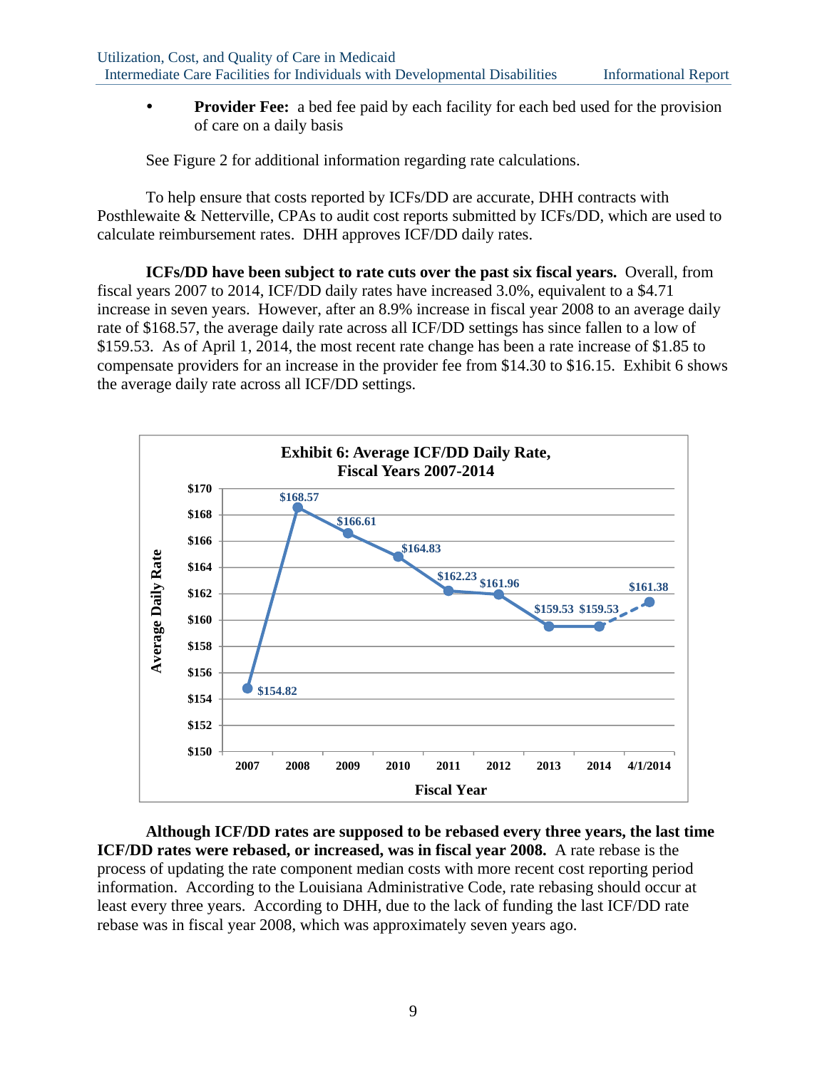- **Provider Fee:** a bed fee paid by each facility for each bed used for the provision of care on a daily basis

See Figure 2 for additional information regarding rate calculations.

To help ensure that costs reported by ICFs/DD are accurate, DHH contracts with Posthlewaite & Netterville, CPAs to audit cost reports submitted by ICFs/DD, which are used to calculate reimbursement rates. DHH approves ICF/DD daily rates.

**ICFs/DD have been subject to rate cuts over the past six fiscal years.** Overall, from fiscal years 2007 to 2014, ICF/DD daily rates have increased 3.0%, equivalent to a $4.71 increase in seven years. However, after an 8.9% increase in fiscal year 2008 to an average daily rate of $168.57, the average daily rate across all ICF/DD settings has since fallen to a low of $159.53. As of April 1, 2014, the most recent rate change has been a rate increase of $1.85 to compensate providers for an increase in the provider fee from $14.30 to $16.15. Exhibit 6 shows the average daily rate across all ICF/DD settings.

**Exhibit 6: Average ICF/DD Daily Rate, Fiscal Years 2007-2014**

| Fiscal Year | Average Daily Rate |
|---|---|
| 2007 | $154.82 |
| 2008 | $168.57 |
| 2009 | $166.61 |
| 2010 | $164.83 |
| 2011 | $162.23 |
| 2012 | $161.96 |
| 2013 | $159.53 |
| 2014 | $159.53 |
| 4/1/2014 | $161.38 |

**Although ICF/DD rates are supposed to be rebased every three years, the last time ICF/DD rates were rebased, or increased, was in fiscal year 2008.** A rate rebase is the process of updating the rate component median costs with more recent cost reporting period information. According to the Louisiana Administrative Code, rate rebasing should occur at least every three years. According to DHH, due to the lack of funding the last ICF/DD rate rebase was in fiscal year 2008, which was approximately seven years ago.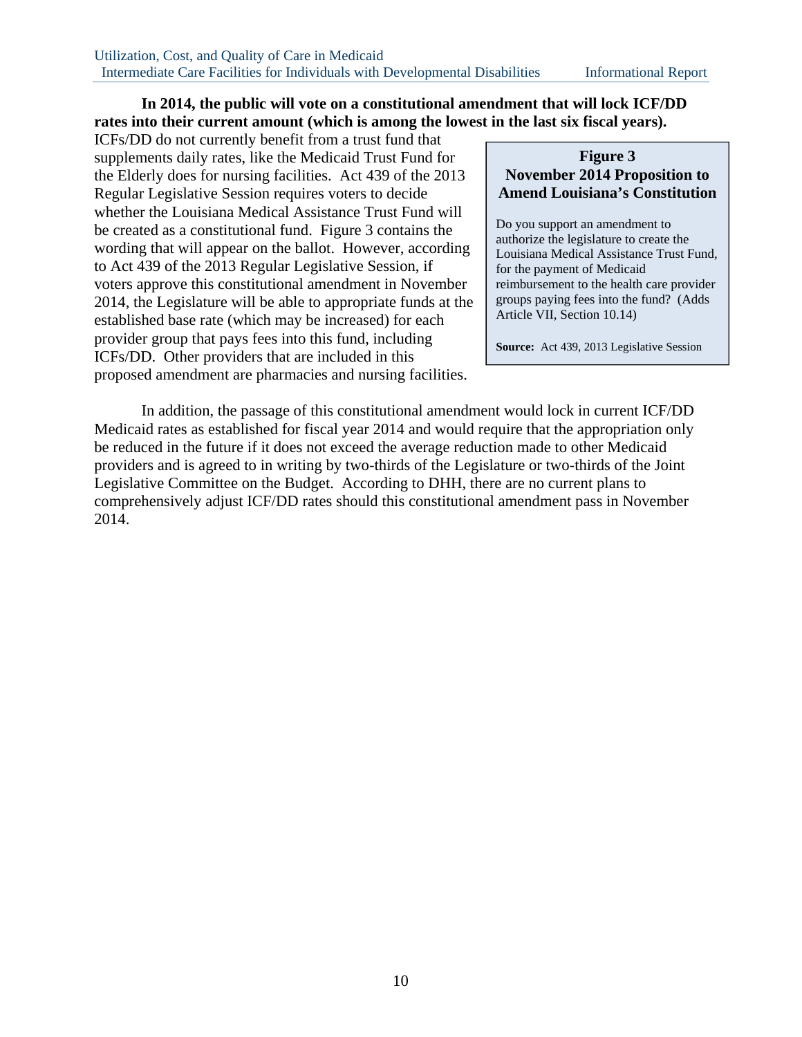**In 2014, the public will vote on a constitutional amendment that will lock ICF/DD rates into their current amount (which is among the lowest in the last six fiscal years).** ICFs/DD do not currently benefit from a trust fund that supplements daily rates, like the Medicaid Trust Fund for the Elderly does for nursing facilities. Act 439 of the 2013 Regular Legislative Session requires voters to decide whether the Louisiana Medical Assistance Trust Fund will be created as a constitutional fund. Figure 3 contains the wording that will appear on the ballot. However, according to Act 439 of the 2013 Regular Legislative Session, if voters approve this constitutional amendment in November 2014, the Legislature will be able to appropriate funds at the established base rate (which may be increased) for each provider group that pays fees into this fund, including ICFs/DD. Other providers that are included in this proposed amendment are pharmacies and nursing facilities.

**Figure 3**
**November 2014 Proposition to Amend Louisiana's Constitution**

Do you support an amendment to authorize the legislature to create the Louisiana Medical Assistance Trust Fund, for the payment of Medicaid reimbursement to the health care provider groups paying fees into the fund? (Adds Article VII, Section 10.14)

**Source:** Act 439, 2013 Legislative Session

In addition, the passage of this constitutional amendment would lock in current ICF/DD Medicaid rates as established for fiscal year 2014 and would require that the appropriation only be reduced in the future if it does not exceed the average reduction made to other Medicaid providers and is agreed to in writing by two-thirds of the Legislature or two-thirds of the Joint Legislative Committee on the Budget. According to DHH, there are no current plans to comprehensively adjust ICF/DD rates should this constitutional amendment pass in November 2014.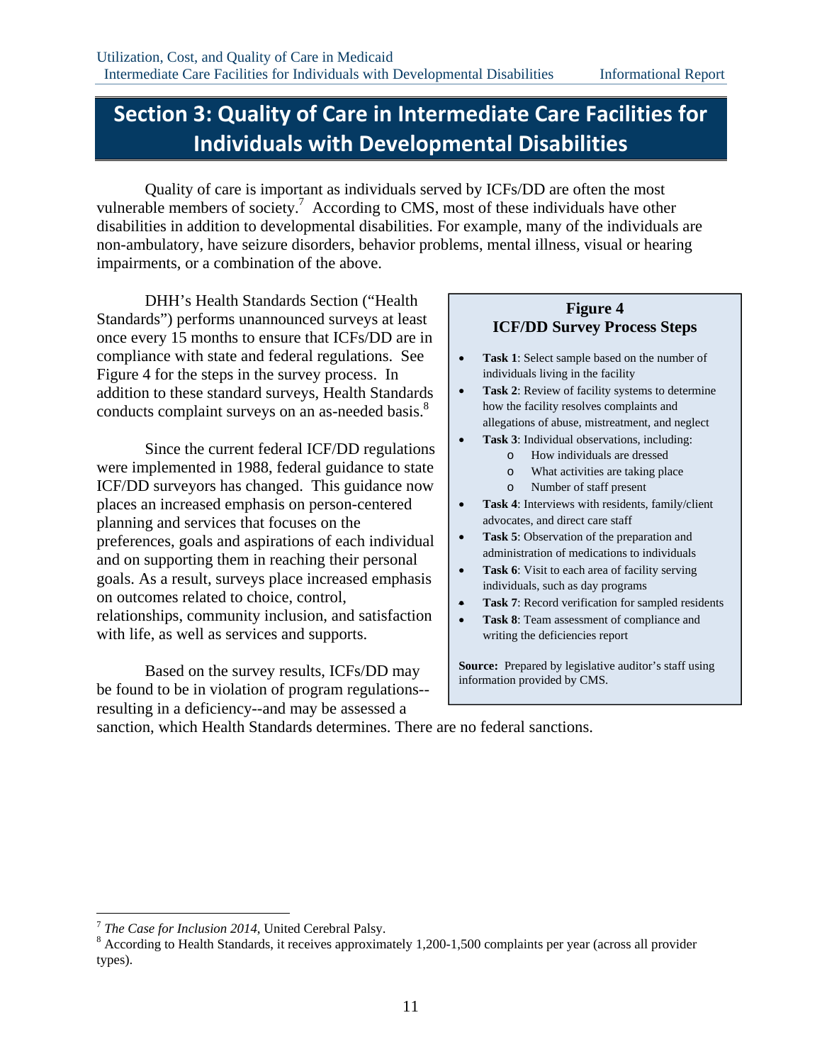# Section 3: Quality of Care in Intermediate Care Facilities for Individuals with Developmental Disabilities

Quality of care is important as individuals served by ICFs/DD are often the most vulnerable members of society.[7] According to CMS, most of these individuals have other disabilities in addition to developmental disabilities. For example, many of the individuals are non-ambulatory, have seizure disorders, behavior problems, mental illness, visual or hearing impairments, or a combination of the above.

DHH's Health Standards Section ("Health Standards") performs unannounced surveys at least once every 15 months to ensure that ICFs/DD are in compliance with state and federal regulations. See Figure 4 for the steps in the survey process. In addition to these standard surveys, Health Standards conducts complaint surveys on an as-needed basis.[8]

**Figure 4**
**ICF/DD Survey Process Steps**

- **Task 1**: Select sample based on the number of individuals living in the facility
- **Task 2**: Review of facility systems to determine how the facility resolves complaints and allegations of abuse, mistreatment, and neglect
- **Task 3**: Individual observations, including:
  - How individuals are dressed
  - What activities are taking place
  - Number of staff present
- **Task 4**: Interviews with residents, family/client advocates, and direct care staff
- **Task 5**: Observation of the preparation and administration of medications to individuals
- **Task 6**: Visit to each area of facility serving individuals, such as day programs
- **Task 7**: Record verification for sampled residents
- **Task 8**: Team assessment of compliance and writing the deficiencies report

**Source:** Prepared by legislative auditor's staff using information provided by CMS.

Since the current federal ICF/DD regulations were implemented in 1988, federal guidance to state ICF/DD surveyors has changed. This guidance now places an increased emphasis on person-centered planning and services that focuses on the preferences, goals and aspirations of each individual and on supporting them in reaching their personal goals. As a result, surveys place increased emphasis on outcomes related to choice, control, relationships, community inclusion, and satisfaction with life, as well as services and supports.

Based on the survey results, ICFs/DD may be found to be in violation of program regulations--resulting in a deficiency--and may be assessed a sanction, which Health Standards determines. There are no federal sanctions.

---

[7] *The Case for Inclusion 2014*, United Cerebral Palsy.

[8] According to Health Standards, it receives approximately 1,200-1,500 complaints per year (across all provider types).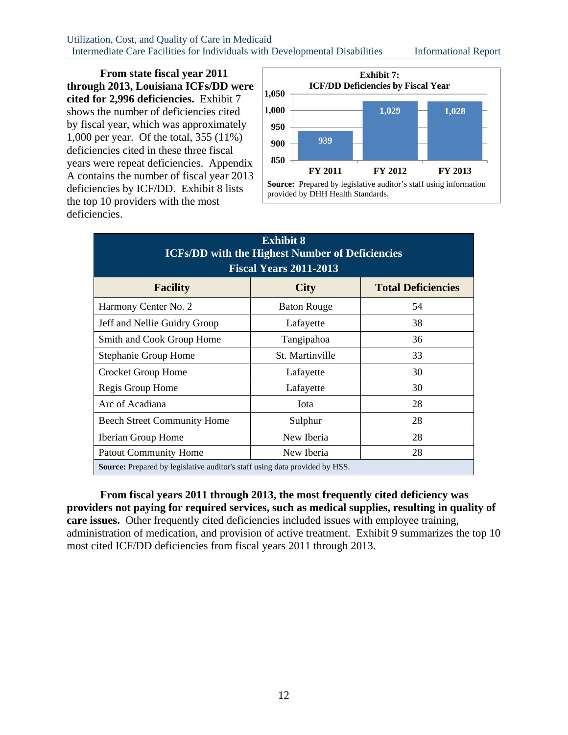**From state fiscal year 2011 through 2013, Louisiana ICFs/DD were cited for 2,996 deficiencies.** Exhibit 7 shows the number of deficiencies cited by fiscal year, which was approximately 1,000 per year. Of the total, 355 (11%) deficiencies cited in these three fiscal years were repeat deficiencies. Appendix A contains the number of fiscal year 2013 deficiencies by ICF/DD. Exhibit 8 lists the top 10 providers with the most deficiencies.

**Exhibit 7: ICF/DD Deficiencies by Fiscal Year**

| Fiscal Year | Deficiencies |
|---|---|
| FY 2011 | 939 |
| FY 2012 | 1,029 |
| FY 2013 | 1,028 |

**Source:** Prepared by legislative auditor's staff using information provided by DHH Health Standards.

**Exhibit 8**
**ICFs/DD with the Highest Number of Deficiencies**
**Fiscal Years 2011-2013**

| Facility | City | Total Deficiencies |
|---|---|---|
| Harmony Center No. 2 | Baton Rouge | 54 |
| Jeff and Nellie Guidry Group | Lafayette | 38 |
| Smith and Cook Group Home | Tangipahoa | 36 |
| Stephanie Group Home | St. Martinville | 33 |
| Crocket Group Home | Lafayette | 30 |
| Regis Group Home | Lafayette | 30 |
| Arc of Acadiana | Iota | 28 |
| Beech Street Community Home | Sulphur | 28 |
| Iberian Group Home | New Iberia | 28 |
| Patout Community Home | New Iberia | 28 |

**Source:** Prepared by legislative auditor's staff using data provided by HSS.

**From fiscal years 2011 through 2013, the most frequently cited deficiency was providers not paying for required services, such as medical supplies, resulting in quality of care issues.** Other frequently cited deficiencies included issues with employee training, administration of medication, and provision of active treatment. Exhibit 9 summarizes the top 10 most cited ICF/DD deficiencies from fiscal years 2011 through 2013.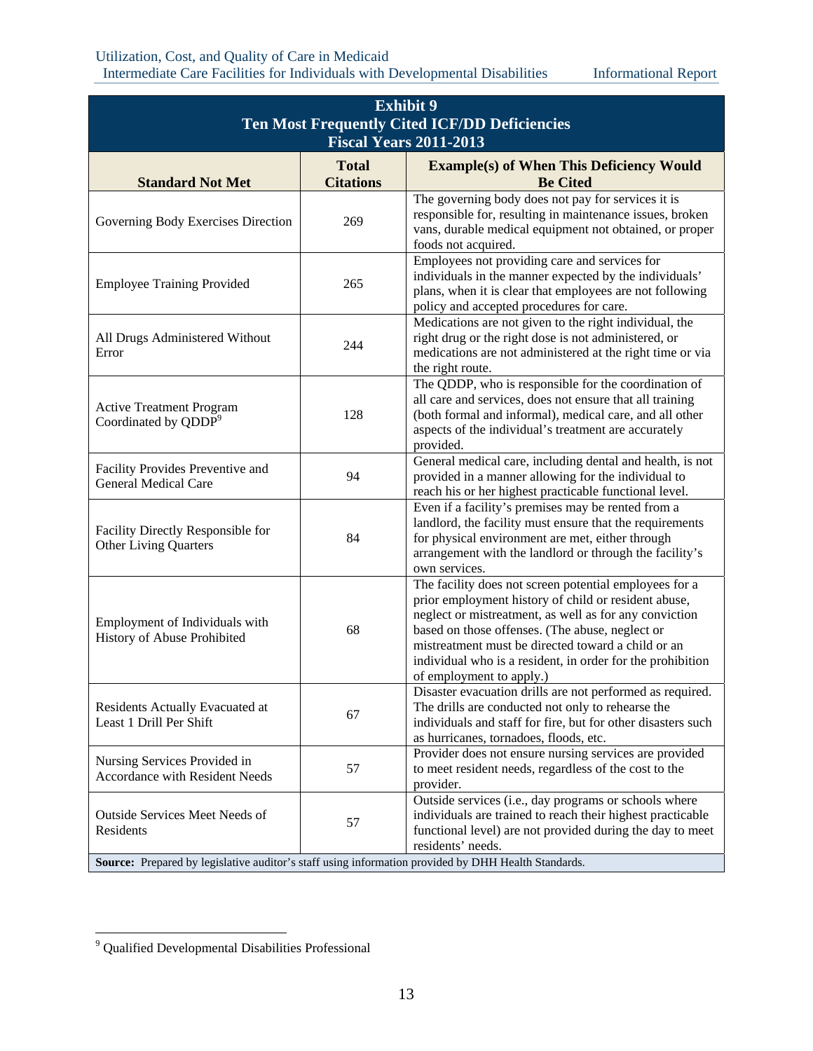**Exhibit 9**
**Ten Most Frequently Cited ICF/DD Deficiencies**
**Fiscal Years 2011-2013**

| Standard Not Met | Total Citations | Example(s) of When This Deficiency Would Be Cited |
|---|---|---|
| Governing Body Exercises Direction | 269 | The governing body does not pay for services it is responsible for, resulting in maintenance issues, broken vans, durable medical equipment not obtained, or proper foods not acquired. |
| Employee Training Provided | 265 | Employees not providing care and services for individuals in the manner expected by the individuals' plans, when it is clear that employees are not following policy and accepted procedures for care. |
| All Drugs Administered Without Error | 244 | Medications are not given to the right individual, the right drug or the right dose is not administered, or medications are not administered at the right time or via the right route. |
| Active Treatment Program Coordinated by QDDP[9] | 128 | The QDDP, who is responsible for the coordination of all care and services, does not ensure that all training (both formal and informal), medical care, and all other aspects of the individual's treatment are accurately provided. |
| Facility Provides Preventive and General Medical Care | 94 | General medical care, including dental and health, is not provided in a manner allowing for the individual to reach his or her highest practicable functional level. |
| Facility Directly Responsible for Other Living Quarters | 84 | Even if a facility's premises may be rented from a landlord, the facility must ensure that the requirements for physical environment are met, either through arrangement with the landlord or through the facility's own services. |
| Employment of Individuals with History of Abuse Prohibited | 68 | The facility does not screen potential employees for a prior employment history of child or resident abuse, neglect or mistreatment, as well as for any conviction based on those offenses. (The abuse, neglect or mistreatment must be directed toward a child or an individual who is a resident, in order for the prohibition of employment to apply.) |
| Residents Actually Evacuated at Least 1 Drill Per Shift | 67 | Disaster evacuation drills are not performed as required. The drills are conducted not only to rehearse the individuals and staff for fire, but for other disasters such as hurricanes, tornadoes, floods, etc. |
| Nursing Services Provided in Accordance with Resident Needs | 57 | Provider does not ensure nursing services are provided to meet resident needs, regardless of the cost to the provider. |
| Outside Services Meet Needs of Residents | 57 | Outside services (i.e., day programs or schools where individuals are trained to reach their highest practicable functional level) are not provided during the day to meet residents' needs. |

**Source:** Prepared by legislative auditor's staff using information provided by DHH Health Standards.

[9] Qualified Developmental Disabilities Professional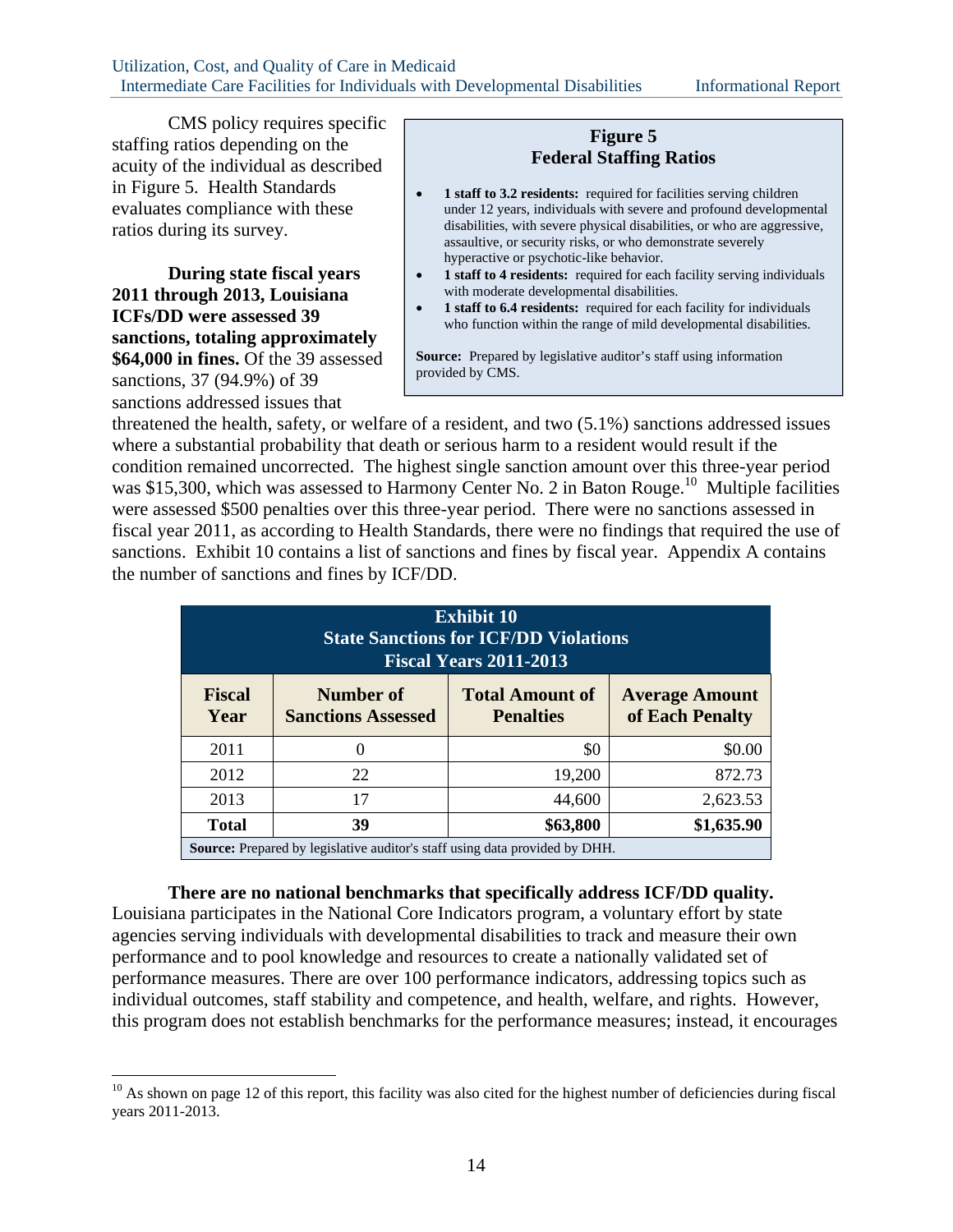CMS policy requires specific staffing ratios depending on the acuity of the individual as described in Figure 5. Health Standards evaluates compliance with these ratios during its survey.

**Figure 5**
**Federal Staffing Ratios**

- **1 staff to 3.2 residents:** required for facilities serving children under 12 years, individuals with severe and profound developmental disabilities, with severe physical disabilities, or who are aggressive, assaultive, or security risks, or who demonstrate severely hyperactive or psychotic-like behavior.
- **1 staff to 4 residents:** required for each facility serving individuals with moderate developmental disabilities.
- **1 staff to 6.4 residents:** required for each facility for individuals who function within the range of mild developmental disabilities.

**Source:** Prepared by legislative auditor's staff using information provided by CMS.

**During state fiscal years 2011 through 2013, Louisiana ICFs/DD were assessed 39 sanctions, totaling approximately $64,000 in fines.** Of the 39 assessed sanctions, 37 (94.9%) of 39 sanctions addressed issues that threatened the health, safety, or welfare of a resident, and two (5.1%) sanctions addressed issues where a substantial probability that death or serious harm to a resident would result if the condition remained uncorrected. The highest single sanction amount over this three-year period was $15,300, which was assessed to Harmony Center No. 2 in Baton Rouge.[10] Multiple facilities were assessed $500 penalties over this three-year period. There were no sanctions assessed in fiscal year 2011, as according to Health Standards, there were no findings that required the use of sanctions. Exhibit 10 contains a list of sanctions and fines by fiscal year. Appendix A contains the number of sanctions and fines by ICF/DD.

**Exhibit 10**
**State Sanctions for ICF/DD Violations**
**Fiscal Years 2011-2013**

| Fiscal Year | Number of Sanctions Assessed | Total Amount of Penalties | Average Amount of Each Penalty |
|---|---|---|---|
| 2011 | 0 | $0 | $0.00 |
| 2012 | 22 | 19,200 | 872.73 |
| 2013 | 17 | 44,600 | 2,623.53 |
| **Total** | **39** | **$63,800** | **$1,635.90** |

**Source:** Prepared by legislative auditor's staff using data provided by DHH.

**There are no national benchmarks that specifically address ICF/DD quality.** Louisiana participates in the National Core Indicators program, a voluntary effort by state agencies serving individuals with developmental disabilities to track and measure their own performance and to pool knowledge and resources to create a nationally validated set of performance measures. There are over 100 performance indicators, addressing topics such as individual outcomes, staff stability and competence, and health, welfare, and rights. However, this program does not establish benchmarks for the performance measures; instead, it encourages

[10] As shown on page 12 of this report, this facility was also cited for the highest number of deficiencies during fiscal years 2011-2013.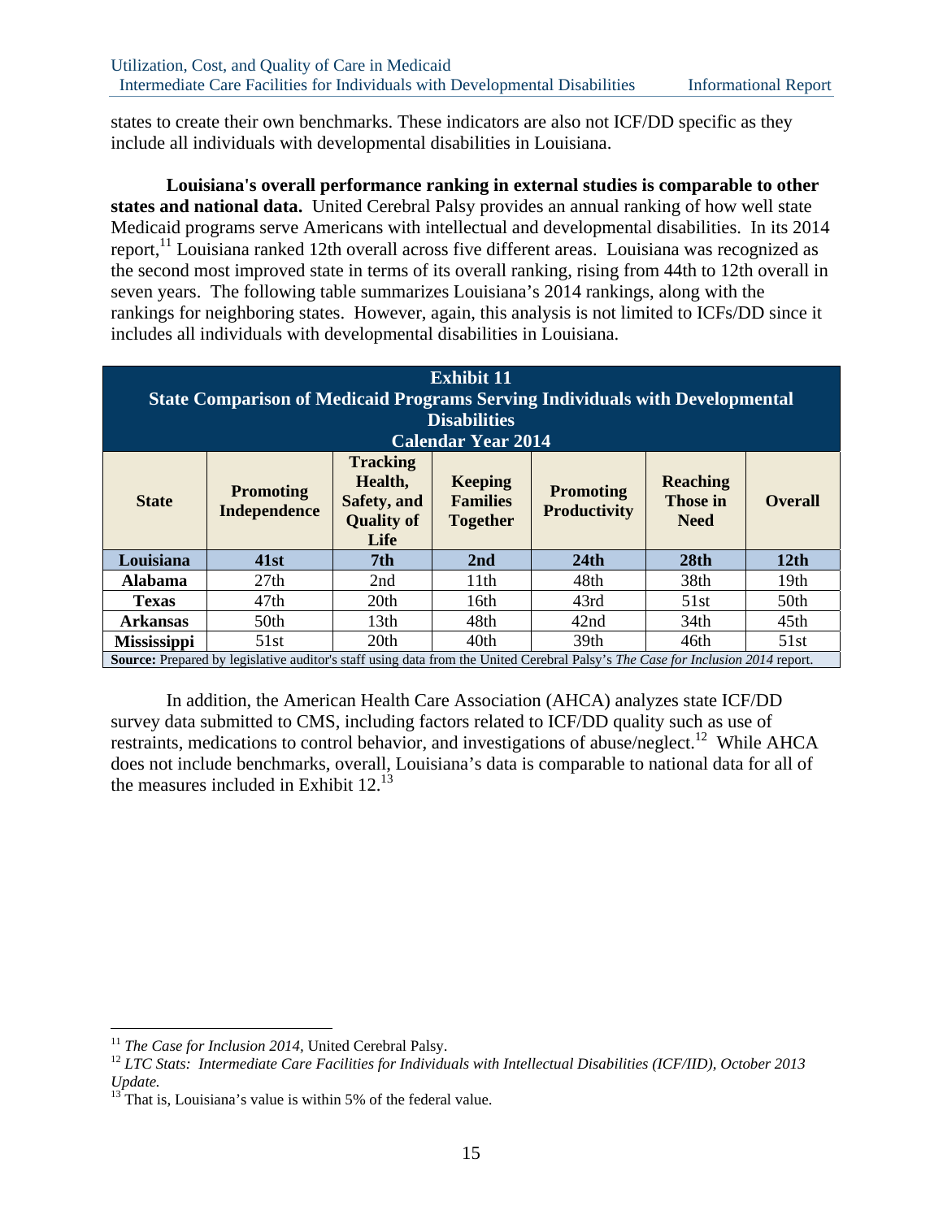states to create their own benchmarks. These indicators are also not ICF/DD specific as they include all individuals with developmental disabilities in Louisiana.

**Louisiana's overall performance ranking in external studies is comparable to other states and national data.** United Cerebral Palsy provides an annual ranking of how well state Medicaid programs serve Americans with intellectual and developmental disabilities. In its 2014 report,[11] Louisiana ranked 12th overall across five different areas. Louisiana was recognized as the second most improved state in terms of its overall ranking, rising from 44th to 12th overall in seven years. The following table summarizes Louisiana's 2014 rankings, along with the rankings for neighboring states. However, again, this analysis is not limited to ICFs/DD since it includes all individuals with developmental disabilities in Louisiana.

**Exhibit 11**
**State Comparison of Medicaid Programs Serving Individuals with Developmental Disabilities**
**Calendar Year 2014**

| State | Promoting Independence | Tracking Health, Safety, and Quality of Life | Keeping Families Together | Promoting Productivity | Reaching Those in Need | Overall |
|---|---|---|---|---|---|---|
| **Louisiana** | **41st** | **7th** | **2nd** | **24th** | **28th** | **12th** |
| **Alabama** | 27th | 2nd | 11th | 48th | 38th | 19th |
| **Texas** | 47th | 20th | 16th | 43rd | 51st | 50th |
| **Arkansas** | 50th | 13th | 48th | 42nd | 34th | 45th |
| **Mississippi** | 51st | 20th | 40th | 39th | 46th | 51st |

**Source:** Prepared by legislative auditor's staff using data from the United Cerebral Palsy's *The Case for Inclusion 2014* report.

In addition, the American Health Care Association (AHCA) analyzes state ICF/DD survey data submitted to CMS, including factors related to ICF/DD quality such as use of restraints, medications to control behavior, and investigations of abuse/neglect.[12] While AHCA does not include benchmarks, overall, Louisiana's data is comparable to national data for all of the measures included in Exhibit 12.[13]

---

[11] *The Case for Inclusion 2014*, United Cerebral Palsy.

[12] *LTC Stats: Intermediate Care Facilities for Individuals with Intellectual Disabilities (ICF/IID), October 2013 Update.*

[13] That is, Louisiana's value is within 5% of the federal value.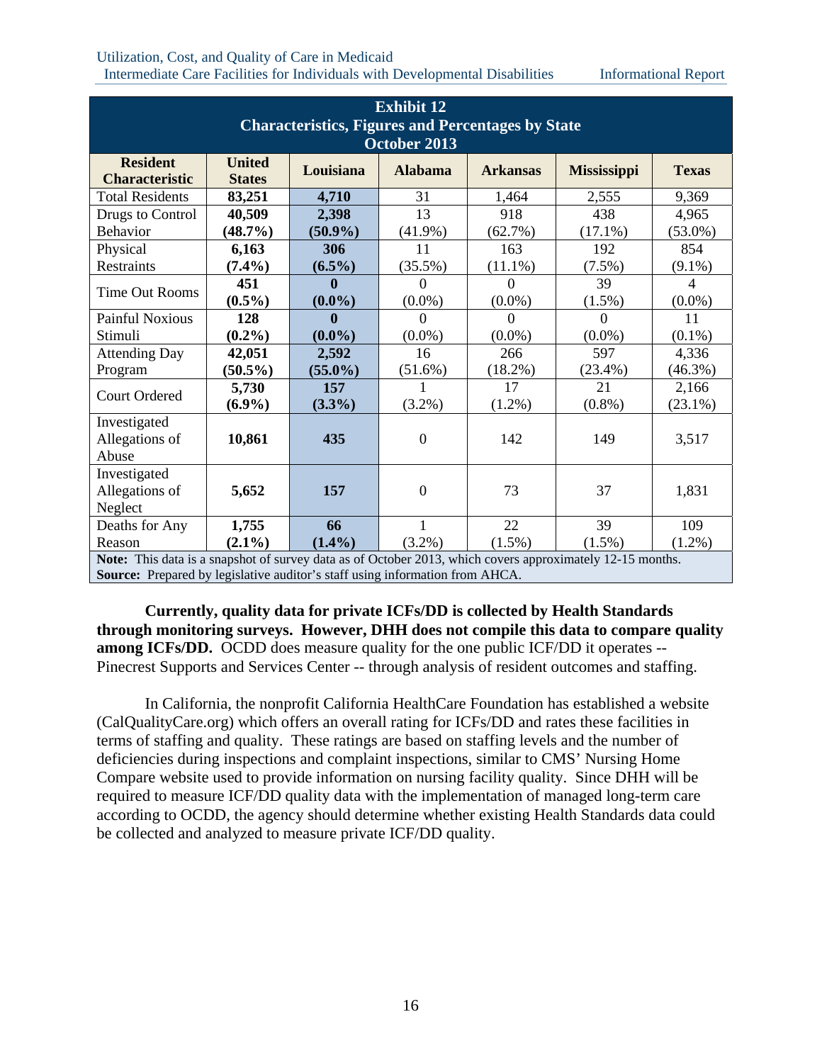**Exhibit 12**
**Characteristics, Figures and Percentages by State**
**October 2013**

| Resident Characteristic | United States | Louisiana | Alabama | Arkansas | Mississippi | Texas |
|---|---|---|---|---|---|---|
| Total Residents | **83,251** | **4,710** | 31 | 1,464 | 2,555 | 9,369 |
| Drugs to Control Behavior | **40,509 (48.7%)** | **2,398 (50.9%)** | 13 (41.9%) | 918 (62.7%) | 438 (17.1%) | 4,965 (53.0%) |
| Physical Restraints | **6,163 (7.4%)** | **306 (6.5%)** | 11 (35.5%) | 163 (11.1%) | 192 (7.5%) | 854 (9.1%) |
| Time Out Rooms | **451 (0.5%)** | **0 (0.0%)** | 0 (0.0%) | 0 (0.0%) | 39 (1.5%) | 4 (0.0%) |
| Painful Noxious Stimuli | **128 (0.2%)** | **0 (0.0%)** | 0 (0.0%) | 0 (0.0%) | 0 (0.0%) | 11 (0.1%) |
| Attending Day Program | **42,051 (50.5%)** | **2,592 (55.0%)** | 16 (51.6%) | 266 (18.2%) | 597 (23.4%) | 4,336 (46.3%) |
| Court Ordered | **5,730 (6.9%)** | **157 (3.3%)** | 1 (3.2%) | 17 (1.2%) | 21 (0.8%) | 2,166 (23.1%) |
| Investigated Allegations of Abuse | **10,861** | **435** | 0 | 142 | 149 | 3,517 |
| Investigated Allegations of Neglect | **5,652** | **157** | 0 | 73 | 37 | 1,831 |
| Deaths for Any Reason | **1,755 (2.1%)** | **66 (1.4%)** | 1 (3.2%) | 22 (1.5%) | 39 (1.5%) | 109 (1.2%) |

**Note:** This data is a snapshot of survey data as of October 2013, which covers approximately 12-15 months.
**Source:** Prepared by legislative auditor's staff using information from AHCA.

**Currently, quality data for private ICFs/DD is collected by Health Standards through monitoring surveys. However, DHH does not compile this data to compare quality among ICFs/DD.** OCDD does measure quality for the one public ICF/DD it operates -- Pinecrest Supports and Services Center -- through analysis of resident outcomes and staffing.

In California, the nonprofit California HealthCare Foundation has established a website (CalQualityCare.org) which offers an overall rating for ICFs/DD and rates these facilities in terms of staffing and quality. These ratings are based on staffing levels and the number of deficiencies during inspections and complaint inspections, similar to CMS' Nursing Home Compare website used to provide information on nursing facility quality. Since DHH will be required to measure ICF/DD quality data with the implementation of managed long-term care according to OCDD, the agency should determine whether existing Health Standards data could be collected and analyzed to measure private ICF/DD quality.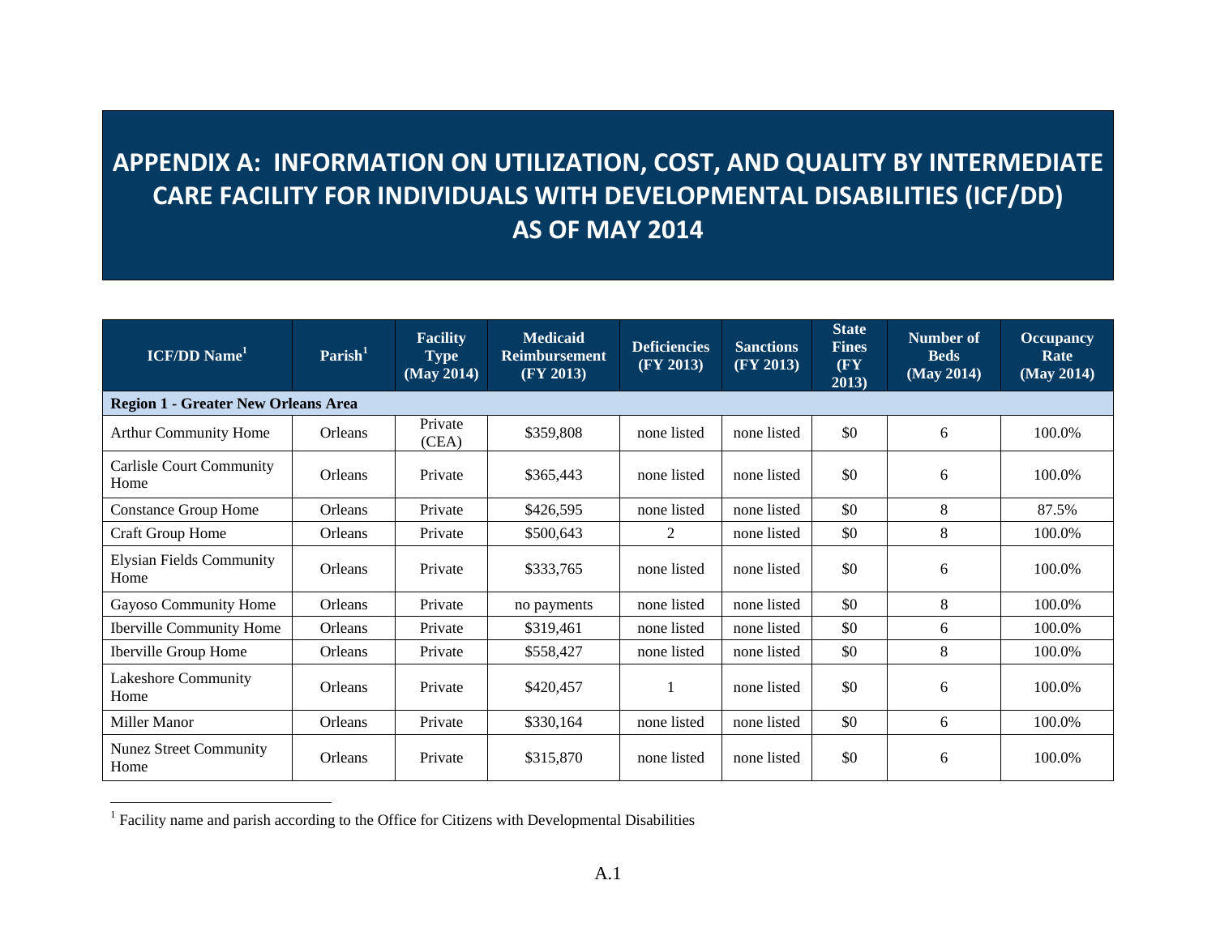# APPENDIX A: INFORMATION ON UTILIZATION, COST, AND QUALITY BY INTERMEDIATE CARE FACILITY FOR INDIVIDUALS WITH DEVELOPMENTAL DISABILITIES (ICF/DD) AS OF MAY 2014

| ICF/DD Name[1] | Parish[1] | Facility Type (May 2014) | Medicaid Reimbursement (FY 2013) | Deficiencies (FY 2013) | Sanctions (FY 2013) | State Fines (FY 2013) | Number of Beds (May 2014) | Occupancy Rate (May 2014) |
|---|---|---|---|---|---|---|---|---|
| **Region 1 - Greater New Orleans Area** | | | | | | | | |
| Arthur Community Home | Orleans | Private (CEA) | $359,808 | none listed | none listed | $0 | 6 | 100.0% |
| Carlisle Court Community Home | Orleans | Private | $365,443 | none listed | none listed | $0 | 6 | 100.0% |
| Constance Group Home | Orleans | Private | $426,595 | none listed | none listed | $0 | 8 | 87.5% |
| Craft Group Home | Orleans | Private | $500,643 | 2 | none listed | $0 | 8 | 100.0% |
| Elysian Fields Community Home | Orleans | Private | $333,765 | none listed | none listed | $0 | 6 | 100.0% |
| Gayoso Community Home | Orleans | Private | no payments | none listed | none listed | $0 | 8 | 100.0% |
| Iberville Community Home | Orleans | Private | $319,461 | none listed | none listed | $0 | 6 | 100.0% |
| Iberville Group Home | Orleans | Private | $558,427 | none listed | none listed | $0 | 8 | 100.0% |
| Lakeshore Community Home | Orleans | Private | $420,457 | 1 | none listed | $0 | 6 | 100.0% |
| Miller Manor | Orleans | Private | $330,164 | none listed | none listed | $0 | 6 | 100.0% |
| Nunez Street Community Home | Orleans | Private | $315,870 | none listed | none listed | $0 | 6 | 100.0% |

[1] Facility name and parish according to the Office for Citizens with Developmental Disabilities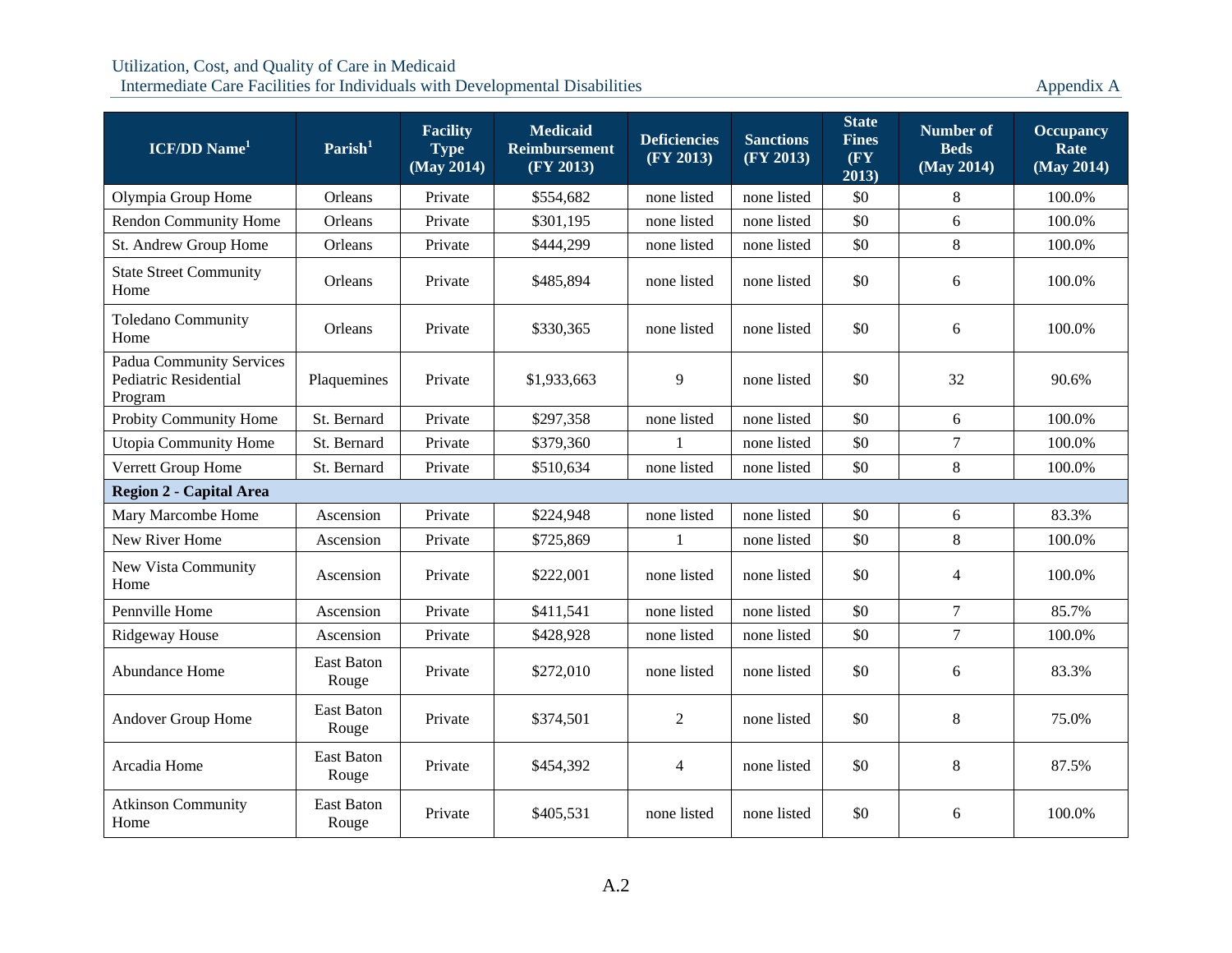| ICF/DD Name[1] | Parish[1] | Facility Type (May 2014) | Medicaid Reimbursement (FY 2013) | Deficiencies (FY 2013) | Sanctions (FY 2013) | State Fines (FY 2013) | Number of Beds (May 2014) | Occupancy Rate (May 2014) |
|---|---|---|---|---|---|---|---|---|
| Olympia Group Home | Orleans | Private | $554,682 | none listed | none listed | $0 | 8 | 100.0% |
| Rendon Community Home | Orleans | Private | $301,195 | none listed | none listed | $0 | 6 | 100.0% |
| St. Andrew Group Home | Orleans | Private | $444,299 | none listed | none listed | $0 | 8 | 100.0% |
| State Street Community Home | Orleans | Private | $485,894 | none listed | none listed | $0 | 6 | 100.0% |
| Toledano Community Home | Orleans | Private | $330,365 | none listed | none listed | $0 | 6 | 100.0% |
| Padua Community Services Pediatric Residential Program | Plaquemines | Private | $1,933,663 | 9 | none listed | $0 | 32 | 90.6% |
| Probity Community Home | St. Bernard | Private | $297,358 | none listed | none listed | $0 | 6 | 100.0% |
| Utopia Community Home | St. Bernard | Private | $379,360 | 1 | none listed | $0 | 7 | 100.0% |
| Verrett Group Home | St. Bernard | Private | $510,634 | none listed | none listed | $0 | 8 | 100.0% |
| **Region 2 - Capital Area** | | | | | | | | |
| Mary Marcombe Home | Ascension | Private | $224,948 | none listed | none listed | $0 | 6 | 83.3% |
| New River Home | Ascension | Private | $725,869 | 1 | none listed | $0 | 8 | 100.0% |
| New Vista Community Home | Ascension | Private | $222,001 | none listed | none listed | $0 | 4 | 100.0% |
| Pennville Home | Ascension | Private | $411,541 | none listed | none listed | $0 | 7 | 85.7% |
| Ridgeway House | Ascension | Private | $428,928 | none listed | none listed | $0 | 7 | 100.0% |
| Abundance Home | East Baton Rouge | Private | $272,010 | none listed | none listed | $0 | 6 | 83.3% |
| Andover Group Home | East Baton Rouge | Private | $374,501 | 2 | none listed | $0 | 8 | 75.0% |
| Arcadia Home | East Baton Rouge | Private | $454,392 | 4 | none listed | $0 | 8 | 87.5% |
| Atkinson Community Home | East Baton Rouge | Private | $405,531 | none listed | none listed | $0 | 6 | 100.0% |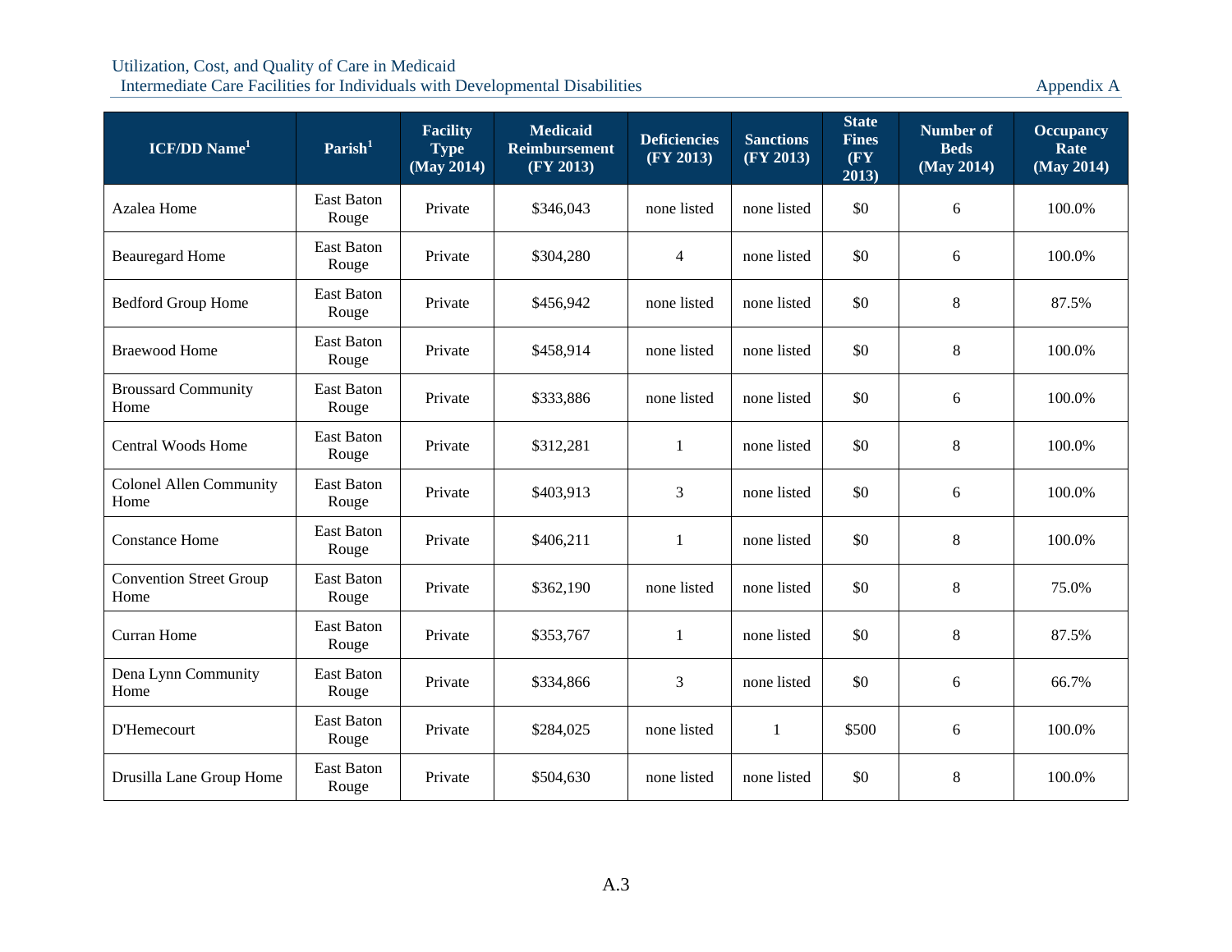| ICF/DD Name[1] | Parish[1] | Facility Type (May 2014) | Medicaid Reimbursement (FY 2013) | Deficiencies (FY 2013) | Sanctions (FY 2013) | State Fines (FY 2013) | Number of Beds (May 2014) | Occupancy Rate (May 2014) |
|---|---|---|---|---|---|---|---|---|
| Azalea Home | East Baton Rouge | Private | $346,043 | none listed | none listed | $0 | 6 | 100.0% |
| Beauregard Home | East Baton Rouge | Private | $304,280 | 4 | none listed | $0 | 6 | 100.0% |
| Bedford Group Home | East Baton Rouge | Private | $456,942 | none listed | none listed | $0 | 8 | 87.5% |
| Braewood Home | East Baton Rouge | Private | $458,914 | none listed | none listed | $0 | 8 | 100.0% |
| Broussard Community Home | East Baton Rouge | Private | $333,886 | none listed | none listed | $0 | 6 | 100.0% |
| Central Woods Home | East Baton Rouge | Private | $312,281 | 1 | none listed | $0 | 8 | 100.0% |
| Colonel Allen Community Home | East Baton Rouge | Private | $403,913 | 3 | none listed | $0 | 6 | 100.0% |
| Constance Home | East Baton Rouge | Private | $406,211 | 1 | none listed | $0 | 8 | 100.0% |
| Convention Street Group Home | East Baton Rouge | Private | $362,190 | none listed | none listed | $0 | 8 | 75.0% |
| Curran Home | East Baton Rouge | Private | $353,767 | 1 | none listed | $0 | 8 | 87.5% |
| Dena Lynn Community Home | East Baton Rouge | Private | $334,866 | 3 | none listed | $0 | 6 | 66.7% |
| D'Hemecourt | East Baton Rouge | Private | $284,025 | none listed | 1 | $500 | 6 | 100.0% |
| Drusilla Lane Group Home | East Baton Rouge | Private | $504,630 | none listed | none listed | $0 | 8 | 100.0% |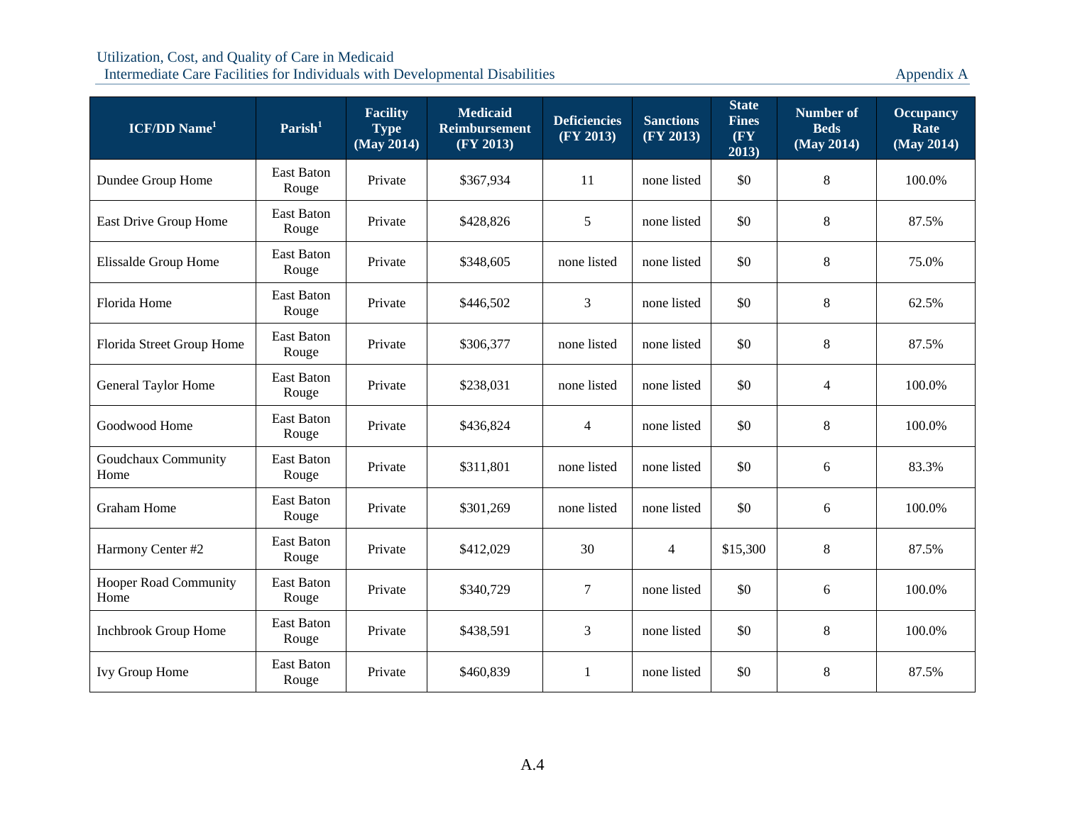| ICF/DD Name[1] | Parish[1] | Facility Type (May 2014) | Medicaid Reimbursement (FY 2013) | Deficiencies (FY 2013) | Sanctions (FY 2013) | State Fines (FY 2013) | Number of Beds (May 2014) | Occupancy Rate (May 2014) |
|---|---|---|---|---|---|---|---|---|
| Dundee Group Home | East Baton Rouge | Private | $367,934 | 11 | none listed | $0 | 8 | 100.0% |
| East Drive Group Home | East Baton Rouge | Private | $428,826 | 5 | none listed | $0 | 8 | 87.5% |
| Elissalde Group Home | East Baton Rouge | Private | $348,605 | none listed | none listed | $0 | 8 | 75.0% |
| Florida Home | East Baton Rouge | Private | $446,502 | 3 | none listed | $0 | 8 | 62.5% |
| Florida Street Group Home | East Baton Rouge | Private | $306,377 | none listed | none listed | $0 | 8 | 87.5% |
| General Taylor Home | East Baton Rouge | Private | $238,031 | none listed | none listed | $0 | 4 | 100.0% |
| Goodwood Home | East Baton Rouge | Private | $436,824 | 4 | none listed | $0 | 8 | 100.0% |
| Goudchaux Community Home | East Baton Rouge | Private | $311,801 | none listed | none listed | $0 | 6 | 83.3% |
| Graham Home | East Baton Rouge | Private | $301,269 | none listed | none listed | $0 | 6 | 100.0% |
| Harmony Center #2 | East Baton Rouge | Private | $412,029 | 30 | 4 | $15,300 | 8 | 87.5% |
| Hooper Road Community Home | East Baton Rouge | Private | $340,729 | 7 | none listed | $0 | 6 | 100.0% |
| Inchbrook Group Home | East Baton Rouge | Private | $438,591 | 3 | none listed | $0 | 8 | 100.0% |
| Ivy Group Home | East Baton Rouge | Private | $460,839 | 1 | none listed | $0 | 8 | 87.5% |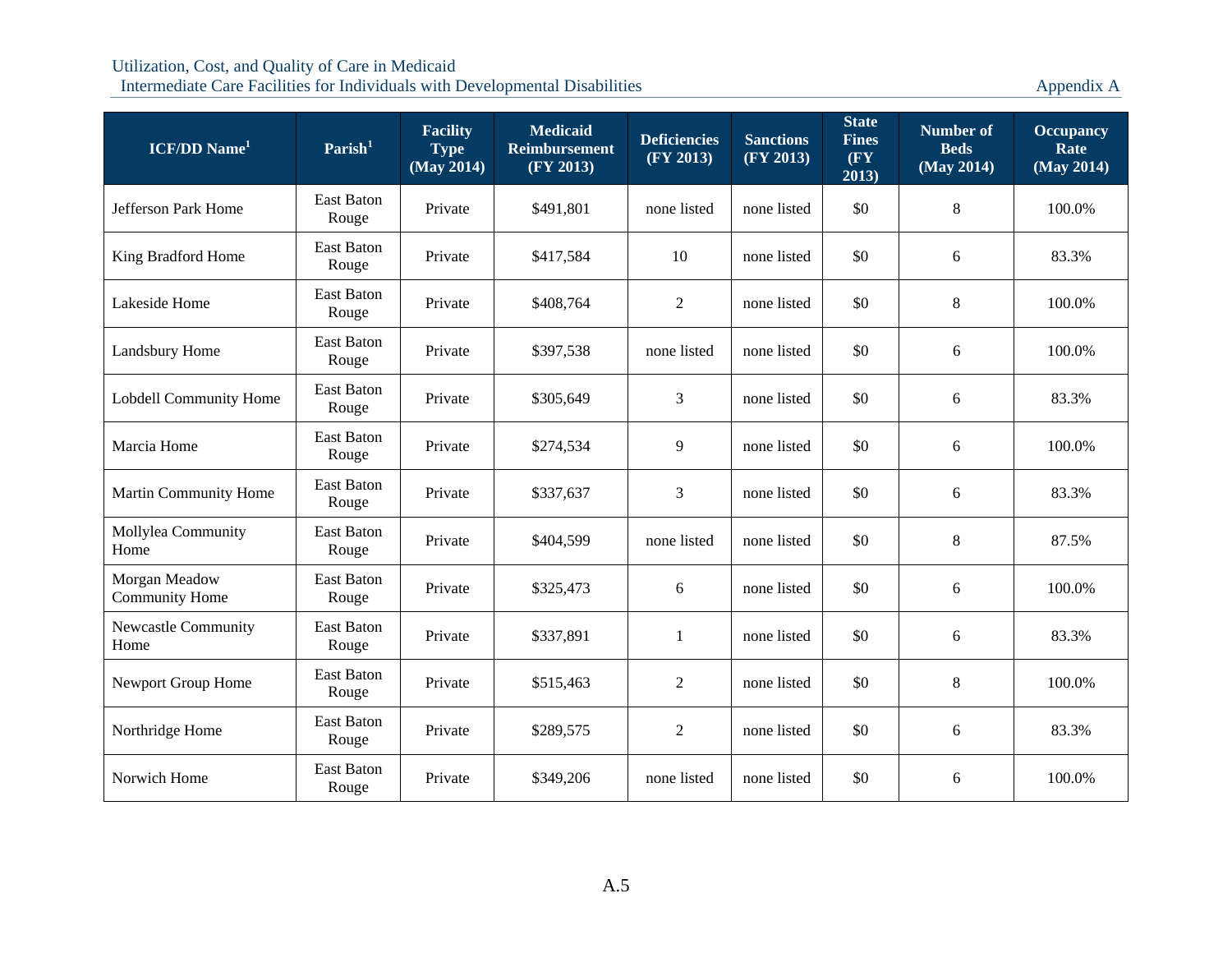| ICF/DD Name[1] | Parish[1] | Facility Type (May 2014) | Medicaid Reimbursement (FY 2013) | Deficiencies (FY 2013) | Sanctions (FY 2013) | State Fines (FY 2013) | Number of Beds (May 2014) | Occupancy Rate (May 2014) |
|---|---|---|---|---|---|---|---|---|
| Jefferson Park Home | East Baton Rouge | Private | $491,801 | none listed | none listed | $0 | 8 | 100.0% |
| King Bradford Home | East Baton Rouge | Private | $417,584 | 10 | none listed | $0 | 6 | 83.3% |
| Lakeside Home | East Baton Rouge | Private | $408,764 | 2 | none listed | $0 | 8 | 100.0% |
| Landsbury Home | East Baton Rouge | Private | $397,538 | none listed | none listed | $0 | 6 | 100.0% |
| Lobdell Community Home | East Baton Rouge | Private | $305,649 | 3 | none listed | $0 | 6 | 83.3% |
| Marcia Home | East Baton Rouge | Private | $274,534 | 9 | none listed | $0 | 6 | 100.0% |
| Martin Community Home | East Baton Rouge | Private | $337,637 | 3 | none listed | $0 | 6 | 83.3% |
| Mollylea Community Home | East Baton Rouge | Private | $404,599 | none listed | none listed | $0 | 8 | 87.5% |
| Morgan Meadow Community Home | East Baton Rouge | Private | $325,473 | 6 | none listed | $0 | 6 | 100.0% |
| Newcastle Community Home | East Baton Rouge | Private | $337,891 | 1 | none listed | $0 | 6 | 83.3% |
| Newport Group Home | East Baton Rouge | Private | $515,463 | 2 | none listed | $0 | 8 | 100.0% |
| Northridge Home | East Baton Rouge | Private | $289,575 | 2 | none listed | $0 | 6 | 83.3% |
| Norwich Home | East Baton Rouge | Private | $349,206 | none listed | none listed | $0 | 6 | 100.0% |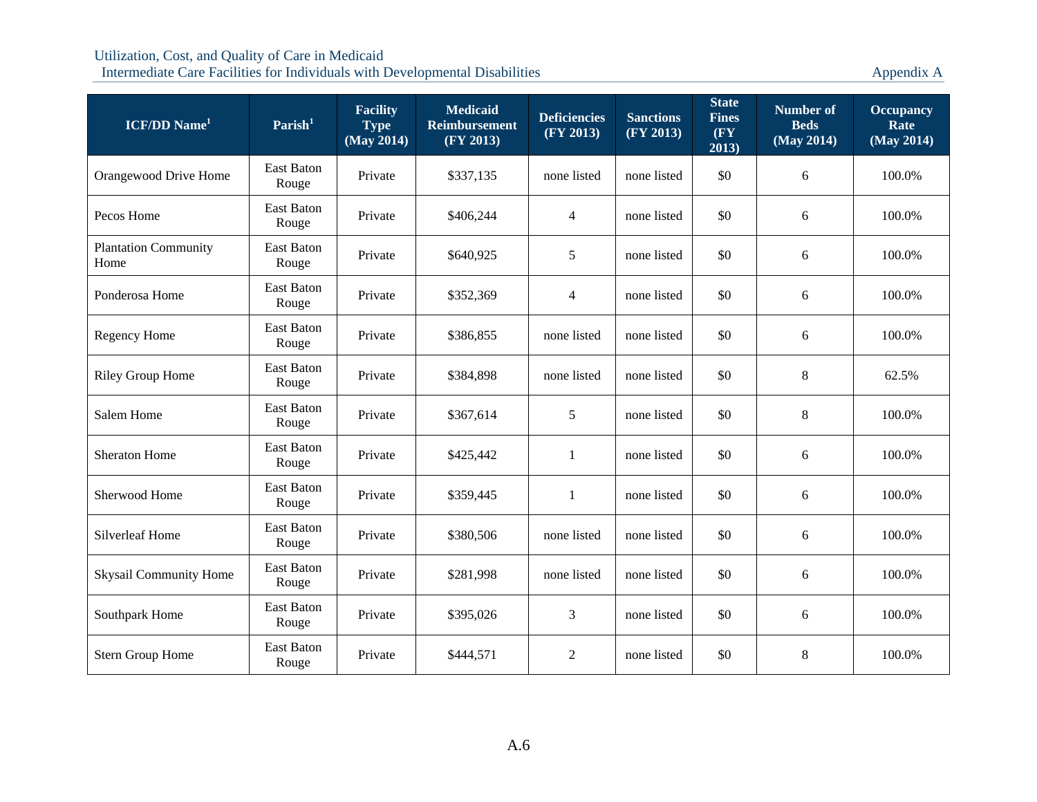| ICF/DD Name[1] | Parish[1] | Facility Type (May 2014) | Medicaid Reimbursement (FY 2013) | Deficiencies (FY 2013) | Sanctions (FY 2013) | State Fines (FY 2013) | Number of Beds (May 2014) | Occupancy Rate (May 2014) |
|---|---|---|---|---|---|---|---|---|
| Orangewood Drive Home | East Baton Rouge | Private | $337,135 | none listed | none listed | $0 | 6 | 100.0% |
| Pecos Home | East Baton Rouge | Private | $406,244 | 4 | none listed | $0 | 6 | 100.0% |
| Plantation Community Home | East Baton Rouge | Private | $640,925 | 5 | none listed | $0 | 6 | 100.0% |
| Ponderosa Home | East Baton Rouge | Private | $352,369 | 4 | none listed | $0 | 6 | 100.0% |
| Regency Home | East Baton Rouge | Private | $386,855 | none listed | none listed | $0 | 6 | 100.0% |
| Riley Group Home | East Baton Rouge | Private | $384,898 | none listed | none listed | $0 | 8 | 62.5% |
| Salem Home | East Baton Rouge | Private | $367,614 | 5 | none listed | $0 | 8 | 100.0% |
| Sheraton Home | East Baton Rouge | Private | $425,442 | 1 | none listed | $0 | 6 | 100.0% |
| Sherwood Home | East Baton Rouge | Private | $359,445 | 1 | none listed | $0 | 6 | 100.0% |
| Silverleaf Home | East Baton Rouge | Private | $380,506 | none listed | none listed | $0 | 6 | 100.0% |
| Skysail Community Home | East Baton Rouge | Private | $281,998 | none listed | none listed | $0 | 6 | 100.0% |
| Southpark Home | East Baton Rouge | Private | $395,026 | 3 | none listed | $0 | 6 | 100.0% |
| Stern Group Home | East Baton Rouge | Private | $444,571 | 2 | none listed | $0 | 8 | 100.0% |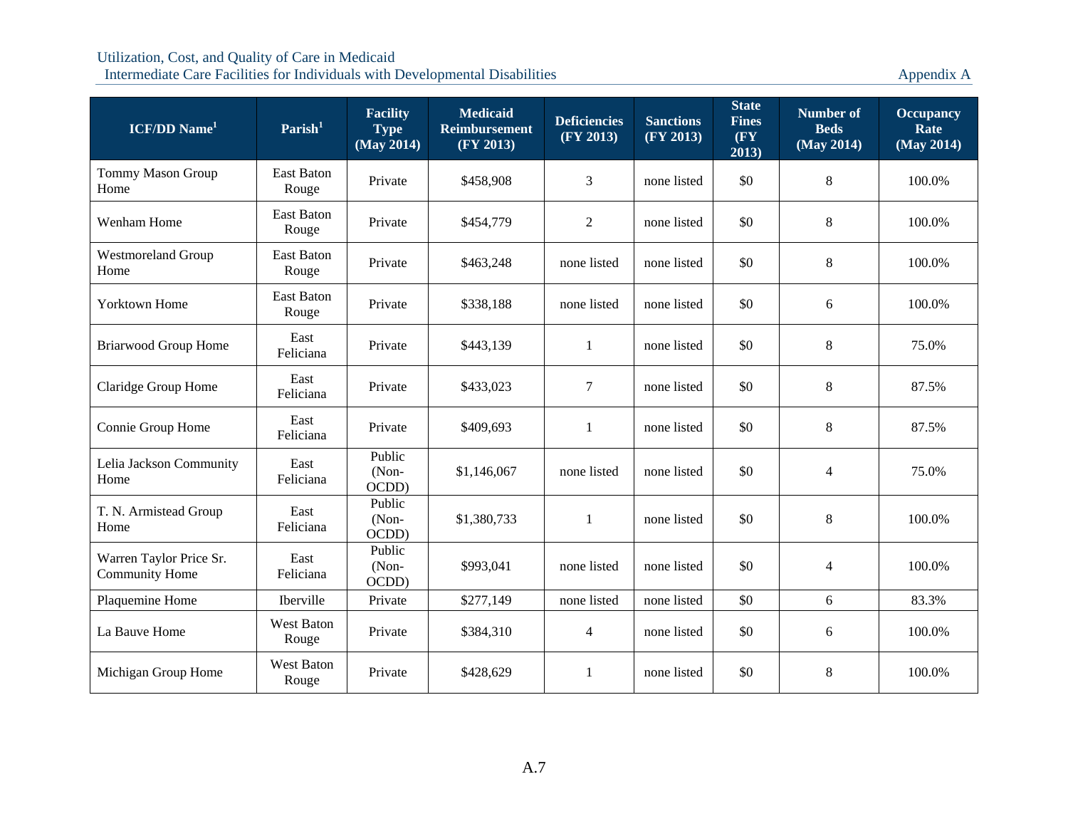| ICF/DD Name[1] | Parish[1] | Facility Type (May 2014) | Medicaid Reimbursement (FY 2013) | Deficiencies (FY 2013) | Sanctions (FY 2013) | State Fines (FY 2013) | Number of Beds (May 2014) | Occupancy Rate (May 2014) |
|---|---|---|---|---|---|---|---|---|
| Tommy Mason Group Home | East Baton Rouge | Private | $458,908 | 3 | none listed | $0 | 8 | 100.0% |
| Wenham Home | East Baton Rouge | Private | $454,779 | 2 | none listed | $0 | 8 | 100.0% |
| Westmoreland Group Home | East Baton Rouge | Private | $463,248 | none listed | none listed | $0 | 8 | 100.0% |
| Yorktown Home | East Baton Rouge | Private | $338,188 | none listed | none listed | $0 | 6 | 100.0% |
| Briarwood Group Home | East Feliciana | Private | $443,139 | 1 | none listed | $0 | 8 | 75.0% |
| Claridge Group Home | East Feliciana | Private | $433,023 | 7 | none listed | $0 | 8 | 87.5% |
| Connie Group Home | East Feliciana | Private | $409,693 | 1 | none listed | $0 | 8 | 87.5% |
| Lelia Jackson Community Home | East Feliciana | Public (Non-OCDD) | $1,146,067 | none listed | none listed | $0 | 4 | 75.0% |
| T. N. Armistead Group Home | East Feliciana | Public (Non-OCDD) | $1,380,733 | 1 | none listed | $0 | 8 | 100.0% |
| Warren Taylor Price Sr. Community Home | East Feliciana | Public (Non-OCDD) | $993,041 | none listed | none listed | $0 | 4 | 100.0% |
| Plaquemine Home | Iberville | Private | $277,149 | none listed | none listed | $0 | 6 | 83.3% |
| La Bauve Home | West Baton Rouge | Private | $384,310 | 4 | none listed | $0 | 6 | 100.0% |
| Michigan Group Home | West Baton Rouge | Private | $428,629 | 1 | none listed | $0 | 8 | 100.0% |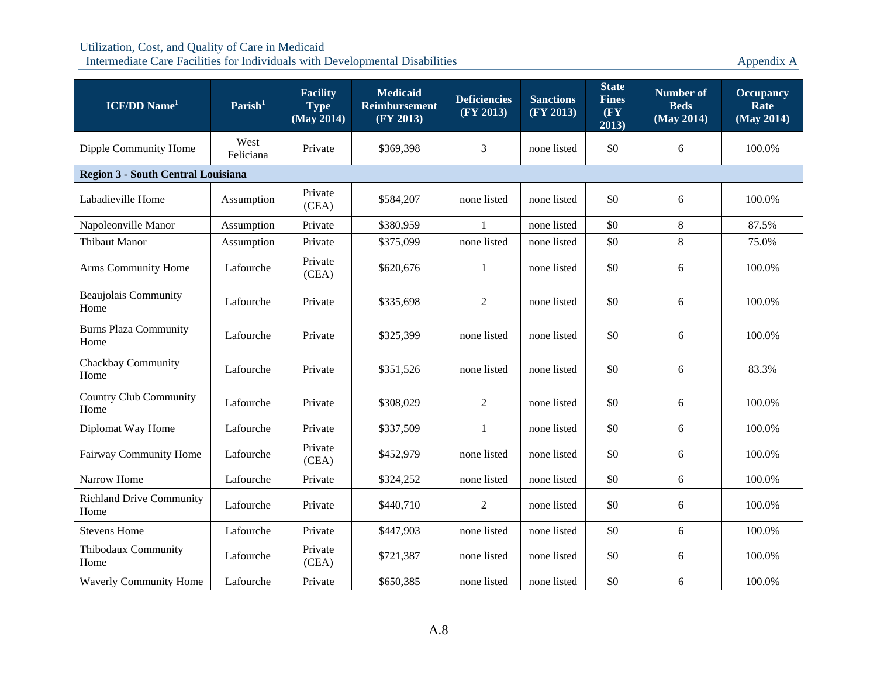| ICF/DD Name[1] | Parish[1] | Facility Type (May 2014) | Medicaid Reimbursement (FY 2013) | Deficiencies (FY 2013) | Sanctions (FY 2013) | State Fines (FY 2013) | Number of Beds (May 2014) | Occupancy Rate (May 2014) |
|---|---|---|---|---|---|---|---|---|
| Dipple Community Home | West Feliciana | Private | $369,398 | 3 | none listed | $0 | 6 | 100.0% |
| **Region 3 - South Central Louisiana** | | | | | | | | |
| Labadieville Home | Assumption | Private (CEA) | $584,207 | none listed | none listed | $0 | 6 | 100.0% |
| Napoleonville Manor | Assumption | Private | $380,959 | 1 | none listed | $0 | 8 | 87.5% |
| Thibaut Manor | Assumption | Private | $375,099 | none listed | none listed | $0 | 8 | 75.0% |
| Arms Community Home | Lafourche | Private (CEA) | $620,676 | 1 | none listed | $0 | 6 | 100.0% |
| Beaujolais Community Home | Lafourche | Private | $335,698 | 2 | none listed | $0 | 6 | 100.0% |
| Burns Plaza Community Home | Lafourche | Private | $325,399 | none listed | none listed | $0 | 6 | 100.0% |
| Chackbay Community Home | Lafourche | Private | $351,526 | none listed | none listed | $0 | 6 | 83.3% |
| Country Club Community Home | Lafourche | Private | $308,029 | 2 | none listed | $0 | 6 | 100.0% |
| Diplomat Way Home | Lafourche | Private | $337,509 | 1 | none listed | $0 | 6 | 100.0% |
| Fairway Community Home | Lafourche | Private (CEA) | $452,979 | none listed | none listed | $0 | 6 | 100.0% |
| Narrow Home | Lafourche | Private | $324,252 | none listed | none listed | $0 | 6 | 100.0% |
| Richland Drive Community Home | Lafourche | Private | $440,710 | 2 | none listed | $0 | 6 | 100.0% |
| Stevens Home | Lafourche | Private | $447,903 | none listed | none listed | $0 | 6 | 100.0% |
| Thibodaux Community Home | Lafourche | Private (CEA) | $721,387 | none listed | none listed | $0 | 6 | 100.0% |
| Waverly Community Home | Lafourche | Private | $650,385 | none listed | none listed | $0 | 6 | 100.0% |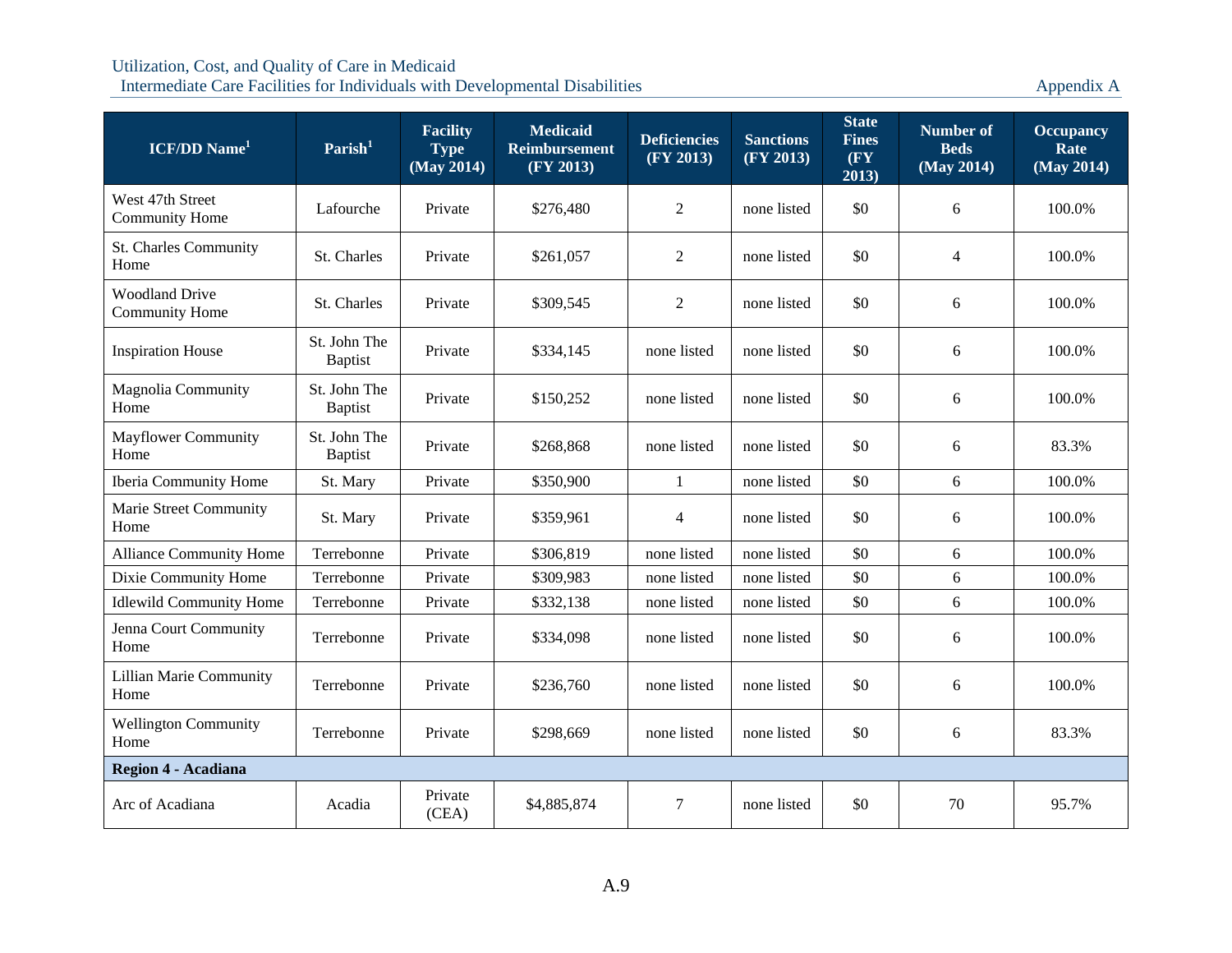| ICF/DD Name[1] | Parish[1] | Facility Type (May 2014) | Medicaid Reimbursement (FY 2013) | Deficiencies (FY 2013) | Sanctions (FY 2013) | State Fines (FY 2013) | Number of Beds (May 2014) | Occupancy Rate (May 2014) |
|---|---|---|---|---|---|---|---|---|
| West 47th Street Community Home | Lafourche | Private | $276,480 | 2 | none listed | $0 | 6 | 100.0% |
| St. Charles Community Home | St. Charles | Private | $261,057 | 2 | none listed | $0 | 4 | 100.0% |
| Woodland Drive Community Home | St. Charles | Private | $309,545 | 2 | none listed | $0 | 6 | 100.0% |
| Inspiration House | St. John The Baptist | Private | $334,145 | none listed | none listed | $0 | 6 | 100.0% |
| Magnolia Community Home | St. John The Baptist | Private | $150,252 | none listed | none listed | $0 | 6 | 100.0% |
| Mayflower Community Home | St. John The Baptist | Private | $268,868 | none listed | none listed | $0 | 6 | 83.3% |
| Iberia Community Home | St. Mary | Private | $350,900 | 1 | none listed | $0 | 6 | 100.0% |
| Marie Street Community Home | St. Mary | Private | $359,961 | 4 | none listed | $0 | 6 | 100.0% |
| Alliance Community Home | Terrebonne | Private | $306,819 | none listed | none listed | $0 | 6 | 100.0% |
| Dixie Community Home | Terrebonne | Private | $309,983 | none listed | none listed | $0 | 6 | 100.0% |
| Idlewild Community Home | Terrebonne | Private | $332,138 | none listed | none listed | $0 | 6 | 100.0% |
| Jenna Court Community Home | Terrebonne | Private | $334,098 | none listed | none listed | $0 | 6 | 100.0% |
| Lillian Marie Community Home | Terrebonne | Private | $236,760 | none listed | none listed | $0 | 6 | 100.0% |
| Wellington Community Home | Terrebonne | Private | $298,669 | none listed | none listed | $0 | 6 | 83.3% |
| **Region 4 - Acadiana** | | | | | | | | |
| Arc of Acadiana | Acadia | Private (CEA) | $4,885,874 | 7 | none listed | $0 | 70 | 95.7% |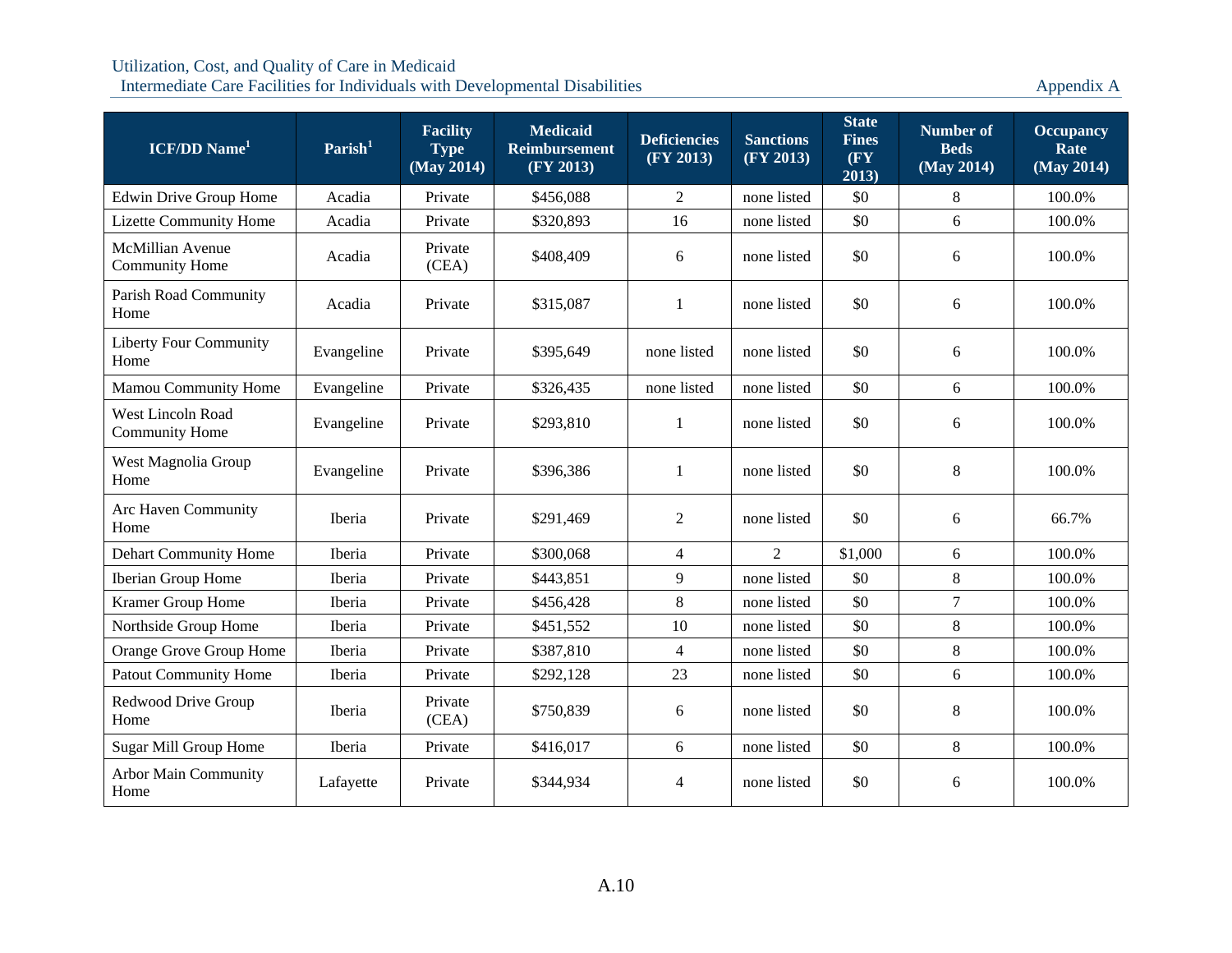| ICF/DD Name[1] | Parish[1] | Facility Type (May 2014) | Medicaid Reimbursement (FY 2013) | Deficiencies (FY 2013) | Sanctions (FY 2013) | State Fines (FY 2013) | Number of Beds (May 2014) | Occupancy Rate (May 2014) |
|---|---|---|---|---|---|---|---|---|
| Edwin Drive Group Home | Acadia | Private | $456,088 | 2 | none listed | $0 | 8 | 100.0% |
| Lizette Community Home | Acadia | Private | $320,893 | 16 | none listed | $0 | 6 | 100.0% |
| McMillian Avenue Community Home | Acadia | Private (CEA) | $408,409 | 6 | none listed | $0 | 6 | 100.0% |
| Parish Road Community Home | Acadia | Private | $315,087 | 1 | none listed | $0 | 6 | 100.0% |
| Liberty Four Community Home | Evangeline | Private | $395,649 | none listed | none listed | $0 | 6 | 100.0% |
| Mamou Community Home | Evangeline | Private | $326,435 | none listed | none listed | $0 | 6 | 100.0% |
| West Lincoln Road Community Home | Evangeline | Private | $293,810 | 1 | none listed | $0 | 6 | 100.0% |
| West Magnolia Group Home | Evangeline | Private | $396,386 | 1 | none listed | $0 | 8 | 100.0% |
| Arc Haven Community Home | Iberia | Private | $291,469 | 2 | none listed | $0 | 6 | 66.7% |
| Dehart Community Home | Iberia | Private | $300,068 | 4 | 2 | $1,000 | 6 | 100.0% |
| Iberian Group Home | Iberia | Private | $443,851 | 9 | none listed | $0 | 8 | 100.0% |
| Kramer Group Home | Iberia | Private | $456,428 | 8 | none listed | $0 | 7 | 100.0% |
| Northside Group Home | Iberia | Private | $451,552 | 10 | none listed | $0 | 8 | 100.0% |
| Orange Grove Group Home | Iberia | Private | $387,810 | 4 | none listed | $0 | 8 | 100.0% |
| Patout Community Home | Iberia | Private | $292,128 | 23 | none listed | $0 | 6 | 100.0% |
| Redwood Drive Group Home | Iberia | Private (CEA) | $750,839 | 6 | none listed | $0 | 8 | 100.0% |
| Sugar Mill Group Home | Iberia | Private | $416,017 | 6 | none listed | $0 | 8 | 100.0% |
| Arbor Main Community Home | Lafayette | Private | $344,934 | 4 | none listed | $0 | 6 | 100.0% |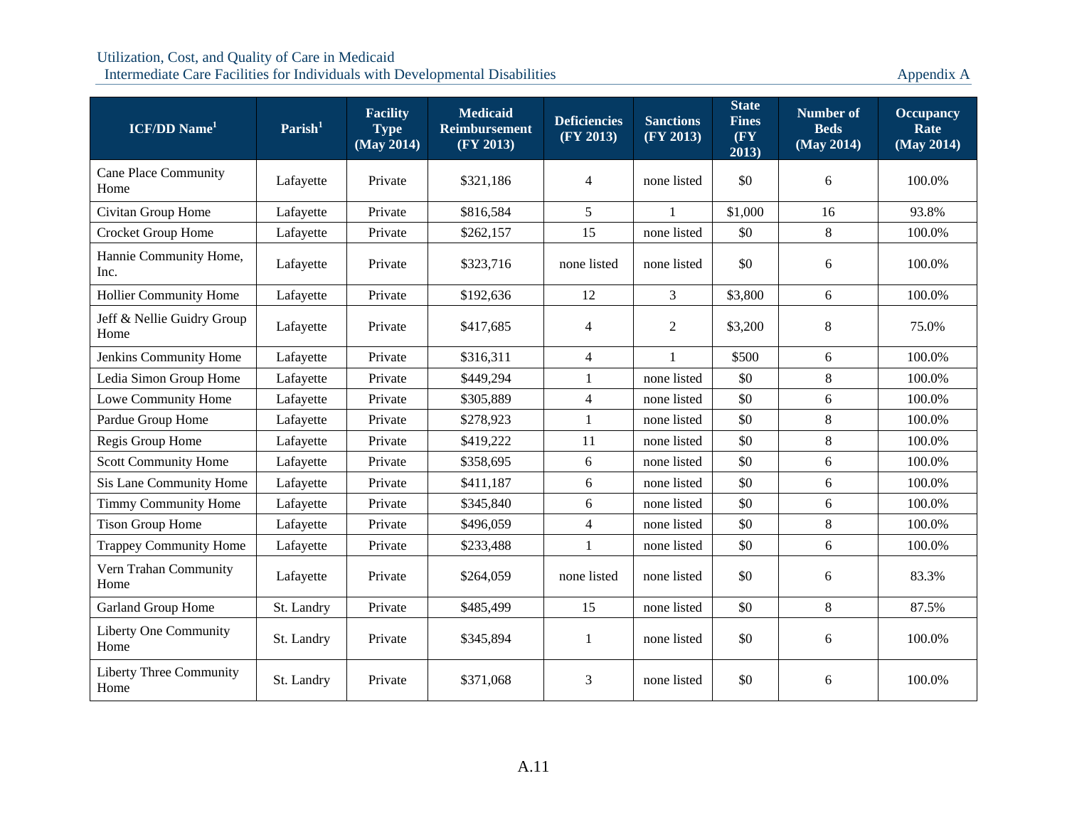| ICF/DD Name[1] | Parish[1] | Facility Type (May 2014) | Medicaid Reimbursement (FY 2013) | Deficiencies (FY 2013) | Sanctions (FY 2013) | State Fines (FY 2013) | Number of Beds (May 2014) | Occupancy Rate (May 2014) |
|---|---|---|---|---|---|---|---|---|
| Cane Place Community Home | Lafayette | Private | $321,186 | 4 | none listed | $0 | 6 | 100.0% |
| Civitan Group Home | Lafayette | Private | $816,584 | 5 | 1 | $1,000 | 16 | 93.8% |
| Crocket Group Home | Lafayette | Private | $262,157 | 15 | none listed | $0 | 8 | 100.0% |
| Hannie Community Home, Inc. | Lafayette | Private | $323,716 | none listed | none listed | $0 | 6 | 100.0% |
| Hollier Community Home | Lafayette | Private | $192,636 | 12 | 3 | $3,800 | 6 | 100.0% |
| Jeff & Nellie Guidry Group Home | Lafayette | Private | $417,685 | 4 | 2 | $3,200 | 8 | 75.0% |
| Jenkins Community Home | Lafayette | Private | $316,311 | 4 | 1 | $500 | 6 | 100.0% |
| Ledia Simon Group Home | Lafayette | Private | $449,294 | 1 | none listed | $0 | 8 | 100.0% |
| Lowe Community Home | Lafayette | Private | $305,889 | 4 | none listed | $0 | 6 | 100.0% |
| Pardue Group Home | Lafayette | Private | $278,923 | 1 | none listed | $0 | 8 | 100.0% |
| Regis Group Home | Lafayette | Private | $419,222 | 11 | none listed | $0 | 8 | 100.0% |
| Scott Community Home | Lafayette | Private | $358,695 | 6 | none listed | $0 | 6 | 100.0% |
| Sis Lane Community Home | Lafayette | Private | $411,187 | 6 | none listed | $0 | 6 | 100.0% |
| Timmy Community Home | Lafayette | Private | $345,840 | 6 | none listed | $0 | 6 | 100.0% |
| Tison Group Home | Lafayette | Private | $496,059 | 4 | none listed | $0 | 8 | 100.0% |
| Trappey Community Home | Lafayette | Private | $233,488 | 1 | none listed | $0 | 6 | 100.0% |
| Vern Trahan Community Home | Lafayette | Private | $264,059 | none listed | none listed | $0 | 6 | 83.3% |
| Garland Group Home | St. Landry | Private | $485,499 | 15 | none listed | $0 | 8 | 87.5% |
| Liberty One Community Home | St. Landry | Private | $345,894 | 1 | none listed | $0 | 6 | 100.0% |
| Liberty Three Community Home | St. Landry | Private | $371,068 | 3 | none listed | $0 | 6 | 100.0% |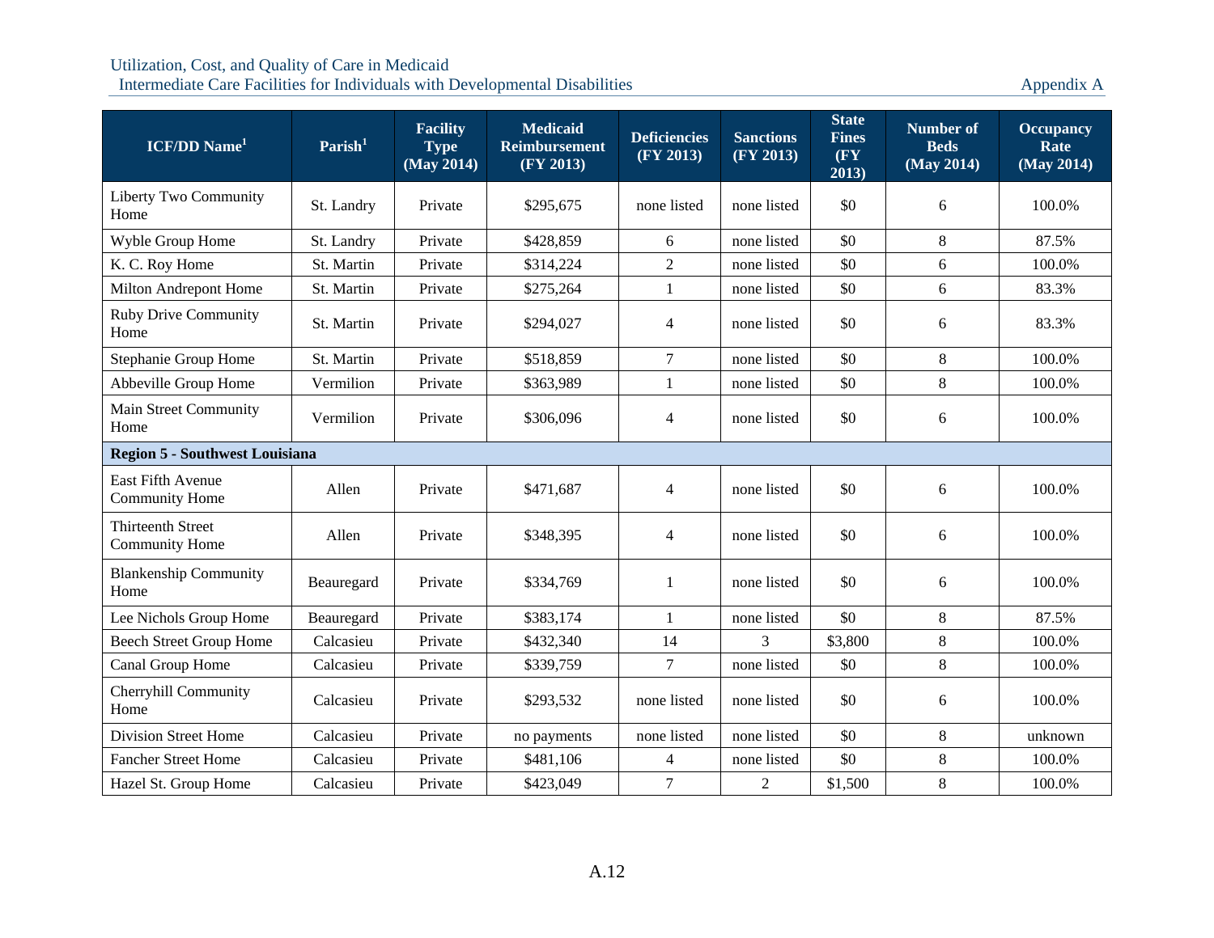| ICF/DD Name[1] | Parish[1] | Facility Type (May 2014) | Medicaid Reimbursement (FY 2013) | Deficiencies (FY 2013) | Sanctions (FY 2013) | State Fines (FY 2013) | Number of Beds (May 2014) | Occupancy Rate (May 2014) |
|---|---|---|---|---|---|---|---|---|
| Liberty Two Community Home | St. Landry | Private | $295,675 | none listed | none listed | $0 | 6 | 100.0% |
| Wyble Group Home | St. Landry | Private | $428,859 | 6 | none listed | $0 | 8 | 87.5% |
| K. C. Roy Home | St. Martin | Private | $314,224 | 2 | none listed | $0 | 6 | 100.0% |
| Milton Andrepont Home | St. Martin | Private | $275,264 | 1 | none listed | $0 | 6 | 83.3% |
| Ruby Drive Community Home | St. Martin | Private | $294,027 | 4 | none listed | $0 | 6 | 83.3% |
| Stephanie Group Home | St. Martin | Private | $518,859 | 7 | none listed | $0 | 8 | 100.0% |
| Abbeville Group Home | Vermilion | Private | $363,989 | 1 | none listed | $0 | 8 | 100.0% |
| Main Street Community Home | Vermilion | Private | $306,096 | 4 | none listed | $0 | 6 | 100.0% |
| **Region 5 - Southwest Louisiana** | | | | | | | | |
| East Fifth Avenue Community Home | Allen | Private | $471,687 | 4 | none listed | $0 | 6 | 100.0% |
| Thirteenth Street Community Home | Allen | Private | $348,395 | 4 | none listed | $0 | 6 | 100.0% |
| Blankenship Community Home | Beauregard | Private | $334,769 | 1 | none listed | $0 | 6 | 100.0% |
| Lee Nichols Group Home | Beauregard | Private | $383,174 | 1 | none listed | $0 | 8 | 87.5% |
| Beech Street Group Home | Calcasieu | Private | $432,340 | 14 | 3 | $3,800 | 8 | 100.0% |
| Canal Group Home | Calcasieu | Private | $339,759 | 7 | none listed | $0 | 8 | 100.0% |
| Cherryhill Community Home | Calcasieu | Private | $293,532 | none listed | none listed | $0 | 6 | 100.0% |
| Division Street Home | Calcasieu | Private | no payments | none listed | none listed | $0 | 8 | unknown |
| Fancher Street Home | Calcasieu | Private | $481,106 | 4 | none listed | $0 | 8 | 100.0% |
| Hazel St. Group Home | Calcasieu | Private | $423,049 | 7 | 2 | $1,500 | 8 | 100.0% |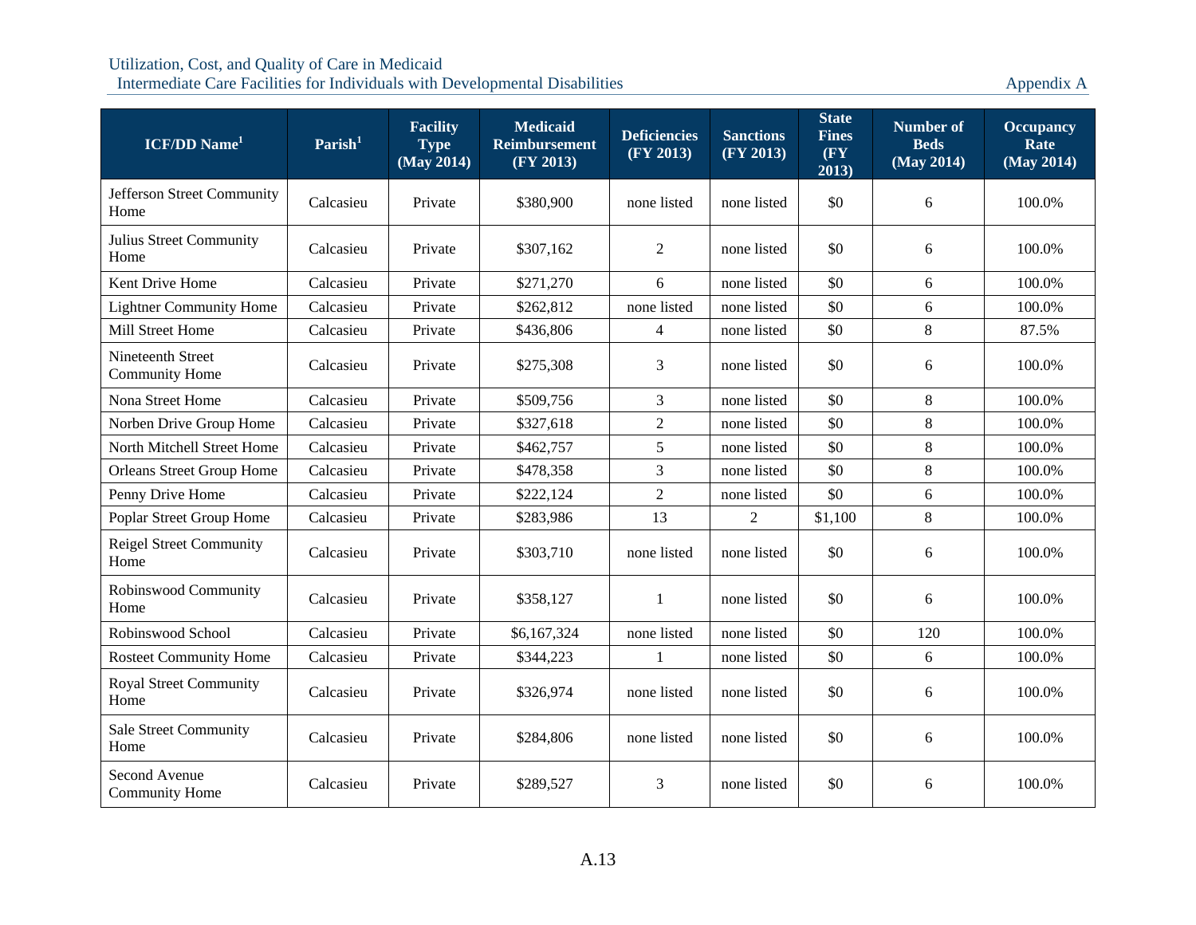| ICF/DD Name[1] | Parish[1] | Facility Type (May 2014) | Medicaid Reimbursement (FY 2013) | Deficiencies (FY 2013) | Sanctions (FY 2013) | State Fines (FY 2013) | Number of Beds (May 2014) | Occupancy Rate (May 2014) |
|---|---|---|---|---|---|---|---|---|
| Jefferson Street Community Home | Calcasieu | Private | $380,900 | none listed | none listed | $0 | 6 | 100.0% |
| Julius Street Community Home | Calcasieu | Private | $307,162 | 2 | none listed | $0 | 6 | 100.0% |
| Kent Drive Home | Calcasieu | Private | $271,270 | 6 | none listed | $0 | 6 | 100.0% |
| Lightner Community Home | Calcasieu | Private | $262,812 | none listed | none listed | $0 | 6 | 100.0% |
| Mill Street Home | Calcasieu | Private | $436,806 | 4 | none listed | $0 | 8 | 87.5% |
| Nineteenth Street Community Home | Calcasieu | Private | $275,308 | 3 | none listed | $0 | 6 | 100.0% |
| Nona Street Home | Calcasieu | Private | $509,756 | 3 | none listed | $0 | 8 | 100.0% |
| Norben Drive Group Home | Calcasieu | Private | $327,618 | 2 | none listed | $0 | 8 | 100.0% |
| North Mitchell Street Home | Calcasieu | Private | $462,757 | 5 | none listed | $0 | 8 | 100.0% |
| Orleans Street Group Home | Calcasieu | Private | $478,358 | 3 | none listed | $0 | 8 | 100.0% |
| Penny Drive Home | Calcasieu | Private | $222,124 | 2 | none listed | $0 | 6 | 100.0% |
| Poplar Street Group Home | Calcasieu | Private | $283,986 | 13 | 2 | $1,100 | 8 | 100.0% |
| Reigel Street Community Home | Calcasieu | Private | $303,710 | none listed | none listed | $0 | 6 | 100.0% |
| Robinswood Community Home | Calcasieu | Private | $358,127 | 1 | none listed | $0 | 6 | 100.0% |
| Robinswood School | Calcasieu | Private | $6,167,324 | none listed | none listed | $0 | 120 | 100.0% |
| Rosteet Community Home | Calcasieu | Private | $344,223 | 1 | none listed | $0 | 6 | 100.0% |
| Royal Street Community Home | Calcasieu | Private | $326,974 | none listed | none listed | $0 | 6 | 100.0% |
| Sale Street Community Home | Calcasieu | Private | $284,806 | none listed | none listed | $0 | 6 | 100.0% |
| Second Avenue Community Home | Calcasieu | Private | $289,527 | 3 | none listed | $0 | 6 | 100.0% |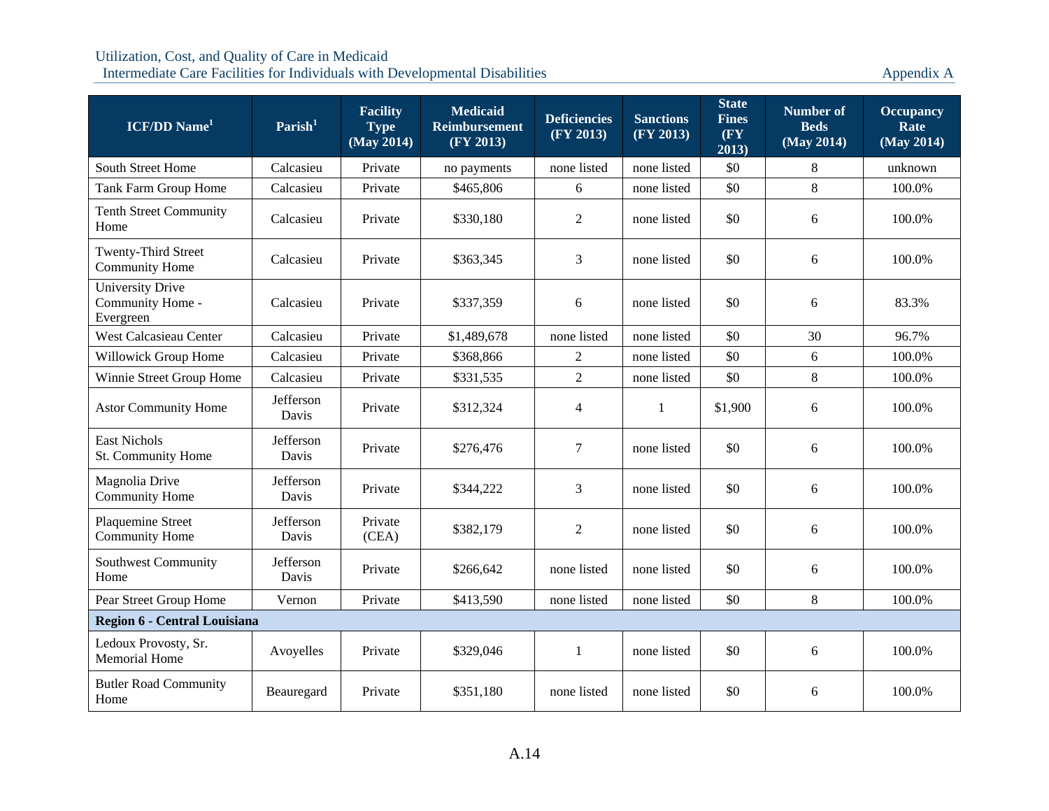| ICF/DD Name[1] | Parish[1] | Facility Type (May 2014) | Medicaid Reimbursement (FY 2013) | Deficiencies (FY 2013) | Sanctions (FY 2013) | State Fines (FY 2013) | Number of Beds (May 2014) | Occupancy Rate (May 2014) |
|---|---|---|---|---|---|---|---|---|
| South Street Home | Calcasieu | Private | no payments | none listed | none listed | $0 | 8 | unknown |
| Tank Farm Group Home | Calcasieu | Private | $465,806 | 6 | none listed | $0 | 8 | 100.0% |
| Tenth Street Community Home | Calcasieu | Private | $330,180 | 2 | none listed | $0 | 6 | 100.0% |
| Twenty-Third Street Community Home | Calcasieu | Private | $363,345 | 3 | none listed | $0 | 6 | 100.0% |
| University Drive Community Home - Evergreen | Calcasieu | Private | $337,359 | 6 | none listed | $0 | 6 | 83.3% |
| West Calcasieau Center | Calcasieu | Private | $1,489,678 | none listed | none listed | $0 | 30 | 96.7% |
| Willowick Group Home | Calcasieu | Private | $368,866 | 2 | none listed | $0 | 6 | 100.0% |
| Winnie Street Group Home | Calcasieu | Private | $331,535 | 2 | none listed | $0 | 8 | 100.0% |
| Astor Community Home | Jefferson Davis | Private | $312,324 | 4 | 1 | $1,900 | 6 | 100.0% |
| East Nichols St. Community Home | Jefferson Davis | Private | $276,476 | 7 | none listed | $0 | 6 | 100.0% |
| Magnolia Drive Community Home | Jefferson Davis | Private | $344,222 | 3 | none listed | $0 | 6 | 100.0% |
| Plaquemine Street Community Home | Jefferson Davis | Private (CEA) | $382,179 | 2 | none listed | $0 | 6 | 100.0% |
| Southwest Community Home | Jefferson Davis | Private | $266,642 | none listed | none listed | $0 | 6 | 100.0% |
| Pear Street Group Home | Vernon | Private | $413,590 | none listed | none listed | $0 | 8 | 100.0% |
| **Region 6 - Central Louisiana** | | | | | | | | |
| Ledoux Provosty, Sr. Memorial Home | Avoyelles | Private | $329,046 | 1 | none listed | $0 | 6 | 100.0% |
| Butler Road Community Home | Beauregard | Private | $351,180 | none listed | none listed | $0 | 6 | 100.0% |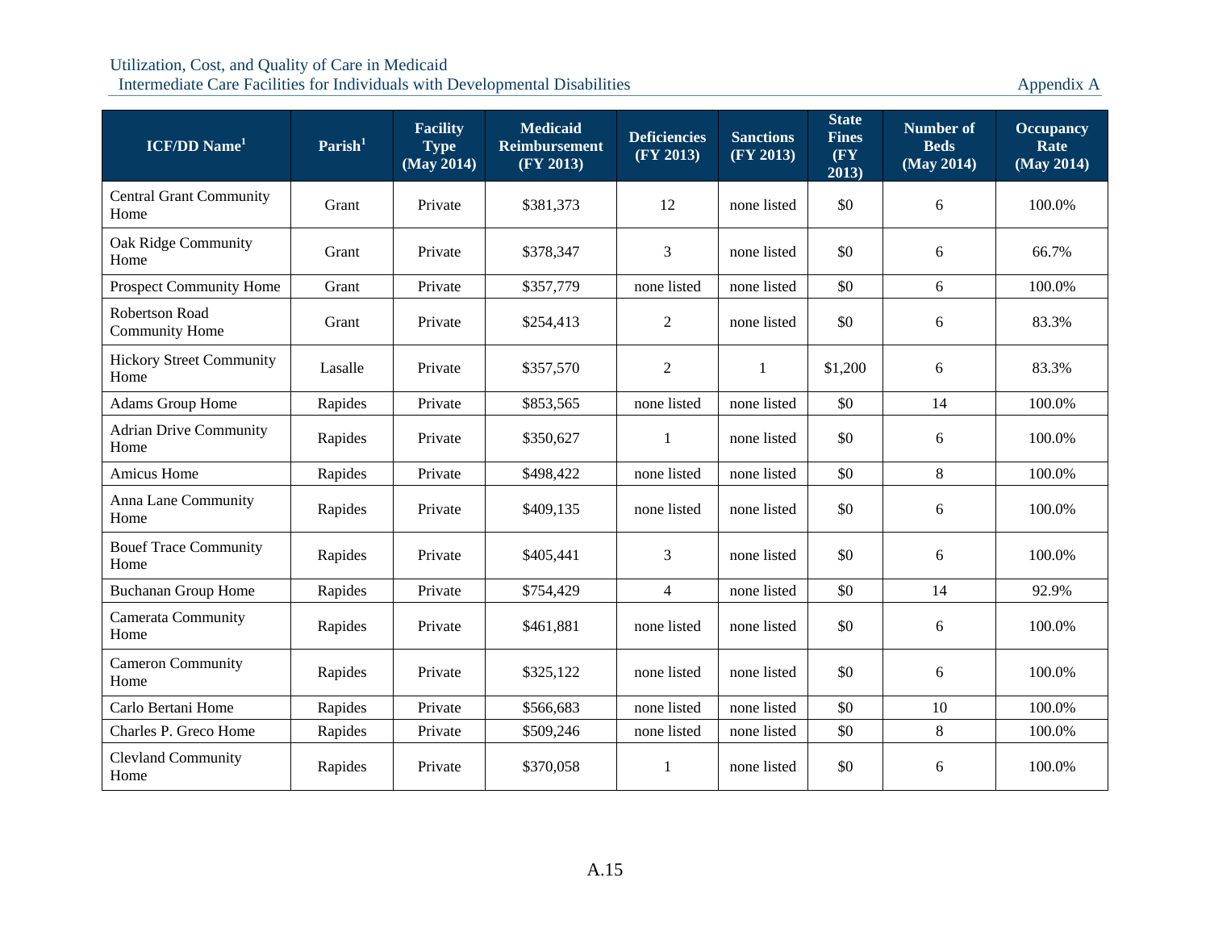| ICF/DD Name[1] | Parish[1] | Facility Type (May 2014) | Medicaid Reimbursement (FY 2013) | Deficiencies (FY 2013) | Sanctions (FY 2013) | State Fines (FY 2013) | Number of Beds (May 2014) | Occupancy Rate (May 2014) |
|---|---|---|---|---|---|---|---|---|
| Central Grant Community Home | Grant | Private | $381,373 | 12 | none listed | $0 | 6 | 100.0% |
| Oak Ridge Community Home | Grant | Private | $378,347 | 3 | none listed | $0 | 6 | 66.7% |
| Prospect Community Home | Grant | Private | $357,779 | none listed | none listed | $0 | 6 | 100.0% |
| Robertson Road Community Home | Grant | Private | $254,413 | 2 | none listed | $0 | 6 | 83.3% |
| Hickory Street Community Home | Lasalle | Private | $357,570 | 2 | 1 | $1,200 | 6 | 83.3% |
| Adams Group Home | Rapides | Private | $853,565 | none listed | none listed | $0 | 14 | 100.0% |
| Adrian Drive Community Home | Rapides | Private | $350,627 | 1 | none listed | $0 | 6 | 100.0% |
| Amicus Home | Rapides | Private | $498,422 | none listed | none listed | $0 | 8 | 100.0% |
| Anna Lane Community Home | Rapides | Private | $409,135 | none listed | none listed | $0 | 6 | 100.0% |
| Bouef Trace Community Home | Rapides | Private | $405,441 | 3 | none listed | $0 | 6 | 100.0% |
| Buchanan Group Home | Rapides | Private | $754,429 | 4 | none listed | $0 | 14 | 92.9% |
| Camerata Community Home | Rapides | Private | $461,881 | none listed | none listed | $0 | 6 | 100.0% |
| Cameron Community Home | Rapides | Private | $325,122 | none listed | none listed | $0 | 6 | 100.0% |
| Carlo Bertani Home | Rapides | Private | $566,683 | none listed | none listed | $0 | 10 | 100.0% |
| Charles P. Greco Home | Rapides | Private | $509,246 | none listed | none listed | $0 | 8 | 100.0% |
| Clevland Community Home | Rapides | Private | $370,058 | 1 | none listed | $0 | 6 | 100.0% |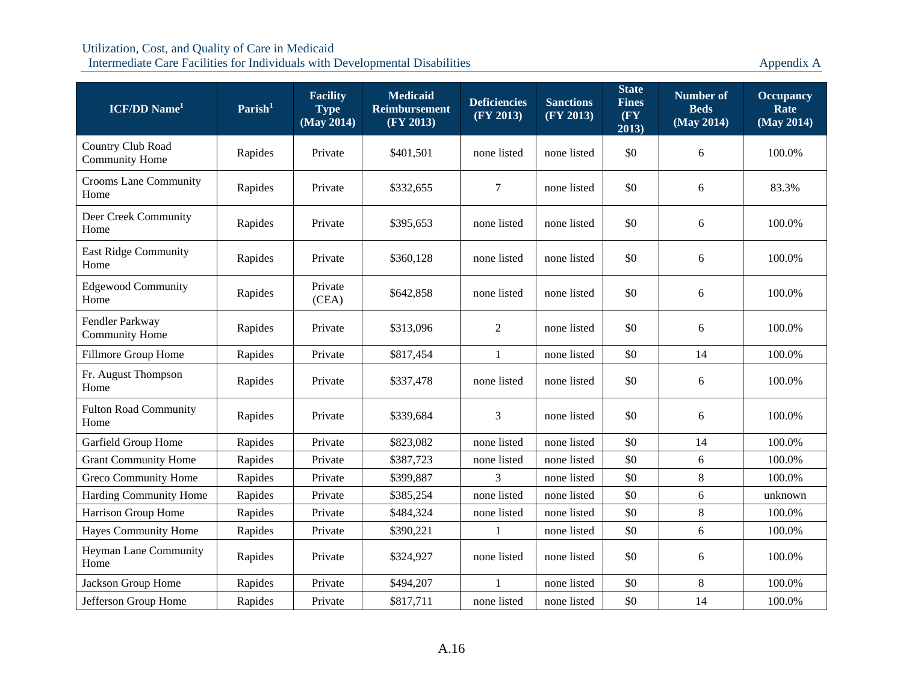| ICF/DD Name[1] | Parish[1] | Facility Type (May 2014) | Medicaid Reimbursement (FY 2013) | Deficiencies (FY 2013) | Sanctions (FY 2013) | State Fines (FY 2013) | Number of Beds (May 2014) | Occupancy Rate (May 2014) |
|---|---|---|---|---|---|---|---|---|
| Country Club Road Community Home | Rapides | Private | $401,501 | none listed | none listed | $0 | 6 | 100.0% |
| Crooms Lane Community Home | Rapides | Private | $332,655 | 7 | none listed | $0 | 6 | 83.3% |
| Deer Creek Community Home | Rapides | Private | $395,653 | none listed | none listed | $0 | 6 | 100.0% |
| East Ridge Community Home | Rapides | Private | $360,128 | none listed | none listed | $0 | 6 | 100.0% |
| Edgewood Community Home | Rapides | Private (CEA) | $642,858 | none listed | none listed | $0 | 6 | 100.0% |
| Fendler Parkway Community Home | Rapides | Private | $313,096 | 2 | none listed | $0 | 6 | 100.0% |
| Fillmore Group Home | Rapides | Private | $817,454 | 1 | none listed | $0 | 14 | 100.0% |
| Fr. August Thompson Home | Rapides | Private | $337,478 | none listed | none listed | $0 | 6 | 100.0% |
| Fulton Road Community Home | Rapides | Private | $339,684 | 3 | none listed | $0 | 6 | 100.0% |
| Garfield Group Home | Rapides | Private | $823,082 | none listed | none listed | $0 | 14 | 100.0% |
| Grant Community Home | Rapides | Private | $387,723 | none listed | none listed | $0 | 6 | 100.0% |
| Greco Community Home | Rapides | Private | $399,887 | 3 | none listed | $0 | 8 | 100.0% |
| Harding Community Home | Rapides | Private | $385,254 | none listed | none listed | $0 | 6 | unknown |
| Harrison Group Home | Rapides | Private | $484,324 | none listed | none listed | $0 | 8 | 100.0% |
| Hayes Community Home | Rapides | Private | $390,221 | 1 | none listed | $0 | 6 | 100.0% |
| Heyman Lane Community Home | Rapides | Private | $324,927 | none listed | none listed | $0 | 6 | 100.0% |
| Jackson Group Home | Rapides | Private | $494,207 | 1 | none listed | $0 | 8 | 100.0% |
| Jefferson Group Home | Rapides | Private | $817,711 | none listed | none listed | $0 | 14 | 100.0% |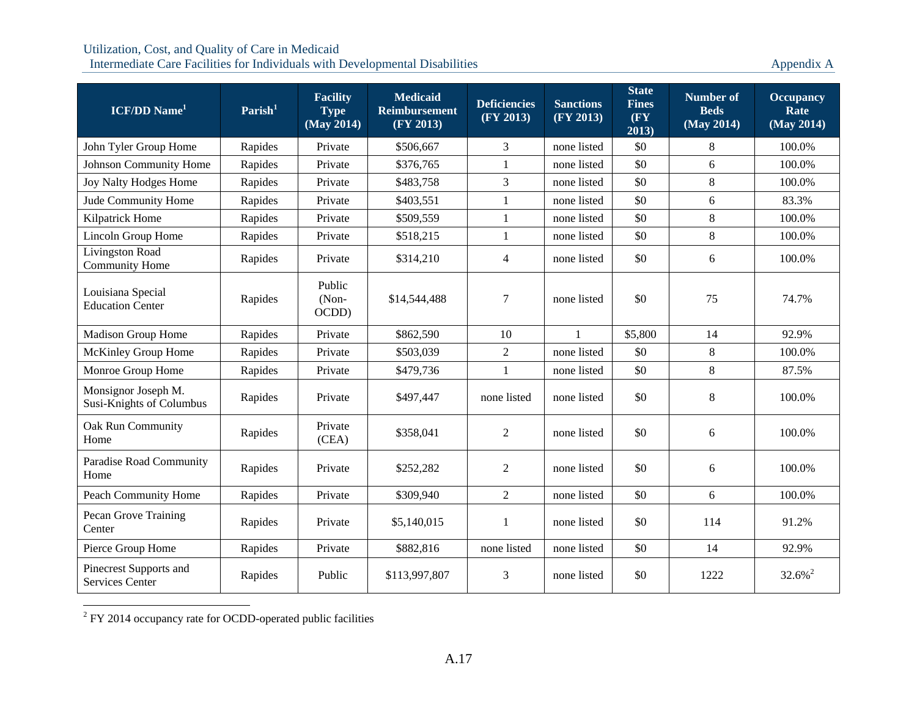| ICF/DD Name[1] | Parish[1] | Facility Type (May 2014) | Medicaid Reimbursement (FY 2013) | Deficiencies (FY 2013) | Sanctions (FY 2013) | State Fines (FY 2013) | Number of Beds (May 2014) | Occupancy Rate (May 2014) |
|---|---|---|---|---|---|---|---|---|
| John Tyler Group Home | Rapides | Private | $506,667 | 3 | none listed | $0 | 8 | 100.0% |
| Johnson Community Home | Rapides | Private | $376,765 | 1 | none listed | $0 | 6 | 100.0% |
| Joy Nalty Hodges Home | Rapides | Private | $483,758 | 3 | none listed | $0 | 8 | 100.0% |
| Jude Community Home | Rapides | Private | $403,551 | 1 | none listed | $0 | 6 | 83.3% |
| Kilpatrick Home | Rapides | Private | $509,559 | 1 | none listed | $0 | 8 | 100.0% |
| Lincoln Group Home | Rapides | Private | $518,215 | 1 | none listed | $0 | 8 | 100.0% |
| Livingston Road Community Home | Rapides | Private | $314,210 | 4 | none listed | $0 | 6 | 100.0% |
| Louisiana Special Education Center | Rapides | Public (Non-OCDD) | $14,544,488 | 7 | none listed | $0 | 75 | 74.7% |
| Madison Group Home | Rapides | Private | $862,590 | 10 | 1 | $5,800 | 14 | 92.9% |
| McKinley Group Home | Rapides | Private | $503,039 | 2 | none listed | $0 | 8 | 100.0% |
| Monroe Group Home | Rapides | Private | $479,736 | 1 | none listed | $0 | 8 | 87.5% |
| Monsignor Joseph M. Susi-Knights of Columbus | Rapides | Private | $497,447 | none listed | none listed | $0 | 8 | 100.0% |
| Oak Run Community Home | Rapides | Private (CEA) | $358,041 | 2 | none listed | $0 | 6 | 100.0% |
| Paradise Road Community Home | Rapides | Private | $252,282 | 2 | none listed | $0 | 6 | 100.0% |
| Peach Community Home | Rapides | Private | $309,940 | 2 | none listed | $0 | 6 | 100.0% |
| Pecan Grove Training Center | Rapides | Private | $5,140,015 | 1 | none listed | $0 | 114 | 91.2% |
| Pierce Group Home | Rapides | Private | $882,816 | none listed | none listed | $0 | 14 | 92.9% |
| Pinecrest Supports and Services Center | Rapides | Public | $113,997,807 | 3 | none listed | $0 | 1222 | 32.6%[2] |

[2] FY 2014 occupancy rate for OCDD-operated public facilities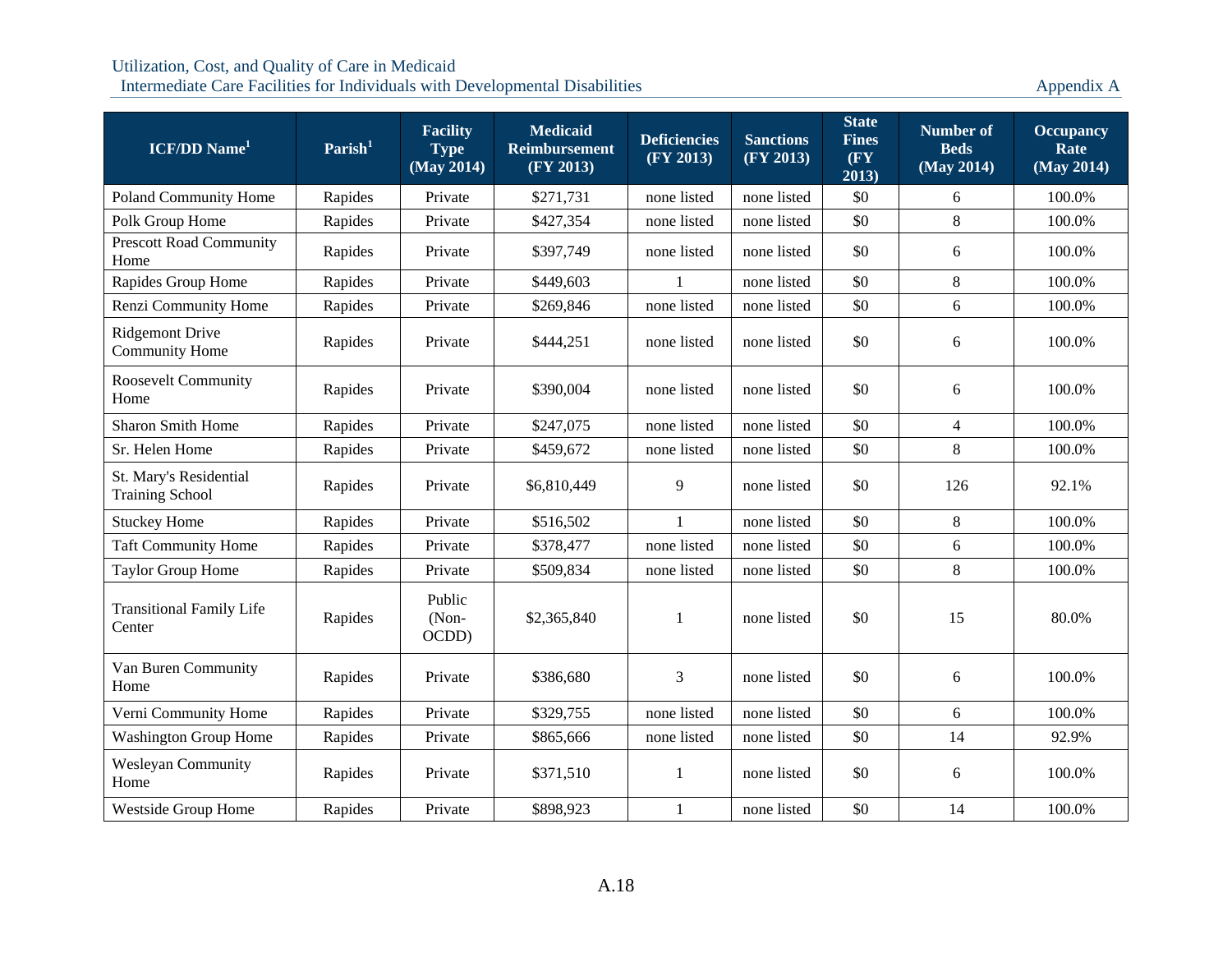| ICF/DD Name[1] | Parish[1] | Facility Type (May 2014) | Medicaid Reimbursement (FY 2013) | Deficiencies (FY 2013) | Sanctions (FY 2013) | State Fines (FY 2013) | Number of Beds (May 2014) | Occupancy Rate (May 2014) |
|---|---|---|---|---|---|---|---|---|
| Poland Community Home | Rapides | Private | $271,731 | none listed | none listed | $0 | 6 | 100.0% |
| Polk Group Home | Rapides | Private | $427,354 | none listed | none listed | $0 | 8 | 100.0% |
| Prescott Road Community Home | Rapides | Private | $397,749 | none listed | none listed | $0 | 6 | 100.0% |
| Rapides Group Home | Rapides | Private | $449,603 | 1 | none listed | $0 | 8 | 100.0% |
| Renzi Community Home | Rapides | Private | $269,846 | none listed | none listed | $0 | 6 | 100.0% |
| Ridgemont Drive Community Home | Rapides | Private | $444,251 | none listed | none listed | $0 | 6 | 100.0% |
| Roosevelt Community Home | Rapides | Private | $390,004 | none listed | none listed | $0 | 6 | 100.0% |
| Sharon Smith Home | Rapides | Private | $247,075 | none listed | none listed | $0 | 4 | 100.0% |
| Sr. Helen Home | Rapides | Private | $459,672 | none listed | none listed | $0 | 8 | 100.0% |
| St. Mary's Residential Training School | Rapides | Private | $6,810,449 | 9 | none listed | $0 | 126 | 92.1% |
| Stuckey Home | Rapides | Private | $516,502 | 1 | none listed | $0 | 8 | 100.0% |
| Taft Community Home | Rapides | Private | $378,477 | none listed | none listed | $0 | 6 | 100.0% |
| Taylor Group Home | Rapides | Private | $509,834 | none listed | none listed | $0 | 8 | 100.0% |
| Transitional Family Life Center | Rapides | Public (Non-OCDD) | $2,365,840 | 1 | none listed | $0 | 15 | 80.0% |
| Van Buren Community Home | Rapides | Private | $386,680 | 3 | none listed | $0 | 6 | 100.0% |
| Verni Community Home | Rapides | Private | $329,755 | none listed | none listed | $0 | 6 | 100.0% |
| Washington Group Home | Rapides | Private | $865,666 | none listed | none listed | $0 | 14 | 92.9% |
| Wesleyan Community Home | Rapides | Private | $371,510 | 1 | none listed | $0 | 6 | 100.0% |
| Westside Group Home | Rapides | Private | $898,923 | 1 | none listed | $0 | 14 | 100.0% |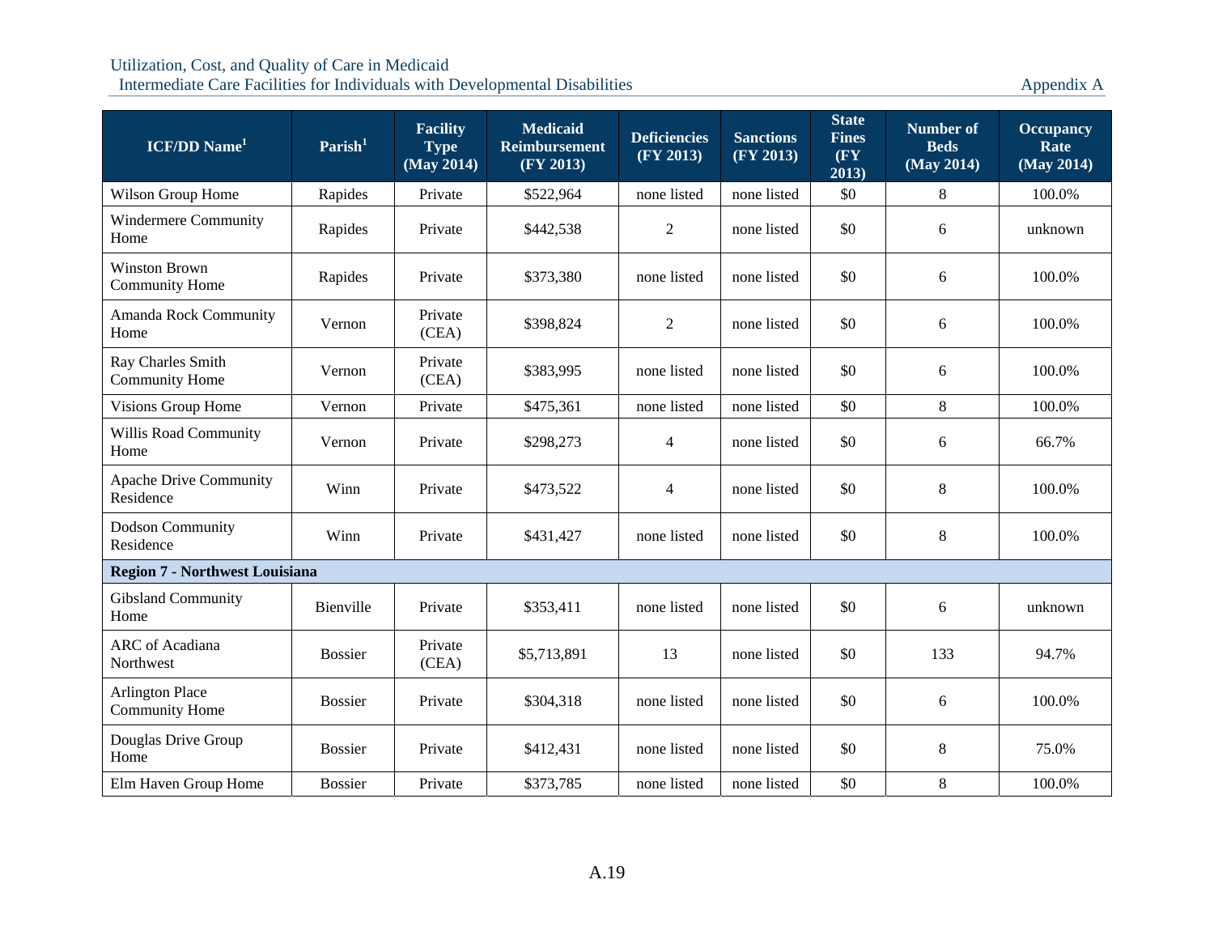| ICF/DD Name[1] | Parish[1] | Facility Type (May 2014) | Medicaid Reimbursement (FY 2013) | Deficiencies (FY 2013) | Sanctions (FY 2013) | State Fines (FY 2013) | Number of Beds (May 2014) | Occupancy Rate (May 2014) |
|---|---|---|---|---|---|---|---|---|
| Wilson Group Home | Rapides | Private | $522,964 | none listed | none listed | $0 | 8 | 100.0% |
| Windermere Community Home | Rapides | Private | $442,538 | 2 | none listed | $0 | 6 | unknown |
| Winston Brown Community Home | Rapides | Private | $373,380 | none listed | none listed | $0 | 6 | 100.0% |
| Amanda Rock Community Home | Vernon | Private (CEA) | $398,824 | 2 | none listed | $0 | 6 | 100.0% |
| Ray Charles Smith Community Home | Vernon | Private (CEA) | $383,995 | none listed | none listed | $0 | 6 | 100.0% |
| Visions Group Home | Vernon | Private | $475,361 | none listed | none listed | $0 | 8 | 100.0% |
| Willis Road Community Home | Vernon | Private | $298,273 | 4 | none listed | $0 | 6 | 66.7% |
| Apache Drive Community Residence | Winn | Private | $473,522 | 4 | none listed | $0 | 8 | 100.0% |
| Dodson Community Residence | Winn | Private | $431,427 | none listed | none listed | $0 | 8 | 100.0% |
| **Region 7 - Northwest Louisiana** | | | | | | | | |
| Gibsland Community Home | Bienville | Private | $353,411 | none listed | none listed | $0 | 6 | unknown |
| ARC of Acadiana Northwest | Bossier | Private (CEA) | $5,713,891 | 13 | none listed | $0 | 133 | 94.7% |
| Arlington Place Community Home | Bossier | Private | $304,318 | none listed | none listed | $0 | 6 | 100.0% |
| Douglas Drive Group Home | Bossier | Private | $412,431 | none listed | none listed | $0 | 8 | 75.0% |
| Elm Haven Group Home | Bossier | Private | $373,785 | none listed | none listed | $0 | 8 | 100.0% |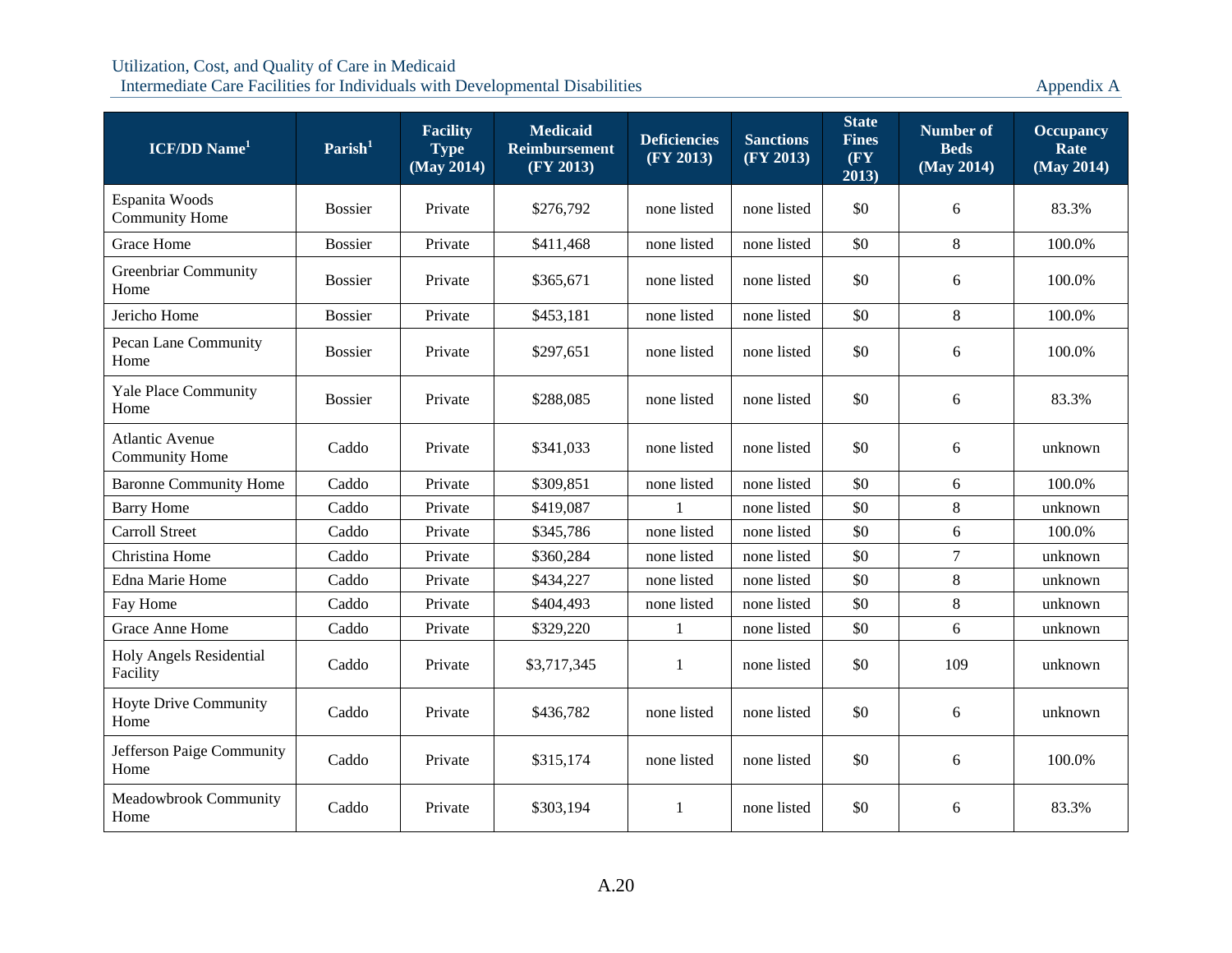| ICD/DD Name[1] | Parish[1] | Facility Type (May 2014) | Medicaid Reimbursement (FY 2013) | Deficiencies (FY 2013) | Sanctions (FY 2013) | State Fines (FY 2013) | Number of Beds (May 2014) | Occupancy Rate (May 2014) |
|---|---|---|---|---|---|---|---|---|
| Espanita Woods Community Home | Bossier | Private | $276,792 | none listed | none listed | $0 | 6 | 83.3% |
| Grace Home | Bossier | Private | $411,468 | none listed | none listed | $0 | 8 | 100.0% |
| Greenbriar Community Home | Bossier | Private | $365,671 | none listed | none listed | $0 | 6 | 100.0% |
| Jericho Home | Bossier | Private | $453,181 | none listed | none listed | $0 | 8 | 100.0% |
| Pecan Lane Community Home | Bossier | Private | $297,651 | none listed | none listed | $0 | 6 | 100.0% |
| Yale Place Community Home | Bossier | Private | $288,085 | none listed | none listed | $0 | 6 | 83.3% |
| Atlantic Avenue Community Home | Caddo | Private | $341,033 | none listed | none listed | $0 | 6 | unknown |
| Baronne Community Home | Caddo | Private | $309,851 | none listed | none listed | $0 | 6 | 100.0% |
| Barry Home | Caddo | Private | $419,087 | 1 | none listed | $0 | 8 | unknown |
| Carroll Street | Caddo | Private | $345,786 | none listed | none listed | $0 | 6 | 100.0% |
| Christina Home | Caddo | Private | $360,284 | none listed | none listed | $0 | 7 | unknown |
| Edna Marie Home | Caddo | Private | $434,227 | none listed | none listed | $0 | 8 | unknown |
| Fay Home | Caddo | Private | $404,493 | none listed | none listed | $0 | 8 | unknown |
| Grace Anne Home | Caddo | Private | $329,220 | 1 | none listed | $0 | 6 | unknown |
| Holy Angels Residential Facility | Caddo | Private | $3,717,345 | 1 | none listed | $0 | 109 | unknown |
| Hoyte Drive Community Home | Caddo | Private | $436,782 | none listed | none listed | $0 | 6 | unknown |
| Jefferson Paige Community Home | Caddo | Private | $315,174 | none listed | none listed | $0 | 6 | 100.0% |
| Meadowbrook Community Home | Caddo | Private | $303,194 | 1 | none listed | $0 | 6 | 83.3% |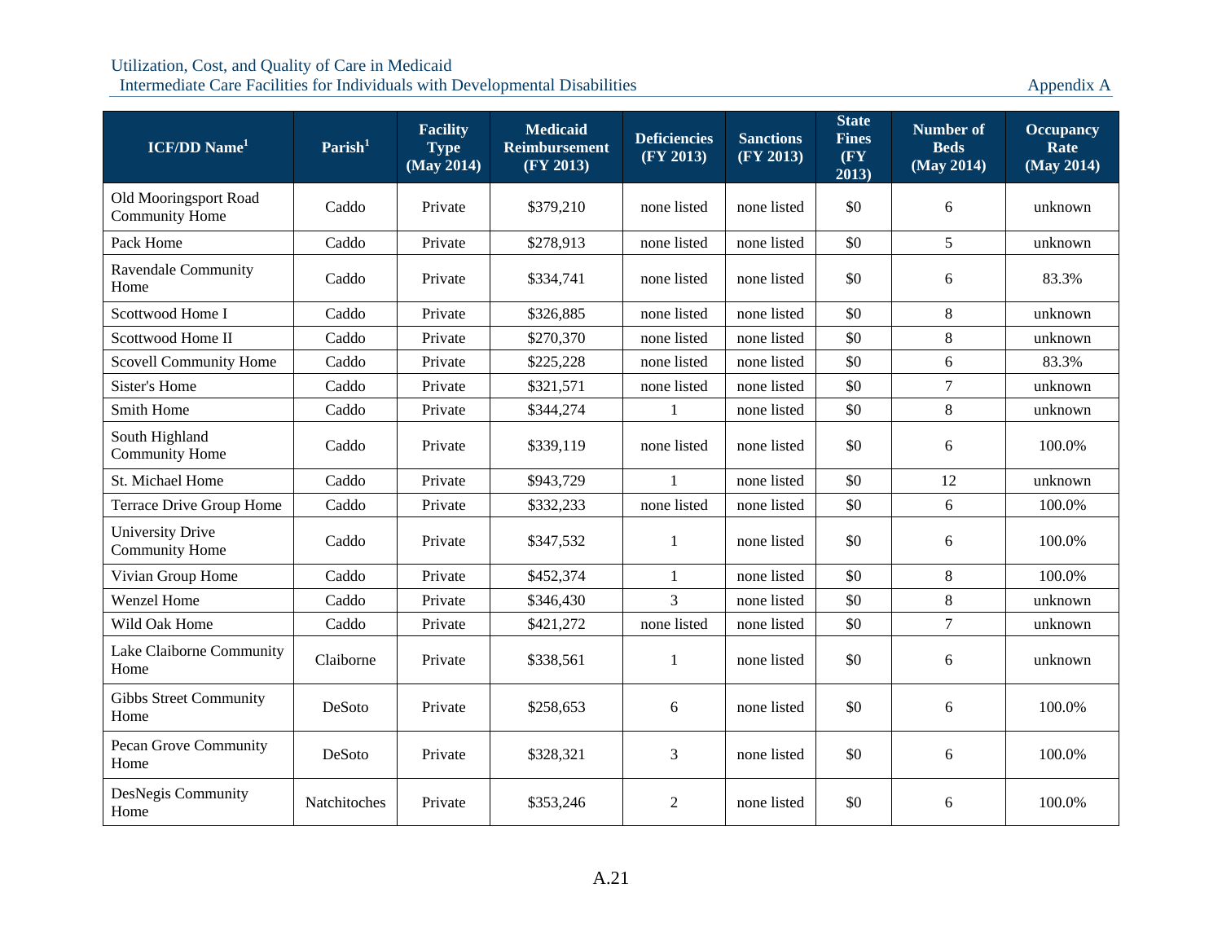| ICF/DD Name[1] | Parish[1] | Facility Type (May 2014) | Medicaid Reimbursement (FY 2013) | Deficiencies (FY 2013) | Sanctions (FY 2013) | State Fines (FY 2013) | Number of Beds (May 2014) | Occupancy Rate (May 2014) |
|---|---|---|---|---|---|---|---|---|
| Old Mooringsport Road Community Home | Caddo | Private | $379,210 | none listed | none listed | $0 | 6 | unknown |
| Pack Home | Caddo | Private | $278,913 | none listed | none listed | $0 | 5 | unknown |
| Ravendale Community Home | Caddo | Private | $334,741 | none listed | none listed | $0 | 6 | 83.3% |
| Scottwood Home I | Caddo | Private | $326,885 | none listed | none listed | $0 | 8 | unknown |
| Scottwood Home II | Caddo | Private | $270,370 | none listed | none listed | $0 | 8 | unknown |
| Scovell Community Home | Caddo | Private | $225,228 | none listed | none listed | $0 | 6 | 83.3% |
| Sister's Home | Caddo | Private | $321,571 | none listed | none listed | $0 | 7 | unknown |
| Smith Home | Caddo | Private | $344,274 | 1 | none listed | $0 | 8 | unknown |
| South Highland Community Home | Caddo | Private | $339,119 | none listed | none listed | $0 | 6 | 100.0% |
| St. Michael Home | Caddo | Private | $943,729 | 1 | none listed | $0 | 12 | unknown |
| Terrace Drive Group Home | Caddo | Private | $332,233 | none listed | none listed | $0 | 6 | 100.0% |
| University Drive Community Home | Caddo | Private | $347,532 | 1 | none listed | $0 | 6 | 100.0% |
| Vivian Group Home | Caddo | Private | $452,374 | 1 | none listed | $0 | 8 | 100.0% |
| Wenzel Home | Caddo | Private | $346,430 | 3 | none listed | $0 | 8 | unknown |
| Wild Oak Home | Caddo | Private | $421,272 | none listed | none listed | $0 | 7 | unknown |
| Lake Claiborne Community Home | Claiborne | Private | $338,561 | 1 | none listed | $0 | 6 | unknown |
| Gibbs Street Community Home | DeSoto | Private | $258,653 | 6 | none listed | $0 | 6 | 100.0% |
| Pecan Grove Community Home | DeSoto | Private | $328,321 | 3 | none listed | $0 | 6 | 100.0% |
| DesNegis Community Home | Natchitoches | Private | $353,246 | 2 | none listed | $0 | 6 | 100.0% |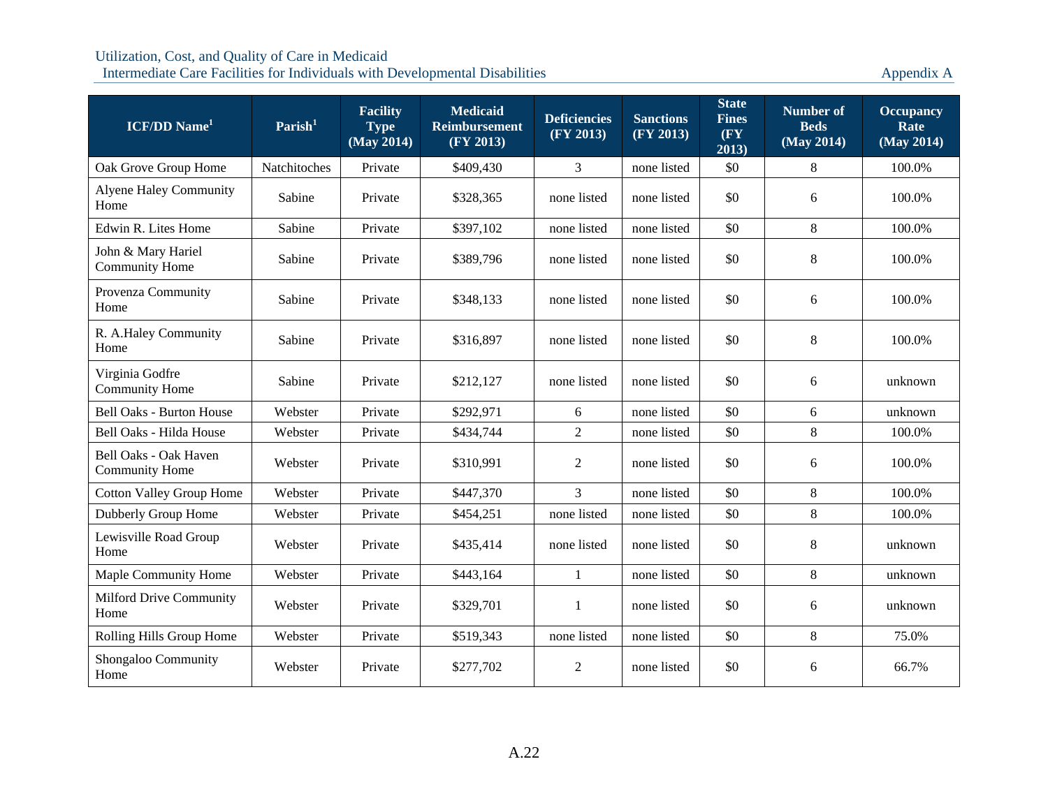| ICF/DD Name[1] | Parish[1] | Facility Type (May 2014) | Medicaid Reimbursement (FY 2013) | Deficiencies (FY 2013) | Sanctions (FY 2013) | State Fines (FY 2013) | Number of Beds (May 2014) | Occupancy Rate (May 2014) |
|---|---|---|---|---|---|---|---|---|
| Oak Grove Group Home | Natchitoches | Private | $409,430 | 3 | none listed | $0 | 8 | 100.0% |
| Alyene Haley Community Home | Sabine | Private | $328,365 | none listed | none listed | $0 | 6 | 100.0% |
| Edwin R. Lites Home | Sabine | Private | $397,102 | none listed | none listed | $0 | 8 | 100.0% |
| John & Mary Hariel Community Home | Sabine | Private | $389,796 | none listed | none listed | $0 | 8 | 100.0% |
| Provenza Community Home | Sabine | Private | $348,133 | none listed | none listed | $0 | 6 | 100.0% |
| R. A.Haley Community Home | Sabine | Private | $316,897 | none listed | none listed | $0 | 8 | 100.0% |
| Virginia Godfre Community Home | Sabine | Private | $212,127 | none listed | none listed | $0 | 6 | unknown |
| Bell Oaks - Burton House | Webster | Private | $292,971 | 6 | none listed | $0 | 6 | unknown |
| Bell Oaks - Hilda House | Webster | Private | $434,744 | 2 | none listed | $0 | 8 | 100.0% |
| Bell Oaks - Oak Haven Community Home | Webster | Private | $310,991 | 2 | none listed | $0 | 6 | 100.0% |
| Cotton Valley Group Home | Webster | Private | $447,370 | 3 | none listed | $0 | 8 | 100.0% |
| Dubberly Group Home | Webster | Private | $454,251 | none listed | none listed | $0 | 8 | 100.0% |
| Lewisville Road Group Home | Webster | Private | $435,414 | none listed | none listed | $0 | 8 | unknown |
| Maple Community Home | Webster | Private | $443,164 | 1 | none listed | $0 | 8 | unknown |
| Milford Drive Community Home | Webster | Private | $329,701 | 1 | none listed | $0 | 6 | unknown |
| Rolling Hills Group Home | Webster | Private | $519,343 | none listed | none listed | $0 | 8 | 75.0% |
| Shongaloo Community Home | Webster | Private | $277,702 | 2 | none listed | $0 | 6 | 66.7% |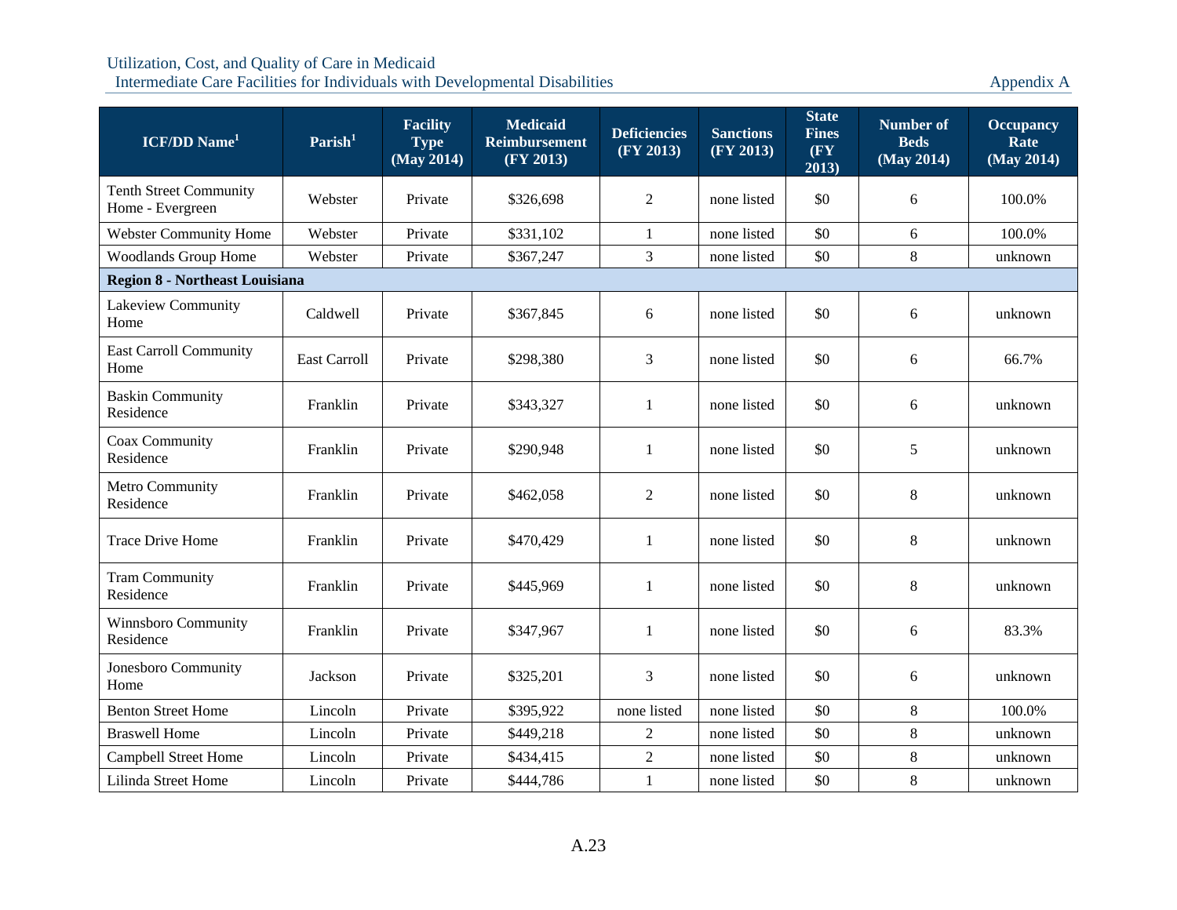| ICF/DD Name[1] | Parish[1] | Facility Type (May 2014) | Medicaid Reimbursement (FY 2013) | Deficiencies (FY 2013) | Sanctions (FY 2013) | State Fines (FY 2013) | Number of Beds (May 2014) | Occupancy Rate (May 2014) |
|---|---|---|---|---|---|---|---|---|
| Tenth Street Community Home - Evergreen | Webster | Private | $326,698 | 2 | none listed | $0 | 6 | 100.0% |
| Webster Community Home | Webster | Private | $331,102 | 1 | none listed | $0 | 6 | 100.0% |
| Woodlands Group Home | Webster | Private | $367,247 | 3 | none listed | $0 | 8 | unknown |
| **Region 8 - Northeast Louisiana** | | | | | | | | |
| Lakeview Community Home | Caldwell | Private | $367,845 | 6 | none listed | $0 | 6 | unknown |
| East Carroll Community Home | East Carroll | Private | $298,380 | 3 | none listed | $0 | 6 | 66.7% |
| Baskin Community Residence | Franklin | Private | $343,327 | 1 | none listed | $0 | 6 | unknown |
| Coax Community Residence | Franklin | Private | $290,948 | 1 | none listed | $0 | 5 | unknown |
| Metro Community Residence | Franklin | Private | $462,058 | 2 | none listed | $0 | 8 | unknown |
| Trace Drive Home | Franklin | Private | $470,429 | 1 | none listed | $0 | 8 | unknown |
| Tram Community Residence | Franklin | Private | $445,969 | 1 | none listed | $0 | 8 | unknown |
| Winnsboro Community Residence | Franklin | Private | $347,967 | 1 | none listed | $0 | 6 | 83.3% |
| Jonesboro Community Home | Jackson | Private | $325,201 | 3 | none listed | $0 | 6 | unknown |
| Benton Street Home | Lincoln | Private | $395,922 | none listed | none listed | $0 | 8 | 100.0% |
| Braswell Home | Lincoln | Private | $449,218 | 2 | none listed | $0 | 8 | unknown |
| Campbell Street Home | Lincoln | Private | $434,415 | 2 | none listed | $0 | 8 | unknown |
| Lilinda Street Home | Lincoln | Private | $444,786 | 1 | none listed | $0 | 8 | unknown |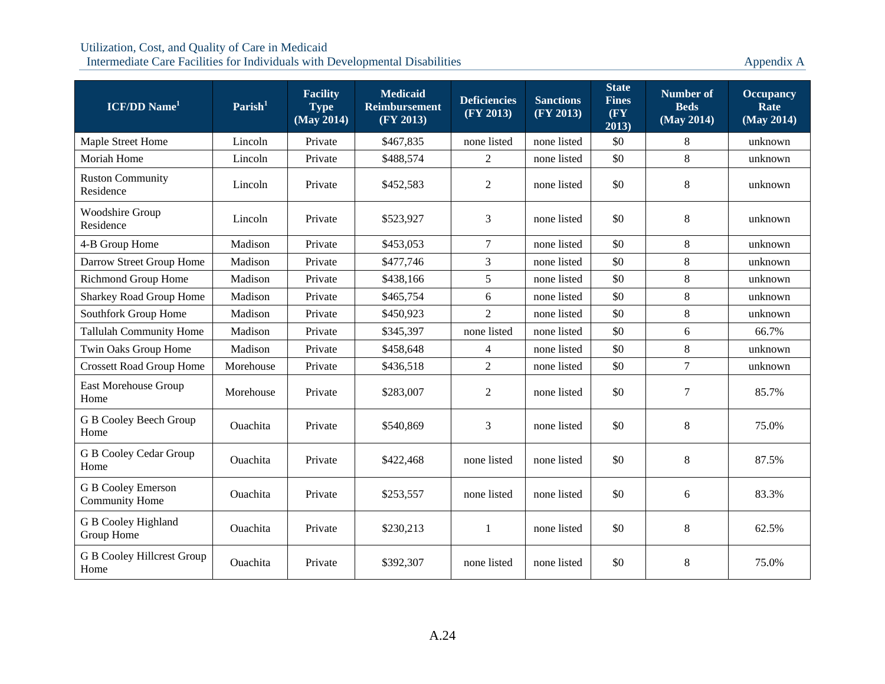| ICF/DD Name[1] | Parish[1] | Facility Type (May 2014) | Medicaid Reimbursement (FY 2013) | Deficiencies (FY 2013) | Sanctions (FY 2013) | State Fines (FY 2013) | Number of Beds (May 2014) | Occupancy Rate (May 2014) |
|---|---|---|---|---|---|---|---|---|
| Maple Street Home | Lincoln | Private | $467,835 | none listed | none listed | $0 | 8 | unknown |
| Moriah Home | Lincoln | Private | $488,574 | 2 | none listed | $0 | 8 | unknown |
| Ruston Community Residence | Lincoln | Private | $452,583 | 2 | none listed | $0 | 8 | unknown |
| Woodshire Group Residence | Lincoln | Private | $523,927 | 3 | none listed | $0 | 8 | unknown |
| 4-B Group Home | Madison | Private | $453,053 | 7 | none listed | $0 | 8 | unknown |
| Darrow Street Group Home | Madison | Private | $477,746 | 3 | none listed | $0 | 8 | unknown |
| Richmond Group Home | Madison | Private | $438,166 | 5 | none listed | $0 | 8 | unknown |
| Sharkey Road Group Home | Madison | Private | $465,754 | 6 | none listed | $0 | 8 | unknown |
| Southfork Group Home | Madison | Private | $450,923 | 2 | none listed | $0 | 8 | unknown |
| Tallulah Community Home | Madison | Private | $345,397 | none listed | none listed | $0 | 6 | 66.7% |
| Twin Oaks Group Home | Madison | Private | $458,648 | 4 | none listed | $0 | 8 | unknown |
| Crossett Road Group Home | Morehouse | Private | $436,518 | 2 | none listed | $0 | 7 | unknown |
| East Morehouse Group Home | Morehouse | Private | $283,007 | 2 | none listed | $0 | 7 | 85.7% |
| G B Cooley Beech Group Home | Ouachita | Private | $540,869 | 3 | none listed | $0 | 8 | 75.0% |
| G B Cooley Cedar Group Home | Ouachita | Private | $422,468 | none listed | none listed | $0 | 8 | 87.5% |
| G B Cooley Emerson Community Home | Ouachita | Private | $253,557 | none listed | none listed | $0 | 6 | 83.3% |
| G B Cooley Highland Group Home | Ouachita | Private | $230,213 | 1 | none listed | $0 | 8 | 62.5% |
| G B Cooley Hillcrest Group Home | Ouachita | Private | $392,307 | none listed | none listed | $0 | 8 | 75.0% |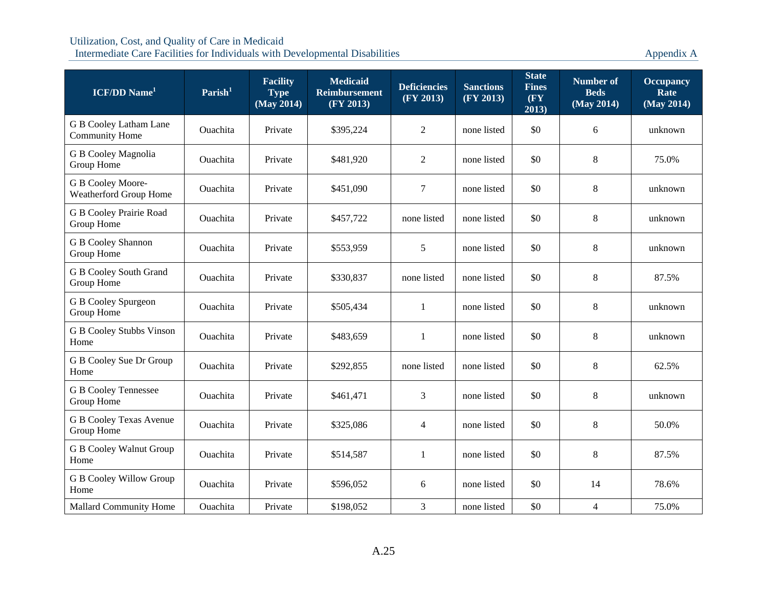| ICF/DD Name[1] | Parish[1] | Facility Type (May 2014) | Medicaid Reimbursement (FY 2013) | Deficiencies (FY 2013) | Sanctions (FY 2013) | State Fines (FY 2013) | Number of Beds (May 2014) | Occupancy Rate (May 2014) |
|---|---|---|---|---|---|---|---|---|
| G B Cooley Latham Lane Community Home | Ouachita | Private | $395,224 | 2 | none listed | $0 | 6 | unknown |
| G B Cooley Magnolia Group Home | Ouachita | Private | $481,920 | 2 | none listed | $0 | 8 | 75.0% |
| G B Cooley Moore-Weatherford Group Home | Ouachita | Private | $451,090 | 7 | none listed | $0 | 8 | unknown |
| G B Cooley Prairie Road Group Home | Ouachita | Private | $457,722 | none listed | none listed | $0 | 8 | unknown |
| G B Cooley Shannon Group Home | Ouachita | Private | $553,959 | 5 | none listed | $0 | 8 | unknown |
| G B Cooley South Grand Group Home | Ouachita | Private | $330,837 | none listed | none listed | $0 | 8 | 87.5% |
| G B Cooley Spurgeon Group Home | Ouachita | Private | $505,434 | 1 | none listed | $0 | 8 | unknown |
| G B Cooley Stubbs Vinson Home | Ouachita | Private | $483,659 | 1 | none listed | $0 | 8 | unknown |
| G B Cooley Sue Dr Group Home | Ouachita | Private | $292,855 | none listed | none listed | $0 | 8 | 62.5% |
| G B Cooley Tennessee Group Home | Ouachita | Private | $461,471 | 3 | none listed | $0 | 8 | unknown |
| G B Cooley Texas Avenue Group Home | Ouachita | Private | $325,086 | 4 | none listed | $0 | 8 | 50.0% |
| G B Cooley Walnut Group Home | Ouachita | Private | $514,587 | 1 | none listed | $0 | 8 | 87.5% |
| G B Cooley Willow Group Home | Ouachita | Private | $596,052 | 6 | none listed | $0 | 14 | 78.6% |
| Mallard Community Home | Ouachita | Private | $198,052 | 3 | none listed | $0 | 4 | 75.0% |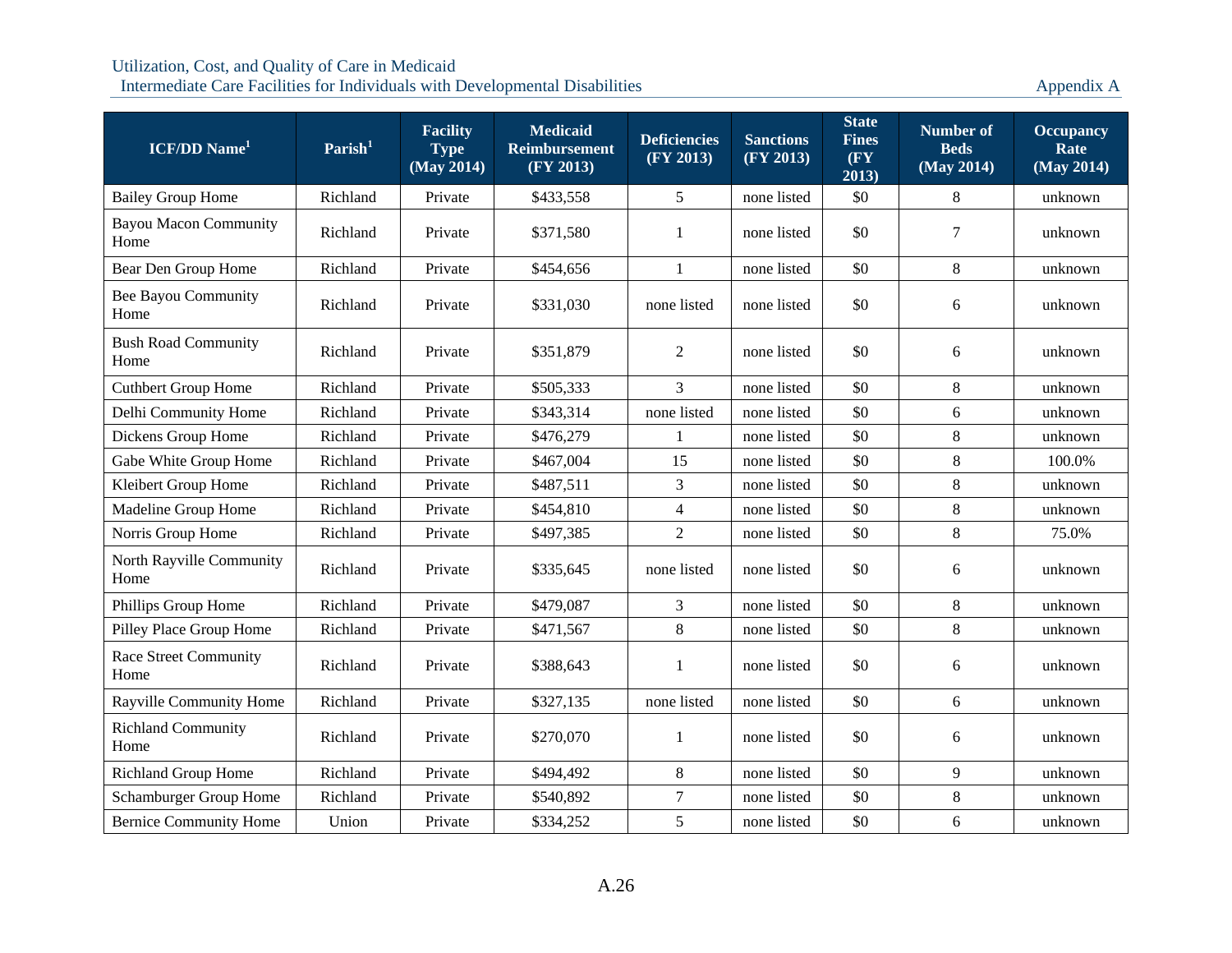| ICF/DD Name[1] | Parish[1] | Facility Type (May 2014) | Medicaid Reimbursement (FY 2013) | Deficiencies (FY 2013) | Sanctions (FY 2013) | State Fines (FY 2013) | Number of Beds (May 2014) | Occupancy Rate (May 2014) |
|---|---|---|---|---|---|---|---|---|
| Bailey Group Home | Richland | Private | $433,558 | 5 | none listed | $0 | 8 | unknown |
| Bayou Macon Community Home | Richland | Private | $371,580 | 1 | none listed | $0 | 7 | unknown |
| Bear Den Group Home | Richland | Private | $454,656 | 1 | none listed | $0 | 8 | unknown |
| Bee Bayou Community Home | Richland | Private | $331,030 | none listed | none listed | $0 | 6 | unknown |
| Bush Road Community Home | Richland | Private | $351,879 | 2 | none listed | $0 | 6 | unknown |
| Cuthbert Group Home | Richland | Private | $505,333 | 3 | none listed | $0 | 8 | unknown |
| Delhi Community Home | Richland | Private | $343,314 | none listed | none listed | $0 | 6 | unknown |
| Dickens Group Home | Richland | Private | $476,279 | 1 | none listed | $0 | 8 | unknown |
| Gabe White Group Home | Richland | Private | $467,004 | 15 | none listed | $0 | 8 | 100.0% |
| Kleibert Group Home | Richland | Private | $487,511 | 3 | none listed | $0 | 8 | unknown |
| Madeline Group Home | Richland | Private | $454,810 | 4 | none listed | $0 | 8 | unknown |
| Norris Group Home | Richland | Private | $497,385 | 2 | none listed | $0 | 8 | 75.0% |
| North Rayville Community Home | Richland | Private | $335,645 | none listed | none listed | $0 | 6 | unknown |
| Phillips Group Home | Richland | Private | $479,087 | 3 | none listed | $0 | 8 | unknown |
| Pilley Place Group Home | Richland | Private | $471,567 | 8 | none listed | $0 | 8 | unknown |
| Race Street Community Home | Richland | Private | $388,643 | 1 | none listed | $0 | 6 | unknown |
| Rayville Community Home | Richland | Private | $327,135 | none listed | none listed | $0 | 6 | unknown |
| Richland Community Home | Richland | Private | $270,070 | 1 | none listed | $0 | 6 | unknown |
| Richland Group Home | Richland | Private | $494,492 | 8 | none listed | $0 | 9 | unknown |
| Schamburger Group Home | Richland | Private | $540,892 | 7 | none listed | $0 | 8 | unknown |
| Bernice Community Home | Union | Private | $334,252 | 5 | none listed | $0 | 6 | unknown |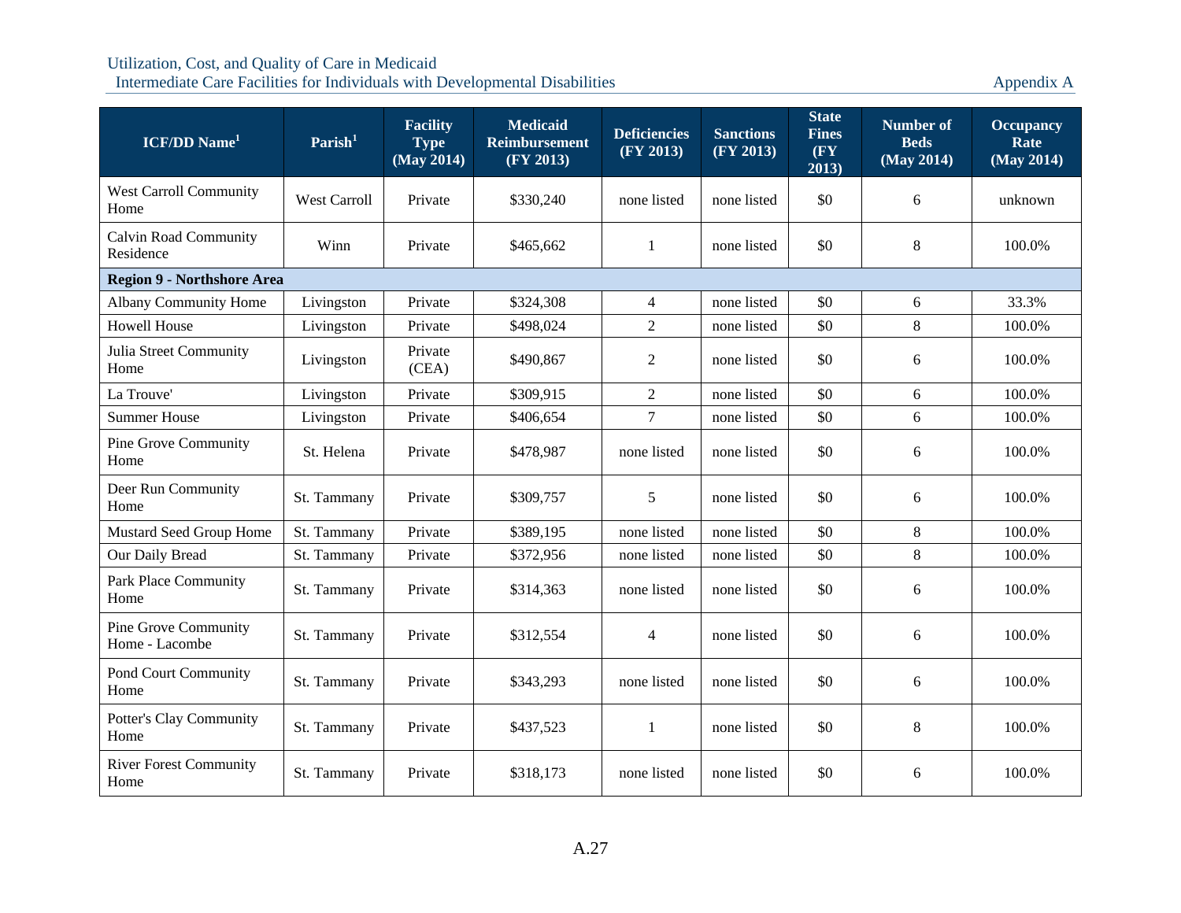| ICF/DD Name[1] | Parish[1] | Facility Type (May 2014) | Medicaid Reimbursement (FY 2013) | Deficiencies (FY 2013) | Sanctions (FY 2013) | State Fines (FY 2013) | Number of Beds (May 2014) | Occupancy Rate (May 2014) |
|---|---|---|---|---|---|---|---|---|
| West Carroll Community Home | West Carroll | Private | $330,240 | none listed | none listed | $0 | 6 | unknown |
| Calvin Road Community Residence | Winn | Private | $465,662 | 1 | none listed | $0 | 8 | 100.0% |
| **Region 9 - Northshore Area** | | | | | | | | |
| Albany Community Home | Livingston | Private | $324,308 | 4 | none listed | $0 | 6 | 33.3% |
| Howell House | Livingston | Private | $498,024 | 2 | none listed | $0 | 8 | 100.0% |
| Julia Street Community Home | Livingston | Private (CEA) | $490,867 | 2 | none listed | $0 | 6 | 100.0% |
| La Trouve' | Livingston | Private | $309,915 | 2 | none listed | $0 | 6 | 100.0% |
| Summer House | Livingston | Private | $406,654 | 7 | none listed | $0 | 6 | 100.0% |
| Pine Grove Community Home | St. Helena | Private | $478,987 | none listed | none listed | $0 | 6 | 100.0% |
| Deer Run Community Home | St. Tammany | Private | $309,757 | 5 | none listed | $0 | 6 | 100.0% |
| Mustard Seed Group Home | St. Tammany | Private | $389,195 | none listed | none listed | $0 | 8 | 100.0% |
| Our Daily Bread | St. Tammany | Private | $372,956 | none listed | none listed | $0 | 8 | 100.0% |
| Park Place Community Home | St. Tammany | Private | $314,363 | none listed | none listed | $0 | 6 | 100.0% |
| Pine Grove Community Home - Lacombe | St. Tammany | Private | $312,554 | 4 | none listed | $0 | 6 | 100.0% |
| Pond Court Community Home | St. Tammany | Private | $343,293 | none listed | none listed | $0 | 6 | 100.0% |
| Potter's Clay Community Home | St. Tammany | Private | $437,523 | 1 | none listed | $0 | 8 | 100.0% |
| River Forest Community Home | St. Tammany | Private | $318,173 | none listed | none listed | $0 | 6 | 100.0% |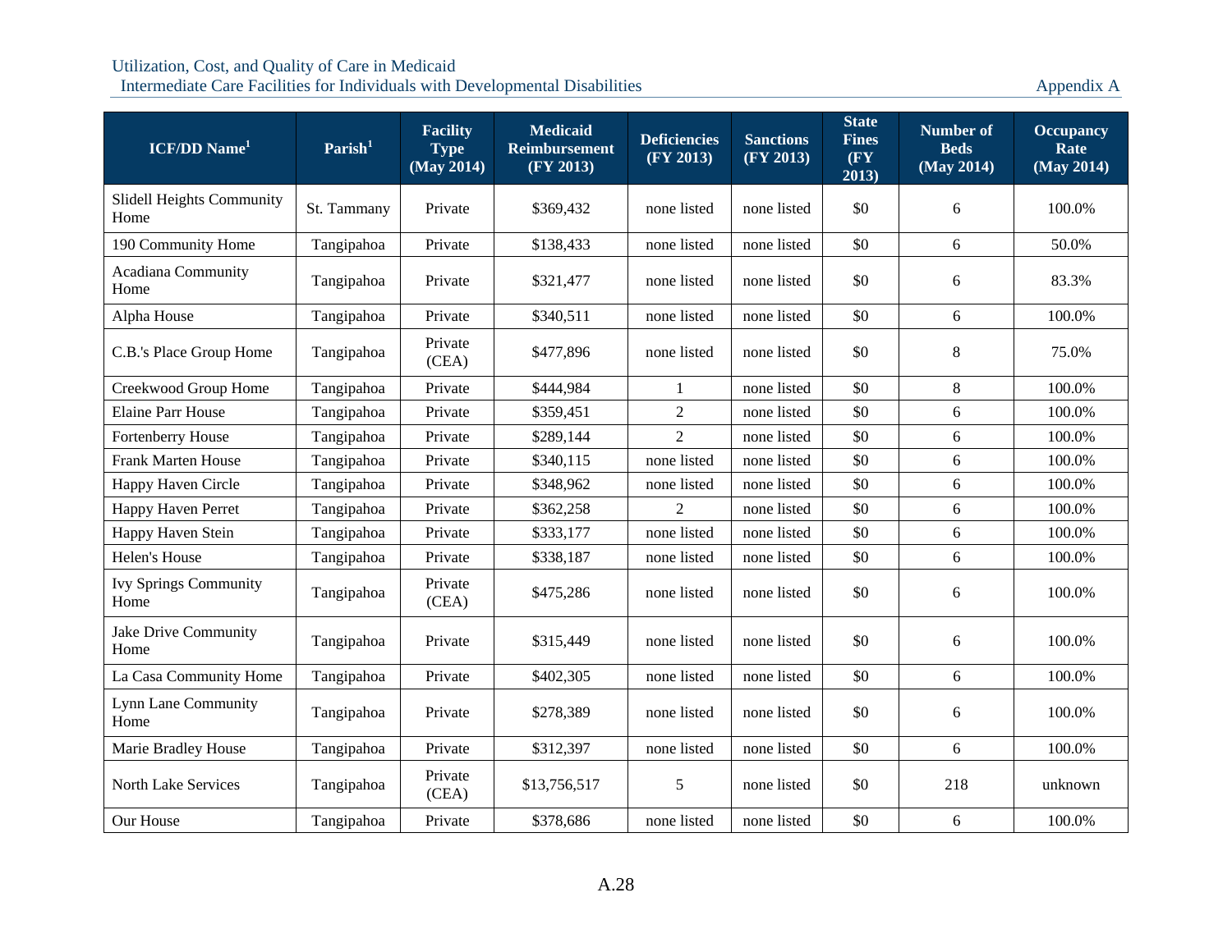| ICF/DD Name[1] | Parish[1] | Facility Type (May 2014) | Medicaid Reimbursement (FY 2013) | Deficiencies (FY 2013) | Sanctions (FY 2013) | State Fines (FY 2013) | Number of Beds (May 2014) | Occupancy Rate (May 2014) |
|---|---|---|---|---|---|---|---|---|
| Slidell Heights Community Home | St. Tammany | Private | $369,432 | none listed | none listed | $0 | 6 | 100.0% |
| 190 Community Home | Tangipahoa | Private | $138,433 | none listed | none listed | $0 | 6 | 50.0% |
| Acadiana Community Home | Tangipahoa | Private | $321,477 | none listed | none listed | $0 | 6 | 83.3% |
| Alpha House | Tangipahoa | Private | $340,511 | none listed | none listed | $0 | 6 | 100.0% |
| C.B.'s Place Group Home | Tangipahoa | Private (CEA) | $477,896 | none listed | none listed | $0 | 8 | 75.0% |
| Creekwood Group Home | Tangipahoa | Private | $444,984 | 1 | none listed | $0 | 8 | 100.0% |
| Elaine Parr House | Tangipahoa | Private | $359,451 | 2 | none listed | $0 | 6 | 100.0% |
| Fortenberry House | Tangipahoa | Private | $289,144 | 2 | none listed | $0 | 6 | 100.0% |
| Frank Marten House | Tangipahoa | Private | $340,115 | none listed | none listed | $0 | 6 | 100.0% |
| Happy Haven Circle | Tangipahoa | Private | $348,962 | none listed | none listed | $0 | 6 | 100.0% |
| Happy Haven Perret | Tangipahoa | Private | $362,258 | 2 | none listed | $0 | 6 | 100.0% |
| Happy Haven Stein | Tangipahoa | Private | $333,177 | none listed | none listed | $0 | 6 | 100.0% |
| Helen's House | Tangipahoa | Private | $338,187 | none listed | none listed | $0 | 6 | 100.0% |
| Ivy Springs Community Home | Tangipahoa | Private (CEA) | $475,286 | none listed | none listed | $0 | 6 | 100.0% |
| Jake Drive Community Home | Tangipahoa | Private | $315,449 | none listed | none listed | $0 | 6 | 100.0% |
| La Casa Community Home | Tangipahoa | Private | $402,305 | none listed | none listed | $0 | 6 | 100.0% |
| Lynn Lane Community Home | Tangipahoa | Private | $278,389 | none listed | none listed | $0 | 6 | 100.0% |
| Marie Bradley House | Tangipahoa | Private | $312,397 | none listed | none listed | $0 | 6 | 100.0% |
| North Lake Services | Tangipahoa | Private (CEA) | $13,756,517 | 5 | none listed | $0 | 218 | unknown |
| Our House | Tangipahoa | Private | $378,686 | none listed | none listed | $0 | 6 | 100.0% |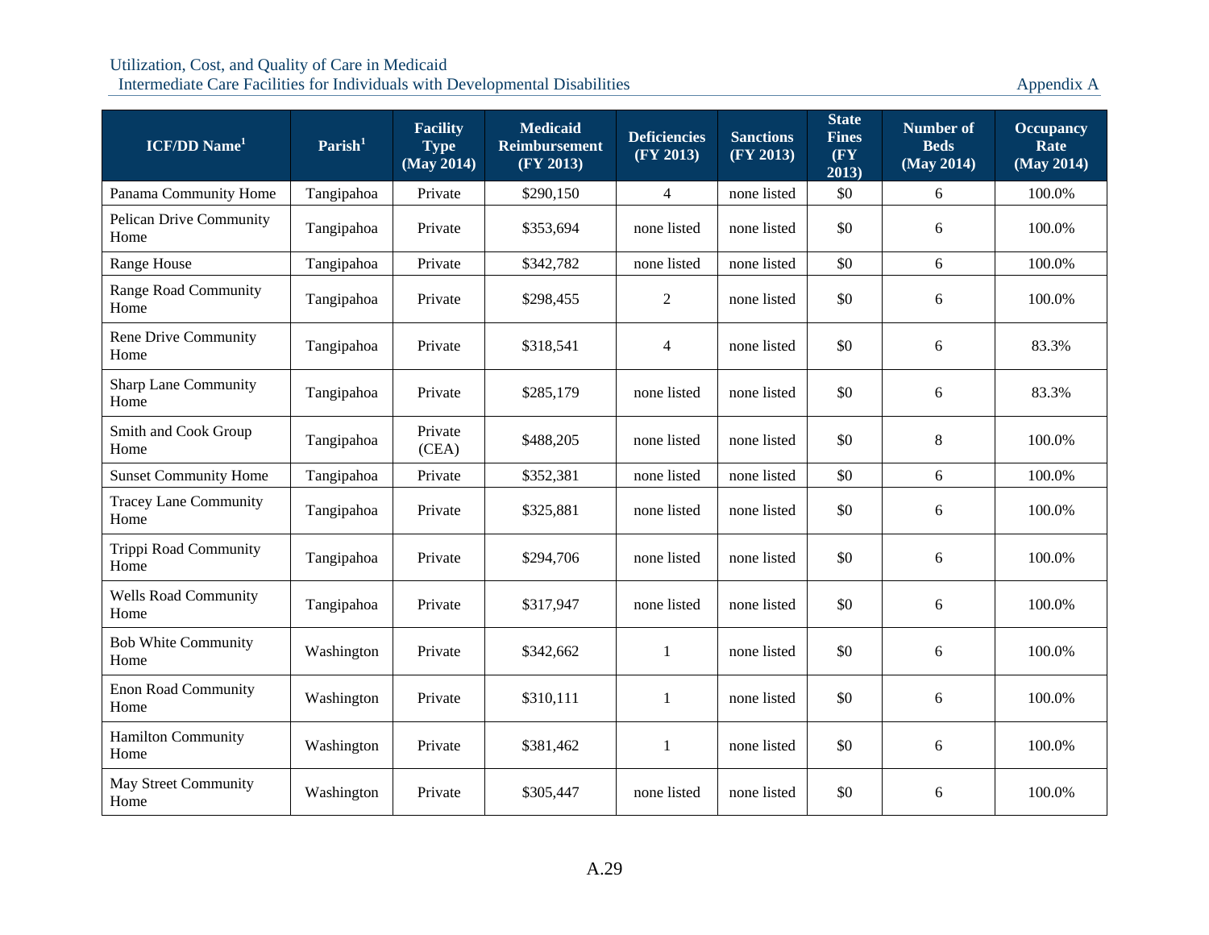| ICF/DD Name[1] | Parish[1] | Facility Type (May 2014) | Medicaid Reimbursement (FY 2013) | Deficiencies (FY 2013) | Sanctions (FY 2013) | State Fines (FY 2013) | Number of Beds (May 2014) | Occupancy Rate (May 2014) |
|---|---|---|---|---|---|---|---|---|
| Panama Community Home | Tangipahoa | Private | $290,150 | 4 | none listed | $0 | 6 | 100.0% |
| Pelican Drive Community Home | Tangipahoa | Private | $353,694 | none listed | none listed | $0 | 6 | 100.0% |
| Range House | Tangipahoa | Private | $342,782 | none listed | none listed | $0 | 6 | 100.0% |
| Range Road Community Home | Tangipahoa | Private | $298,455 | 2 | none listed | $0 | 6 | 100.0% |
| Rene Drive Community Home | Tangipahoa | Private | $318,541 | 4 | none listed | $0 | 6 | 83.3% |
| Sharp Lane Community Home | Tangipahoa | Private | $285,179 | none listed | none listed | $0 | 6 | 83.3% |
| Smith and Cook Group Home | Tangipahoa | Private (CEA) | $488,205 | none listed | none listed | $0 | 8 | 100.0% |
| Sunset Community Home | Tangipahoa | Private | $352,381 | none listed | none listed | $0 | 6 | 100.0% |
| Tracey Lane Community Home | Tangipahoa | Private | $325,881 | none listed | none listed | $0 | 6 | 100.0% |
| Trippi Road Community Home | Tangipahoa | Private | $294,706 | none listed | none listed | $0 | 6 | 100.0% |
| Wells Road Community Home | Tangipahoa | Private | $317,947 | none listed | none listed | $0 | 6 | 100.0% |
| Bob White Community Home | Washington | Private | $342,662 | 1 | none listed | $0 | 6 | 100.0% |
| Enon Road Community Home | Washington | Private | $310,111 | 1 | none listed | $0 | 6 | 100.0% |
| Hamilton Community Home | Washington | Private | $381,462 | 1 | none listed | $0 | 6 | 100.0% |
| May Street Community Home | Washington | Private | $305,447 | none listed | none listed | $0 | 6 | 100.0% |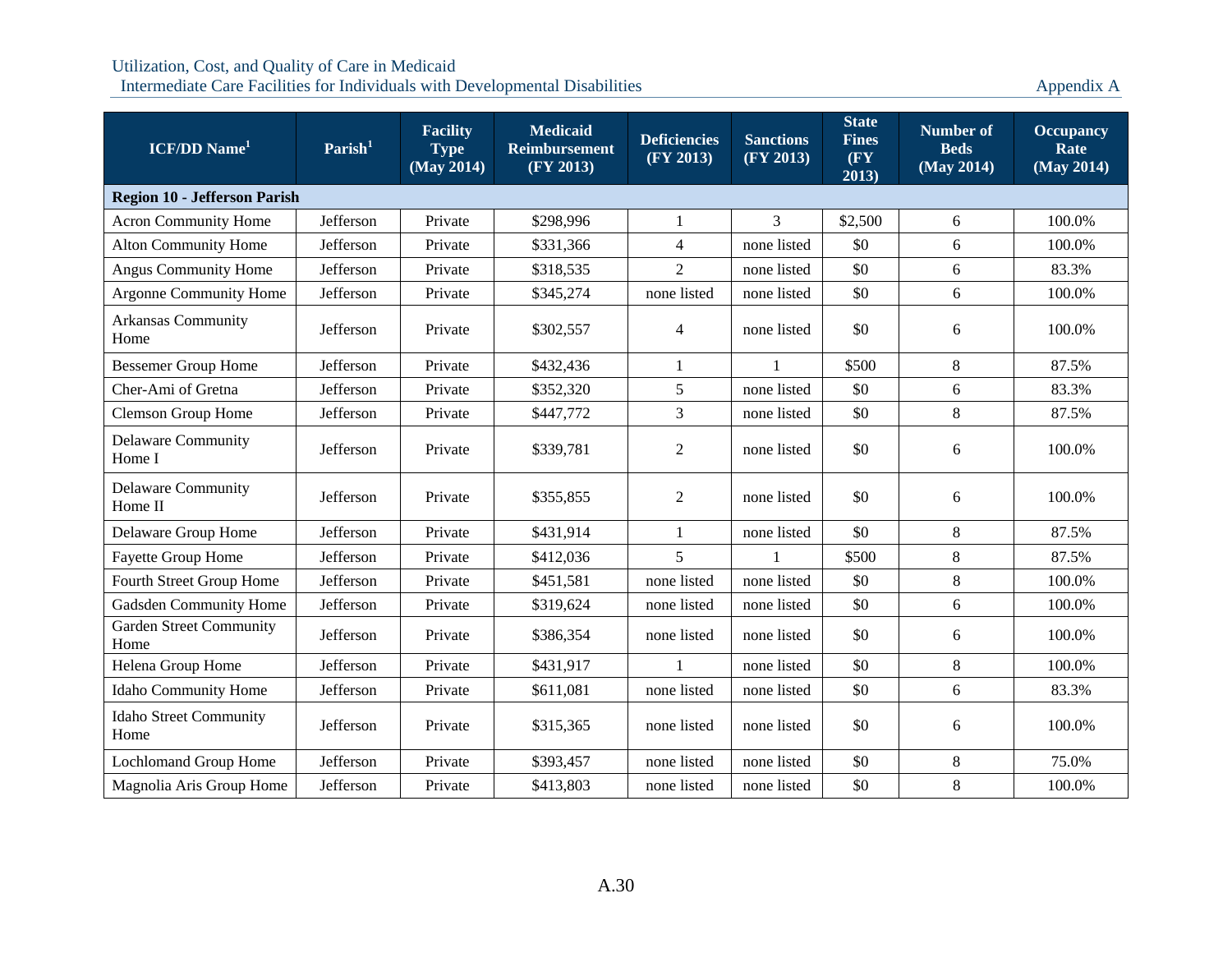| ICF/DD Name[1] | Parish[1] | Facility Type (May 2014) | Medicaid Reimbursement (FY 2013) | Deficiencies (FY 2013) | Sanctions (FY 2013) | State Fines (FY 2013) | Number of Beds (May 2014) | Occupancy Rate (May 2014) |
|---|---|---|---|---|---|---|---|---|
| **Region 10 - Jefferson Parish** | | | | | | | | |
| Acron Community Home | Jefferson | Private | $298,996 | 1 | 3 | $2,500 | 6 | 100.0% |
| Alton Community Home | Jefferson | Private | $331,366 | 4 | none listed | $0 | 6 | 100.0% |
| Angus Community Home | Jefferson | Private | $318,535 | 2 | none listed | $0 | 6 | 83.3% |
| Argonne Community Home | Jefferson | Private | $345,274 | none listed | none listed | $0 | 6 | 100.0% |
| Arkansas Community Home | Jefferson | Private | $302,557 | 4 | none listed | $0 | 6 | 100.0% |
| Bessemer Group Home | Jefferson | Private | $432,436 | 1 | 1 | $500 | 8 | 87.5% |
| Cher-Ami of Gretna | Jefferson | Private | $352,320 | 5 | none listed | $0 | 6 | 83.3% |
| Clemson Group Home | Jefferson | Private | $447,772 | 3 | none listed | $0 | 8 | 87.5% |
| Delaware Community Home I | Jefferson | Private | $339,781 | 2 | none listed | $0 | 6 | 100.0% |
| Delaware Community Home II | Jefferson | Private | $355,855 | 2 | none listed | $0 | 6 | 100.0% |
| Delaware Group Home | Jefferson | Private | $431,914 | 1 | none listed | $0 | 8 | 87.5% |
| Fayette Group Home | Jefferson | Private | $412,036 | 5 | 1 | $500 | 8 | 87.5% |
| Fourth Street Group Home | Jefferson | Private | $451,581 | none listed | none listed | $0 | 8 | 100.0% |
| Gadsden Community Home | Jefferson | Private | $319,624 | none listed | none listed | $0 | 6 | 100.0% |
| Garden Street Community Home | Jefferson | Private | $386,354 | none listed | none listed | $0 | 6 | 100.0% |
| Helena Group Home | Jefferson | Private | $431,917 | 1 | none listed | $0 | 8 | 100.0% |
| Idaho Community Home | Jefferson | Private | $611,081 | none listed | none listed | $0 | 6 | 83.3% |
| Idaho Street Community Home | Jefferson | Private | $315,365 | none listed | none listed | $0 | 6 | 100.0% |
| Lochlomand Group Home | Jefferson | Private | $393,457 | none listed | none listed | $0 | 8 | 75.0% |
| Magnolia Aris Group Home | Jefferson | Private | $413,803 | none listed | none listed | $0 | 8 | 100.0% |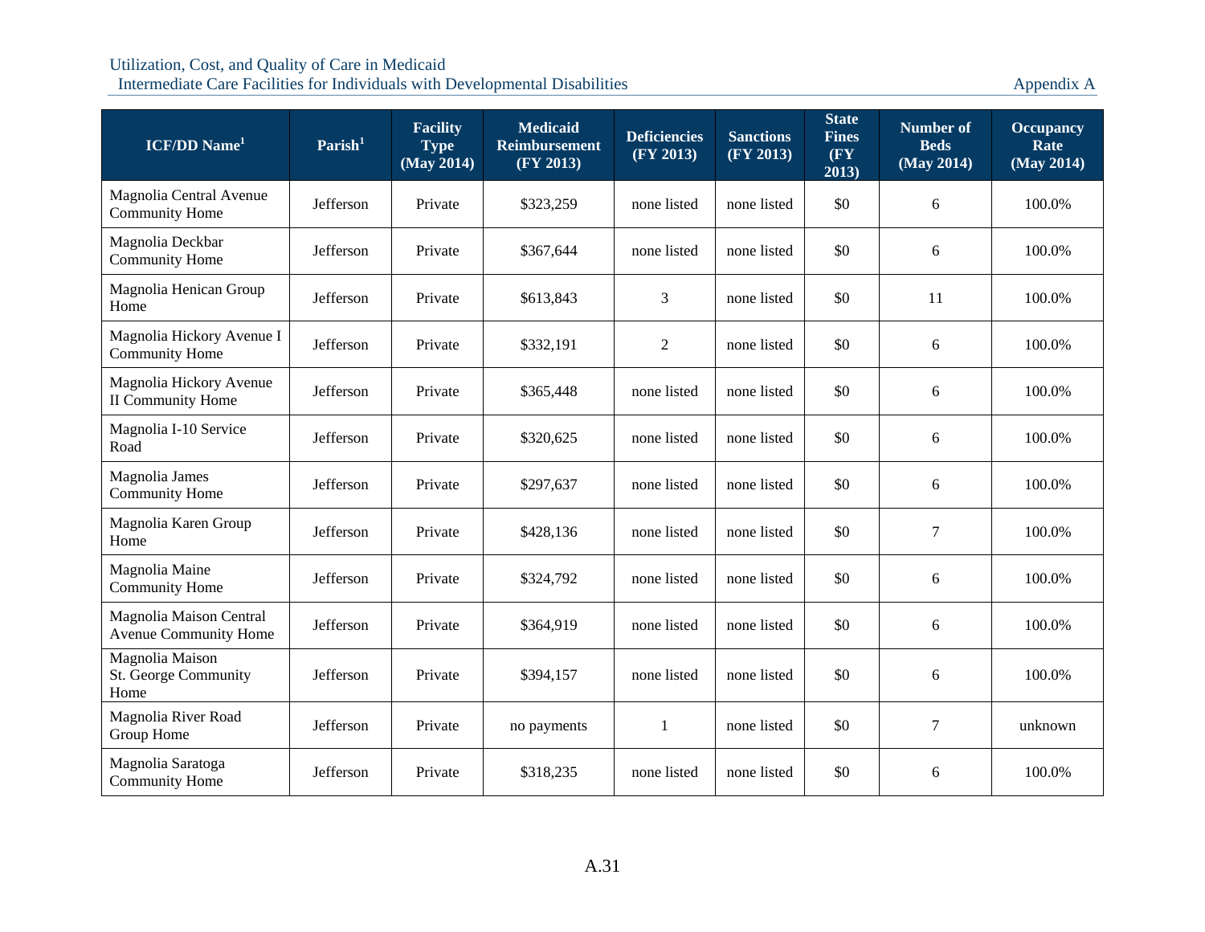| ICF/DD Name[1] | Parish[1] | Facility Type (May 2014) | Medicaid Reimbursement (FY 2013) | Deficiencies (FY 2013) | Sanctions (FY 2013) | State Fines (FY 2013) | Number of Beds (May 2014) | Occupancy Rate (May 2014) |
|---|---|---|---|---|---|---|---|---|
| Magnolia Central Avenue Community Home | Jefferson | Private | $323,259 | none listed | none listed | $0 | 6 | 100.0% |
| Magnolia Deckbar Community Home | Jefferson | Private | $367,644 | none listed | none listed | $0 | 6 | 100.0% |
| Magnolia Henican Group Home | Jefferson | Private | $613,843 | 3 | none listed | $0 | 11 | 100.0% |
| Magnolia Hickory Avenue I Community Home | Jefferson | Private | $332,191 | 2 | none listed | $0 | 6 | 100.0% |
| Magnolia Hickory Avenue II Community Home | Jefferson | Private | $365,448 | none listed | none listed | $0 | 6 | 100.0% |
| Magnolia I-10 Service Road | Jefferson | Private | $320,625 | none listed | none listed | $0 | 6 | 100.0% |
| Magnolia James Community Home | Jefferson | Private | $297,637 | none listed | none listed | $0 | 6 | 100.0% |
| Magnolia Karen Group Home | Jefferson | Private | $428,136 | none listed | none listed | $0 | 7 | 100.0% |
| Magnolia Maine Community Home | Jefferson | Private | $324,792 | none listed | none listed | $0 | 6 | 100.0% |
| Magnolia Maison Central Avenue Community Home | Jefferson | Private | $364,919 | none listed | none listed | $0 | 6 | 100.0% |
| Magnolia Maison St. George Community Home | Jefferson | Private | $394,157 | none listed | none listed | $0 | 6 | 100.0% |
| Magnolia River Road Group Home | Jefferson | Private | no payments | 1 | none listed | $0 | 7 | unknown |
| Magnolia Saratoga Community Home | Jefferson | Private | $318,235 | none listed | none listed | $0 | 6 | 100.0% |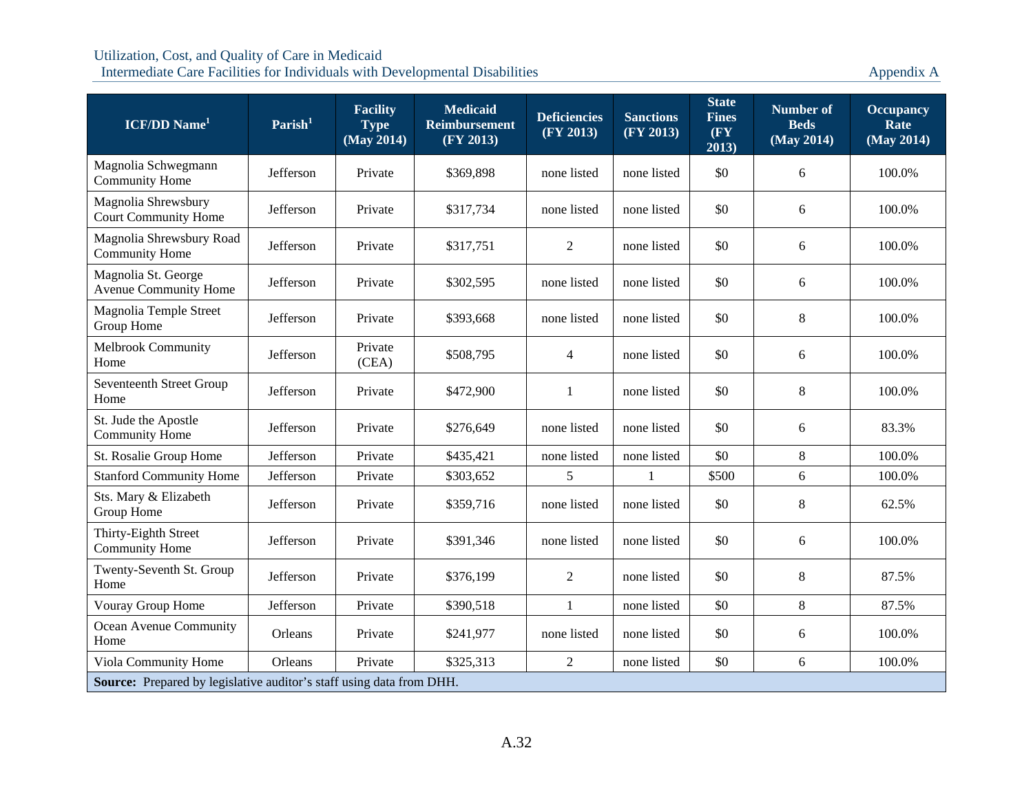| ICF/DD Name[1] | Parish[1] | Facility Type (May 2014) | Medicaid Reimbursement (FY 2013) | Deficiencies (FY 2013) | Sanctions (FY 2013) | State Fines (FY 2013) | Number of Beds (May 2014) | Occupancy Rate (May 2014) |
|---|---|---|---|---|---|---|---|---|
| Magnolia Schwegmann Community Home | Jefferson | Private | $369,898 | none listed | none listed | $0 | 6 | 100.0% |
| Magnolia Shrewsbury Court Community Home | Jefferson | Private | $317,734 | none listed | none listed | $0 | 6 | 100.0% |
| Magnolia Shrewsbury Road Community Home | Jefferson | Private | $317,751 | 2 | none listed | $0 | 6 | 100.0% |
| Magnolia St. George Avenue Community Home | Jefferson | Private | $302,595 | none listed | none listed | $0 | 6 | 100.0% |
| Magnolia Temple Street Group Home | Jefferson | Private | $393,668 | none listed | none listed | $0 | 8 | 100.0% |
| Melbrook Community Home | Jefferson | Private (CEA) | $508,795 | 4 | none listed | $0 | 6 | 100.0% |
| Seventeenth Street Group Home | Jefferson | Private | $472,900 | 1 | none listed | $0 | 8 | 100.0% |
| St. Jude the Apostle Community Home | Jefferson | Private | $276,649 | none listed | none listed | $0 | 6 | 83.3% |
| St. Rosalie Group Home | Jefferson | Private | $435,421 | none listed | none listed | $0 | 8 | 100.0% |
| Stanford Community Home | Jefferson | Private | $303,652 | 5 | 1 | $500 | 6 | 100.0% |
| Sts. Mary & Elizabeth Group Home | Jefferson | Private | $359,716 | none listed | none listed | $0 | 8 | 62.5% |
| Thirty-Eighth Street Community Home | Jefferson | Private | $391,346 | none listed | none listed | $0 | 6 | 100.0% |
| Twenty-Seventh St. Group Home | Jefferson | Private | $376,199 | 2 | none listed | $0 | 8 | 87.5% |
| Vouray Group Home | Jefferson | Private | $390,518 | 1 | none listed | $0 | 8 | 87.5% |
| Ocean Avenue Community Home | Orleans | Private | $241,977 | none listed | none listed | $0 | 6 | 100.0% |
| Viola Community Home | Orleans | Private | $325,313 | 2 | none listed | $0 | 6 | 100.0% |

**Source:** Prepared by legislative auditor's staff using data from DHH.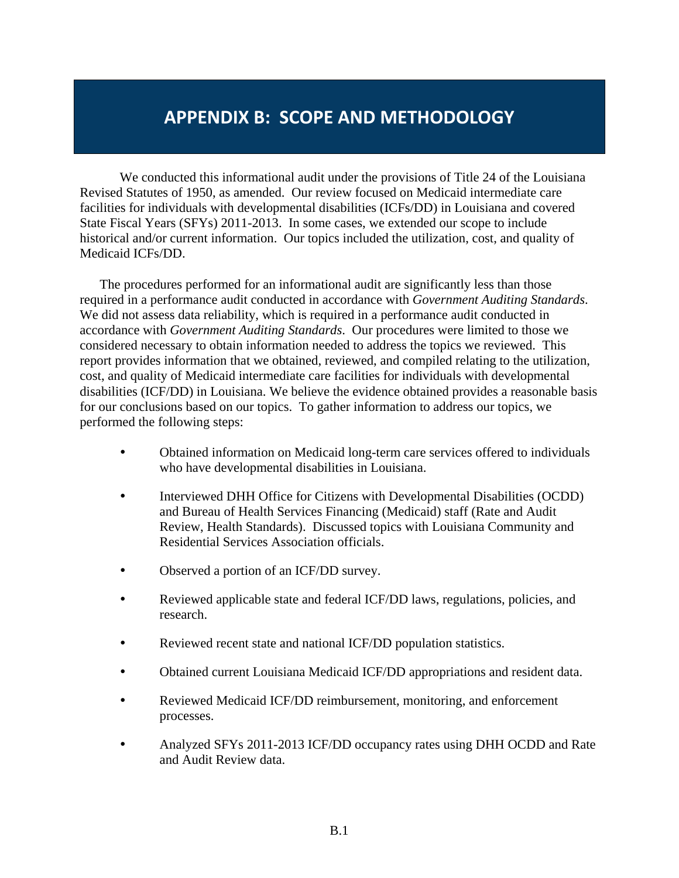# APPENDIX B: SCOPE AND METHODOLOGY

We conducted this informational audit under the provisions of Title 24 of the Louisiana Revised Statutes of 1950, as amended. Our review focused on Medicaid intermediate care facilities for individuals with developmental disabilities (ICFs/DD) in Louisiana and covered State Fiscal Years (SFYs) 2011-2013. In some cases, we extended our scope to include historical and/or current information. Our topics included the utilization, cost, and quality of Medicaid ICFs/DD.

The procedures performed for an informational audit are significantly less than those required in a performance audit conducted in accordance with *Government Auditing Standards*. We did not assess data reliability, which is required in a performance audit conducted in accordance with *Government Auditing Standards*. Our procedures were limited to those we considered necessary to obtain information needed to address the topics we reviewed. This report provides information that we obtained, reviewed, and compiled relating to the utilization, cost, and quality of Medicaid intermediate care facilities for individuals with developmental disabilities (ICF/DD) in Louisiana. We believe the evidence obtained provides a reasonable basis for our conclusions based on our topics. To gather information to address our topics, we performed the following steps:

- Obtained information on Medicaid long-term care services offered to individuals who have developmental disabilities in Louisiana.
- Interviewed DHH Office for Citizens with Developmental Disabilities (OCDD) and Bureau of Health Services Financing (Medicaid) staff (Rate and Audit Review, Health Standards). Discussed topics with Louisiana Community and Residential Services Association officials.
- Observed a portion of an ICF/DD survey.
- Reviewed applicable state and federal ICF/DD laws, regulations, policies, and research.
- Reviewed recent state and national ICF/DD population statistics.
- Obtained current Louisiana Medicaid ICF/DD appropriations and resident data.
- Reviewed Medicaid ICF/DD reimbursement, monitoring, and enforcement processes.
- Analyzed SFYs 2011-2013 ICF/DD occupancy rates using DHH OCDD and Rate and Audit Review data.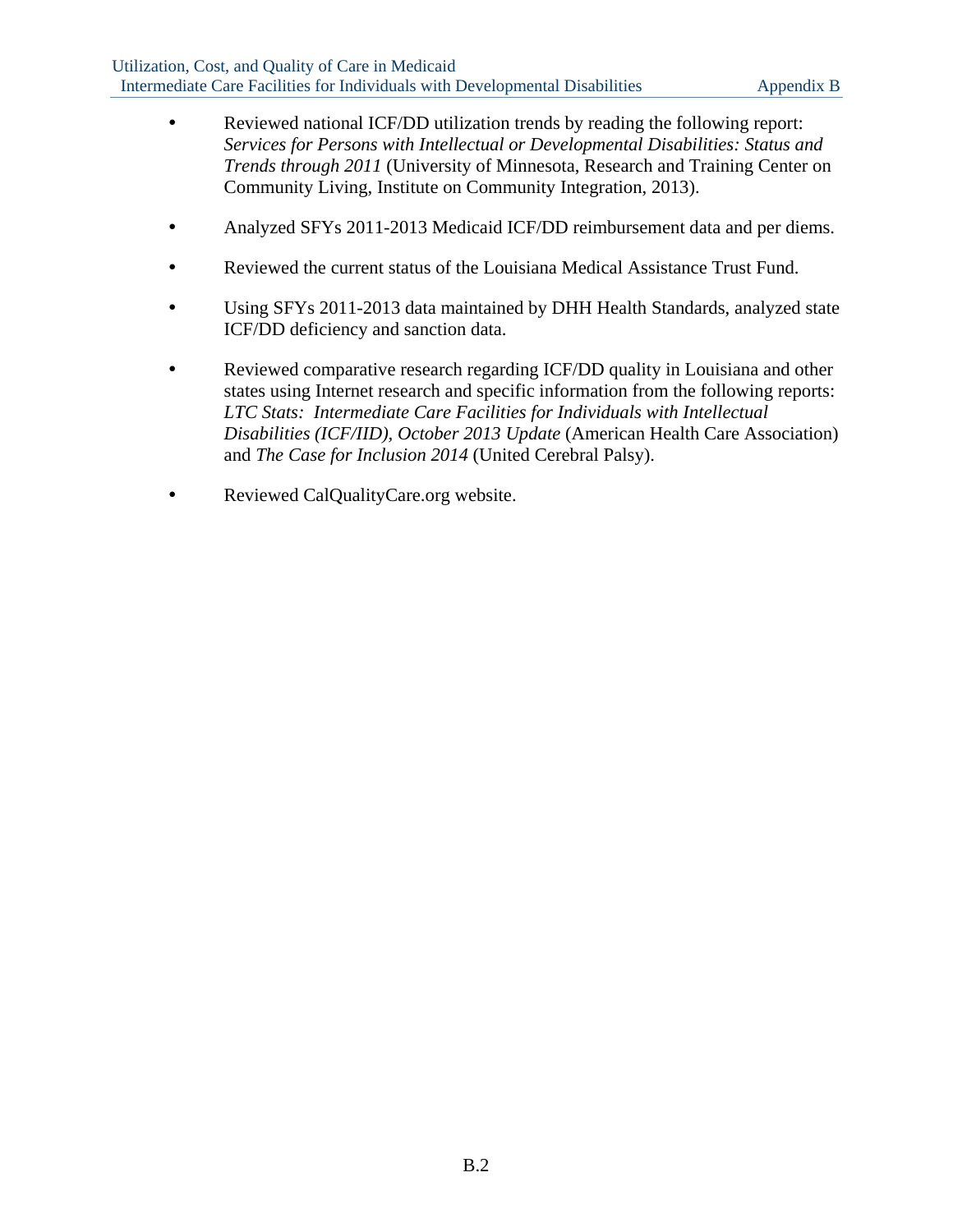- Reviewed national ICF/DD utilization trends by reading the following report: *Services for Persons with Intellectual or Developmental Disabilities: Status and Trends through 2011* (University of Minnesota, Research and Training Center on Community Living, Institute on Community Integration, 2013).

- Analyzed SFYs 2011-2013 Medicaid ICF/DD reimbursement data and per diems.

- Reviewed the current status of the Louisiana Medical Assistance Trust Fund.

- Using SFYs 2011-2013 data maintained by DHH Health Standards, analyzed state ICF/DD deficiency and sanction data.

- Reviewed comparative research regarding ICF/DD quality in Louisiana and other states using Internet research and specific information from the following reports: *LTC Stats: Intermediate Care Facilities for Individuals with Intellectual Disabilities (ICF/IID), October 2013 Update* (American Health Care Association) and *The Case for Inclusion 2014* (United Cerebral Palsy).

- Reviewed CalQualityCare.org website.